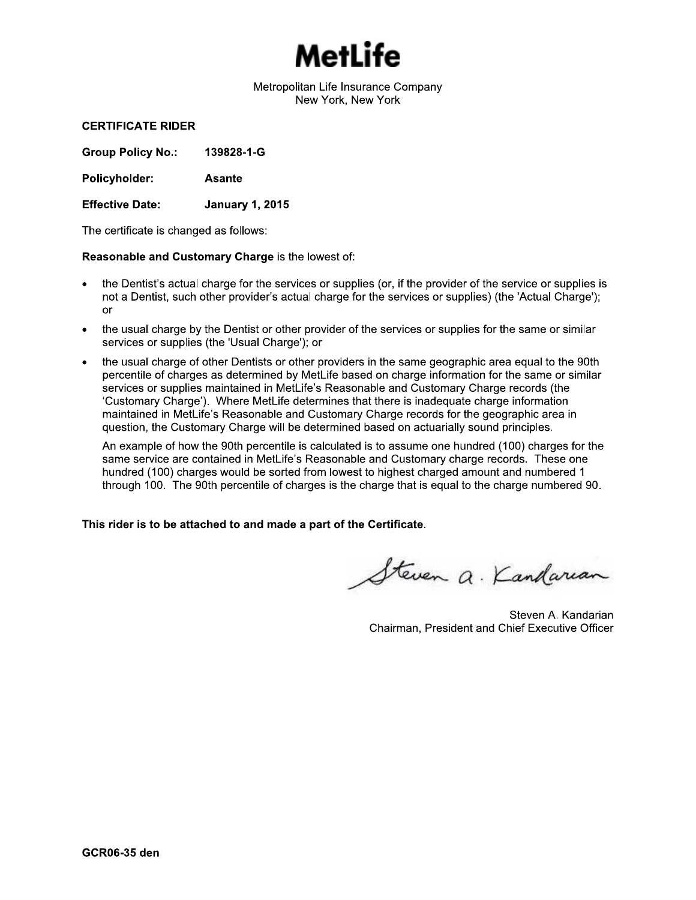# MetLife

Metropolitan Life Insurance Company
New York, New York

**CERTIFICATE RIDER**

**Group Policy No.:** **139828-1-G**

**Policyholder:** **Asante**

**Effective Date:** **January 1, 2015**

The certificate is changed as follows:

**Reasonable and Customary Charge** is the lowest of:

- the Dentist's actual charge for the services or supplies (or, if the provider of the service or supplies is not a Dentist, such other provider's actual charge for the services or supplies) (the 'Actual Charge'); or
- the usual charge by the Dentist or other provider of the services or supplies for the same or similar services or supplies (the 'Usual Charge'); or
- the usual charge of other Dentists or other providers in the same geographic area equal to the 90th percentile of charges as determined by MetLife based on charge information for the same or similar services or supplies maintained in MetLife's Reasonable and Customary Charge records (the 'Customary Charge'). Where MetLife determines that there is inadequate charge information maintained in MetLife's Reasonable and Customary Charge records for the geographic area in question, the Customary Charge will be determined based on actuarially sound principles.

  An example of how the 90th percentile is calculated is to assume one hundred (100) charges for the same service are contained in MetLife's Reasonable and Customary charge records. These one hundred (100) charges would be sorted from lowest to highest charged amount and numbered 1 through 100. The 90th percentile of charges is the charge that is equal to the charge numbered 90.

**This rider is to be attached to and made a part of the Certificate.**

Steven A. Kandarian
Chairman, President and Chief Executive Officer

**GCR06-35 den**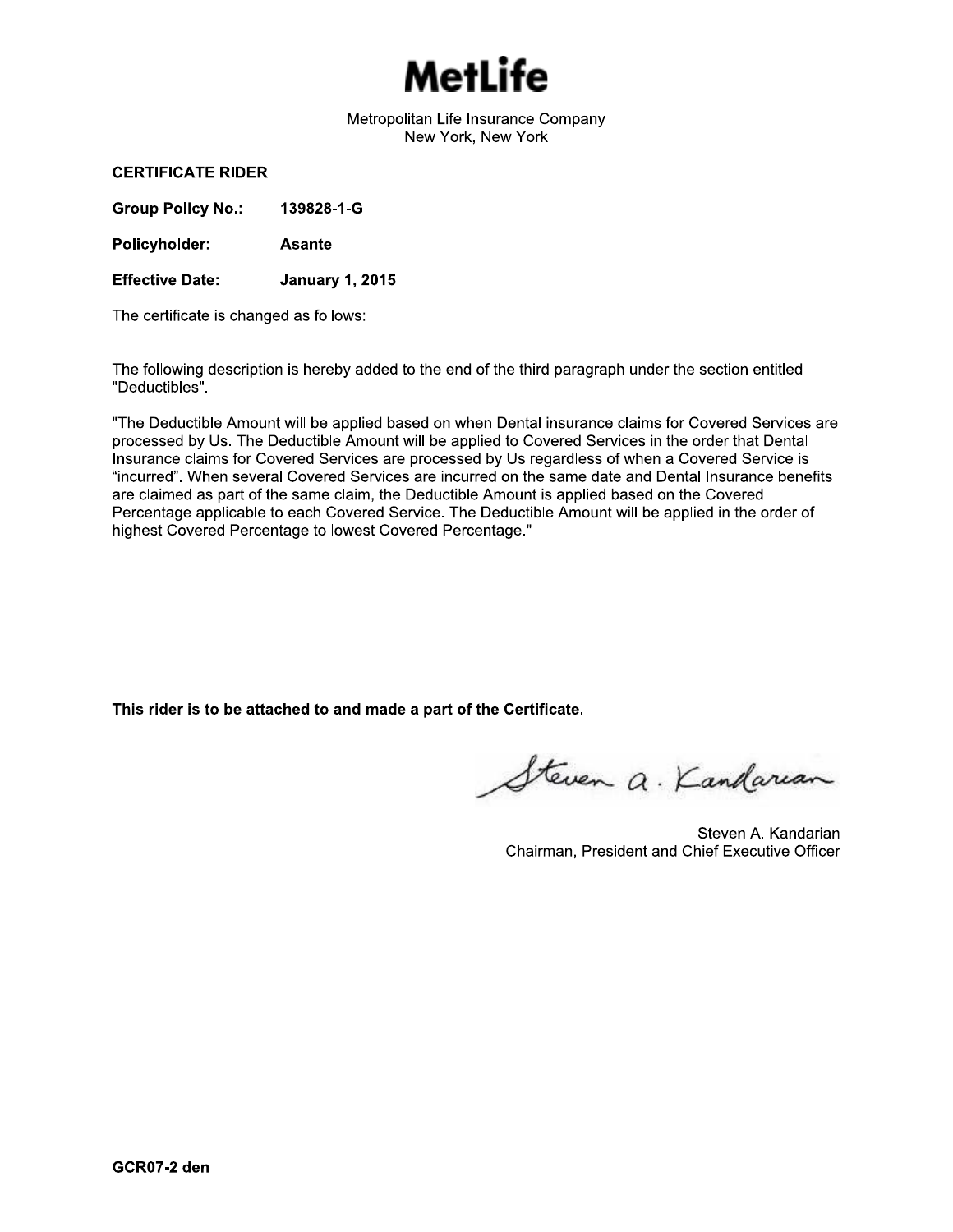# MetLife

Metropolitan Life Insurance Company
New York, New York

**CERTIFICATE RIDER**

**Group Policy No.:** **139828-1-G**

**Policyholder:** **Asante**

**Effective Date:** **January 1, 2015**

The certificate is changed as follows:

The following description is hereby added to the end of the third paragraph under the section entitled "Deductibles".

"The Deductible Amount will be applied based on when Dental insurance claims for Covered Services are processed by Us. The Deductible Amount will be applied to Covered Services in the order that Dental Insurance claims for Covered Services are processed by Us regardless of when a Covered Service is "incurred". When several Covered Services are incurred on the same date and Dental Insurance benefits are claimed as part of the same claim, the Deductible Amount is applied based on the Covered Percentage applicable to each Covered Service. The Deductible Amount will be applied in the order of highest Covered Percentage to lowest Covered Percentage."

**This rider is to be attached to and made a part of the Certificate.**

Steven A. Kandarian
Chairman, President and Chief Executive Officer

**GCR07-2 den**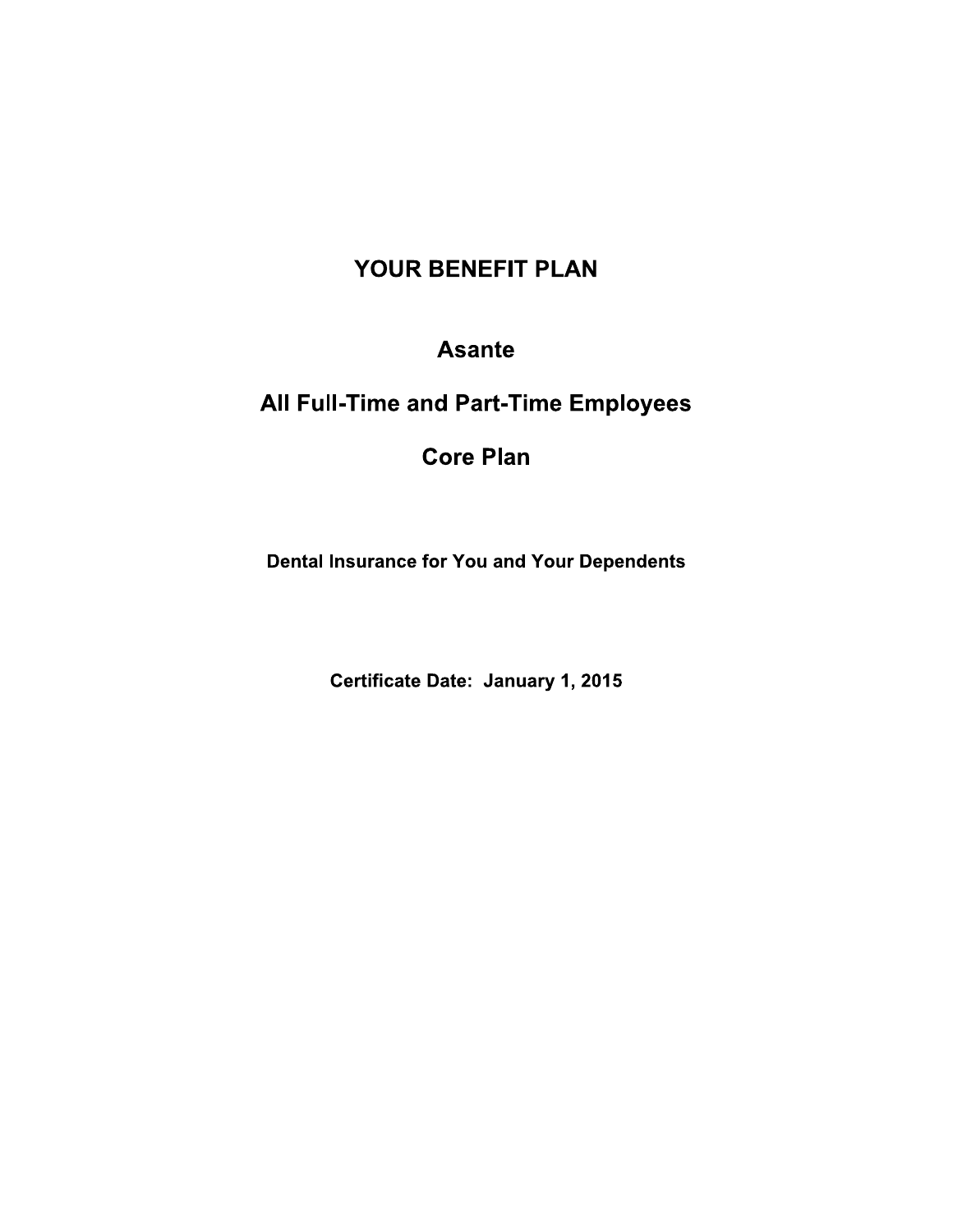# YOUR BENEFIT PLAN

## Asante

## All Full-Time and Part-Time Employees

## Core Plan

**Dental Insurance for You and Your Dependents**

**Certificate Date: January 1, 2015**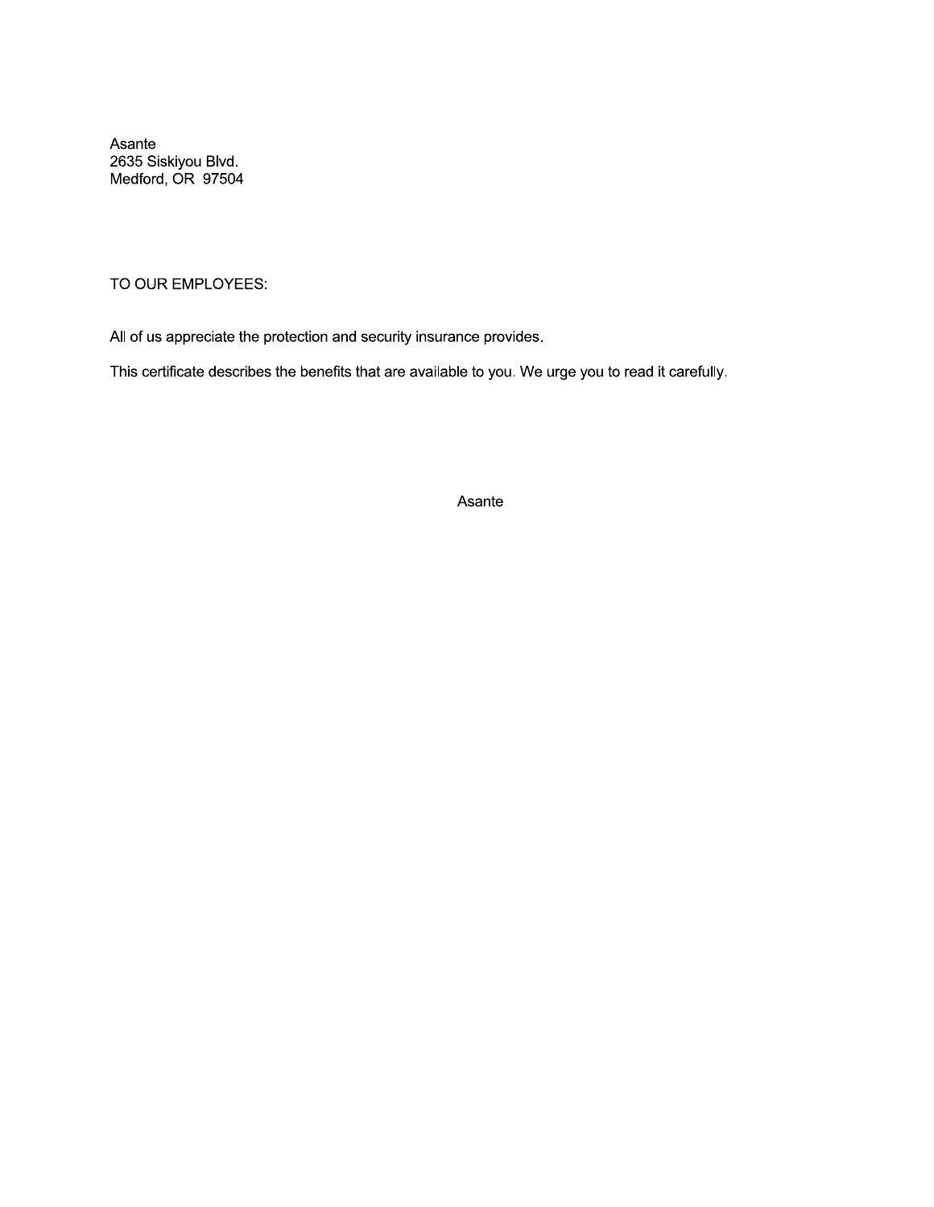Asante
2635 Siskiyou Blvd.
Medford, OR  97504

TO OUR EMPLOYEES:

All of us appreciate the protection and security insurance provides.

This certificate describes the benefits that are available to you. We urge you to read it carefully.

Asante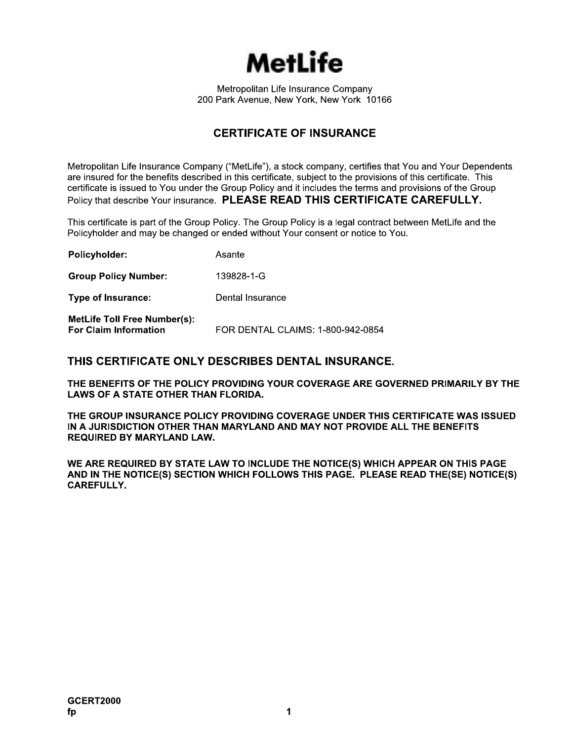# MetLife

Metropolitan Life Insurance Company
200 Park Avenue, New York, New York 10166

## CERTIFICATE OF INSURANCE

Metropolitan Life Insurance Company ("MetLife"), a stock company, certifies that You and Your Dependents are insured for the benefits described in this certificate, subject to the provisions of this certificate. This certificate is issued to You under the Group Policy and it includes the terms and provisions of the Group Policy that describe Your insurance. **PLEASE READ THIS CERTIFICATE CAREFULLY.**

This certificate is part of the Group Policy. The Group Policy is a legal contract between MetLife and the Policyholder and may be changed or ended without Your consent or notice to You.

| | |
|---|---|
| **Policyholder:** | Asante |
| **Group Policy Number:** | 139828-1-G |
| **Type of Insurance:** | Dental Insurance |
| **MetLife Toll Free Number(s): For Claim Information** | FOR DENTAL CLAIMS: 1-800-942-0854 |

## THIS CERTIFICATE ONLY DESCRIBES DENTAL INSURANCE.

**THE BENEFITS OF THE POLICY PROVIDING YOUR COVERAGE ARE GOVERNED PRIMARILY BY THE LAWS OF A STATE OTHER THAN FLORIDA.**

**THE GROUP INSURANCE POLICY PROVIDING COVERAGE UNDER THIS CERTIFICATE WAS ISSUED IN A JURISDICTION OTHER THAN MARYLAND AND MAY NOT PROVIDE ALL THE BENEFITS REQUIRED BY MARYLAND LAW.**

**WE ARE REQUIRED BY STATE LAW TO INCLUDE THE NOTICE(S) WHICH APPEAR ON THIS PAGE AND IN THE NOTICE(S) SECTION WHICH FOLLOWS THIS PAGE. PLEASE READ THE(SE) NOTICE(S) CAREFULLY.**

GCERT2000
fp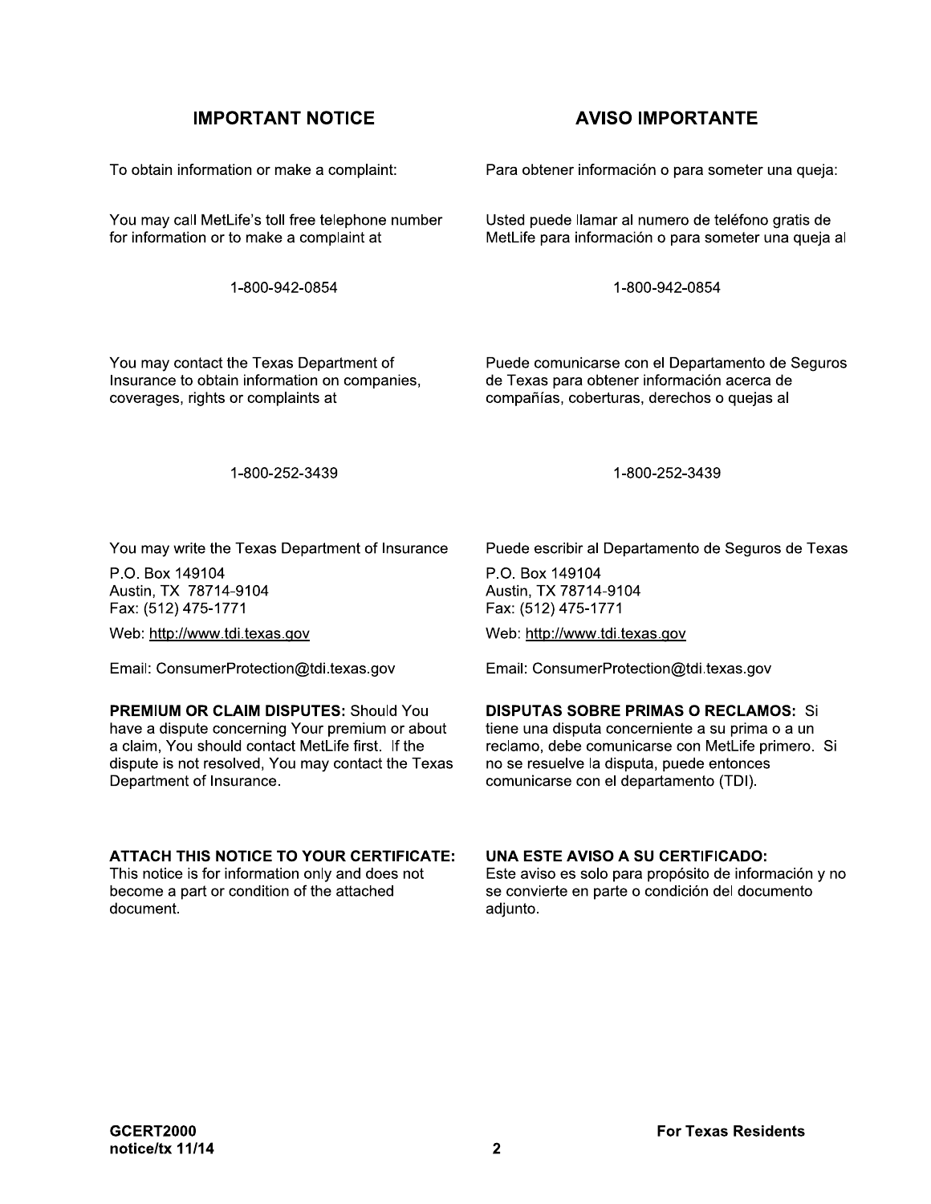## IMPORTANT NOTICE

To obtain information or make a complaint:

You may call MetLife's toll free telephone number for information or to make a complaint at

1-800-942-0854

You may contact the Texas Department of Insurance to obtain information on companies, coverages, rights or complaints at

1-800-252-3439

You may write the Texas Department of Insurance

P.O. Box 149104
Austin, TX 78714-9104
Fax: (512) 475-1771

Web: http://www.tdi.texas.gov

Email: ConsumerProtection@tdi.texas.gov

**PREMIUM OR CLAIM DISPUTES:** Should You have a dispute concerning Your premium or about a claim, You should contact MetLife first. If the dispute is not resolved, You may contact the Texas Department of Insurance.

**ATTACH THIS NOTICE TO YOUR CERTIFICATE:** This notice is for information only and does not become a part or condition of the attached document.

## AVISO IMPORTANTE

Para obtener información o para someter una queja:

Usted puede llamar al numero de teléfono gratis de MetLife para información o para someter una queja al

1-800-942-0854

Puede comunicarse con el Departamento de Seguros de Texas para obtener información acerca de compañías, coberturas, derechos o quejas al

1-800-252-3439

Puede escribir al Departamento de Seguros de Texas

P.O. Box 149104
Austin, TX 78714-9104
Fax: (512) 475-1771

Web: http://www.tdi.texas.gov

Email: ConsumerProtection@tdi.texas.gov

**DISPUTAS SOBRE PRIMAS O RECLAMOS:** Si tiene una disputa concerniente a su prima o a un reclamo, debe comunicarse con MetLife primero. Si no se resuelve la disputa, puede entonces comunicarse con el departamento (TDI).

**UNA ESTE AVISO A SU CERTIFICADO:** Este aviso es solo para propósito de información y no se convierte en parte o condición del documento adjunto.

GCERT2000
notice/tx 11/14

For Texas Residents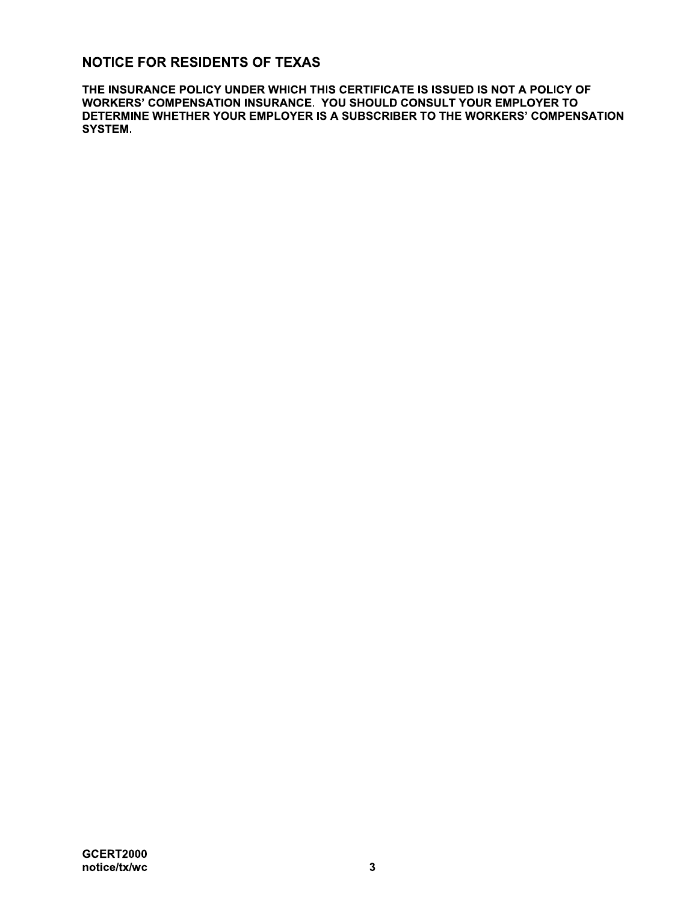## NOTICE FOR RESIDENTS OF TEXAS

**THE INSURANCE POLICY UNDER WHICH THIS CERTIFICATE IS ISSUED IS NOT A POLICY OF WORKERS' COMPENSATION INSURANCE. YOU SHOULD CONSULT YOUR EMPLOYER TO DETERMINE WHETHER YOUR EMPLOYER IS A SUBSCRIBER TO THE WORKERS' COMPENSATION SYSTEM.**

**GCERT2000**
**notice/tx/wc**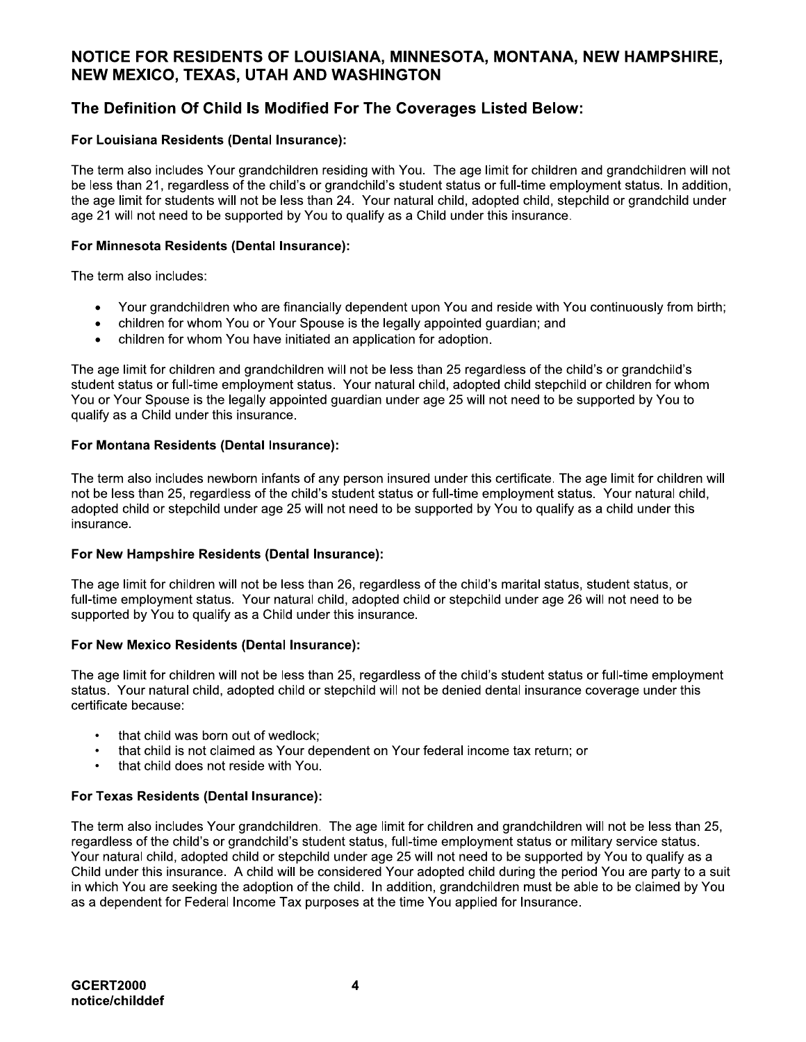## NOTICE FOR RESIDENTS OF LOUISIANA, MINNESOTA, MONTANA, NEW HAMPSHIRE, NEW MEXICO, TEXAS, UTAH AND WASHINGTON

## The Definition Of Child Is Modified For The Coverages Listed Below:

**For Louisiana Residents (Dental Insurance):**

The term also includes Your grandchildren residing with You. The age limit for children and grandchildren will not be less than 21, regardless of the child's or grandchild's student status or full-time employment status. In addition, the age limit for students will not be less than 24. Your natural child, adopted child, stepchild or grandchild under age 21 will not need to be supported by You to qualify as a Child under this insurance.

**For Minnesota Residents (Dental Insurance):**

The term also includes:

- Your grandchildren who are financially dependent upon You and reside with You continuously from birth;
- children for whom You or Your Spouse is the legally appointed guardian; and
- children for whom You have initiated an application for adoption.

The age limit for children and grandchildren will not be less than 25 regardless of the child's or grandchild's student status or full-time employment status. Your natural child, adopted child stepchild or children for whom You or Your Spouse is the legally appointed guardian under age 25 will not need to be supported by You to qualify as a Child under this insurance.

**For Montana Residents (Dental Insurance):**

The term also includes newborn infants of any person insured under this certificate. The age limit for children will not be less than 25, regardless of the child's student status or full-time employment status. Your natural child, adopted child or stepchild under age 25 will not need to be supported by You to qualify as a child under this insurance.

**For New Hampshire Residents (Dental Insurance):**

The age limit for children will not be less than 26, regardless of the child's marital status, student status, or full-time employment status. Your natural child, adopted child or stepchild under age 26 will not need to be supported by You to qualify as a Child under this insurance.

**For New Mexico Residents (Dental Insurance):**

The age limit for children will not be less than 25, regardless of the child's student status or full-time employment status. Your natural child, adopted child or stepchild will not be denied dental insurance coverage under this certificate because:

- that child was born out of wedlock;
- that child is not claimed as Your dependent on Your federal income tax return; or
- that child does not reside with You.

**For Texas Residents (Dental Insurance):**

The term also includes Your grandchildren. The age limit for children and grandchildren will not be less than 25, regardless of the child's or grandchild's student status, full-time employment status or military service status. Your natural child, adopted child or stepchild under age 25 will not need to be supported by You to qualify as a Child under this insurance. A child will be considered Your adopted child during the period You are party to a suit in which You are seeking the adoption of the child. In addition, grandchildren must be able to be claimed by You as a dependent for Federal Income Tax purposes at the time You applied for Insurance.

GCERT2000
notice/childdef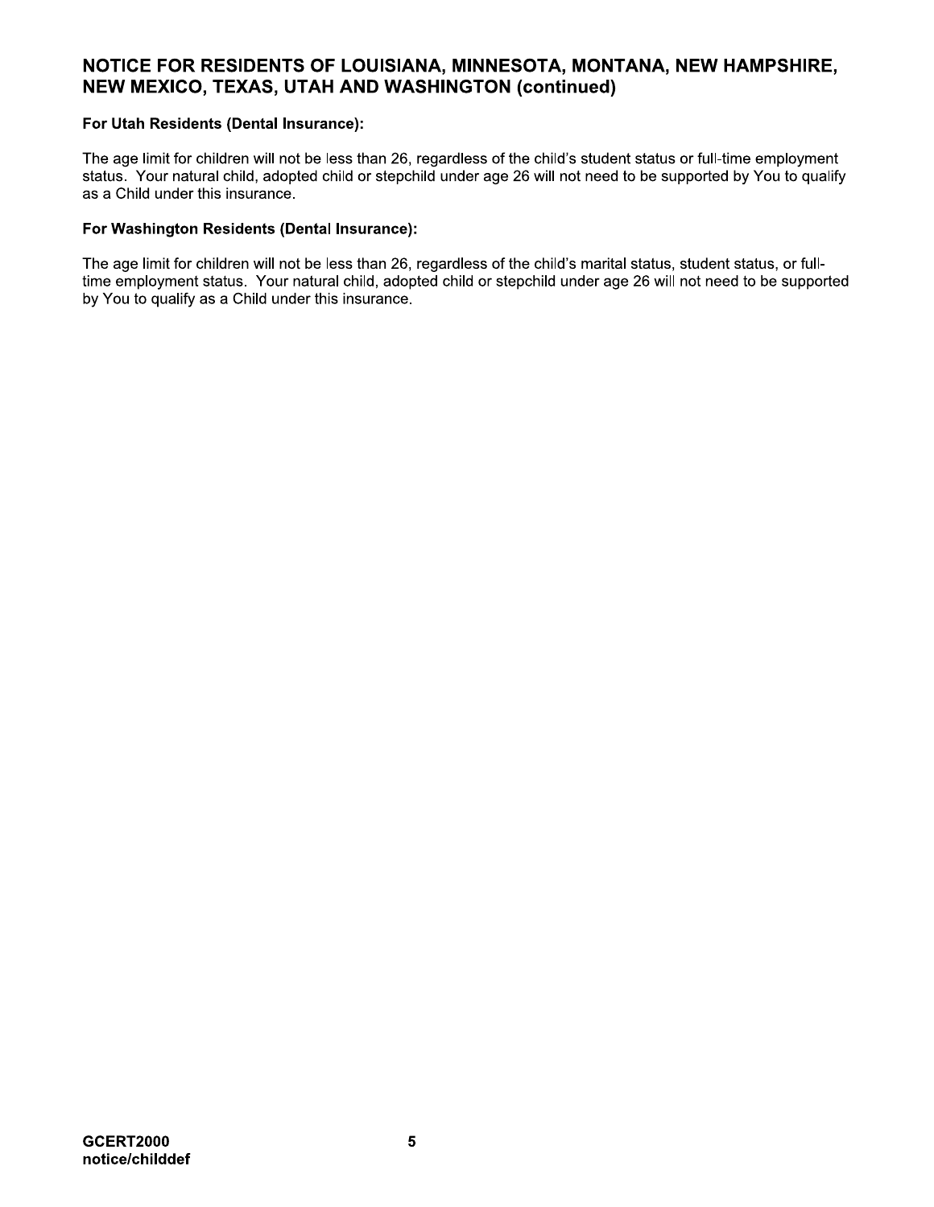## NOTICE FOR RESIDENTS OF LOUISIANA, MINNESOTA, MONTANA, NEW HAMPSHIRE, NEW MEXICO, TEXAS, UTAH AND WASHINGTON (continued)

**For Utah Residents (Dental Insurance):**

The age limit for children will not be less than 26, regardless of the child's student status or full-time employment status. Your natural child, adopted child or stepchild under age 26 will not need to be supported by You to qualify as a Child under this insurance.

**For Washington Residents (Dental Insurance):**

The age limit for children will not be less than 26, regardless of the child's marital status, student status, or full-time employment status. Your natural child, adopted child or stepchild under age 26 will not need to be supported by You to qualify as a Child under this insurance.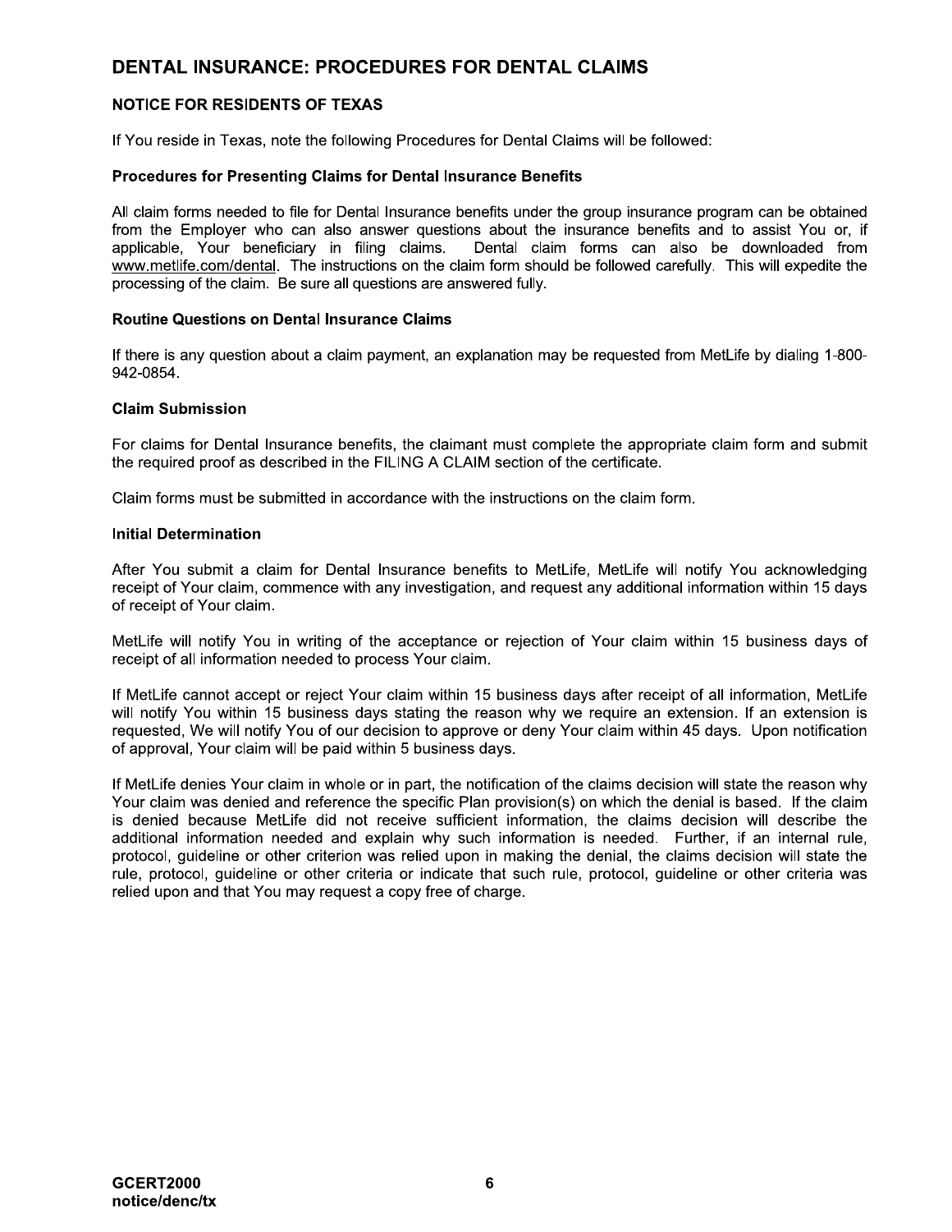## DENTAL INSURANCE: PROCEDURES FOR DENTAL CLAIMS

### NOTICE FOR RESIDENTS OF TEXAS

If You reside in Texas, note the following Procedures for Dental Claims will be followed:

#### Procedures for Presenting Claims for Dental Insurance Benefits

All claim forms needed to file for Dental Insurance benefits under the group insurance program can be obtained from the Employer who can also answer questions about the insurance benefits and to assist You or, if applicable, Your beneficiary in filing claims. Dental claim forms can also be downloaded from www.metlife.com/dental. The instructions on the claim form should be followed carefully. This will expedite the processing of the claim. Be sure all questions are answered fully.

#### Routine Questions on Dental Insurance Claims

If there is any question about a claim payment, an explanation may be requested from MetLife by dialing 1-800-942-0854.

#### Claim Submission

For claims for Dental Insurance benefits, the claimant must complete the appropriate claim form and submit the required proof as described in the FILING A CLAIM section of the certificate.

Claim forms must be submitted in accordance with the instructions on the claim form.

#### Initial Determination

After You submit a claim for Dental Insurance benefits to MetLife, MetLife will notify You acknowledging receipt of Your claim, commence with any investigation, and request any additional information within 15 days of receipt of Your claim.

MetLife will notify You in writing of the acceptance or rejection of Your claim within 15 business days of receipt of all information needed to process Your claim.

If MetLife cannot accept or reject Your claim within 15 business days after receipt of all information, MetLife will notify You within 15 business days stating the reason why we require an extension. If an extension is requested, We will notify You of our decision to approve or deny Your claim within 45 days. Upon notification of approval, Your claim will be paid within 5 business days.

If MetLife denies Your claim in whole or in part, the notification of the claims decision will state the reason why Your claim was denied and reference the specific Plan provision(s) on which the denial is based. If the claim is denied because MetLife did not receive sufficient information, the claims decision will describe the additional information needed and explain why such information is needed. Further, if an internal rule, protocol, guideline or other criterion was relied upon in making the denial, the claims decision will state the rule, protocol, guideline or other criteria or indicate that such rule, protocol, guideline or other criteria was relied upon and that You may request a copy free of charge.

GCERT2000
notice/denc/tx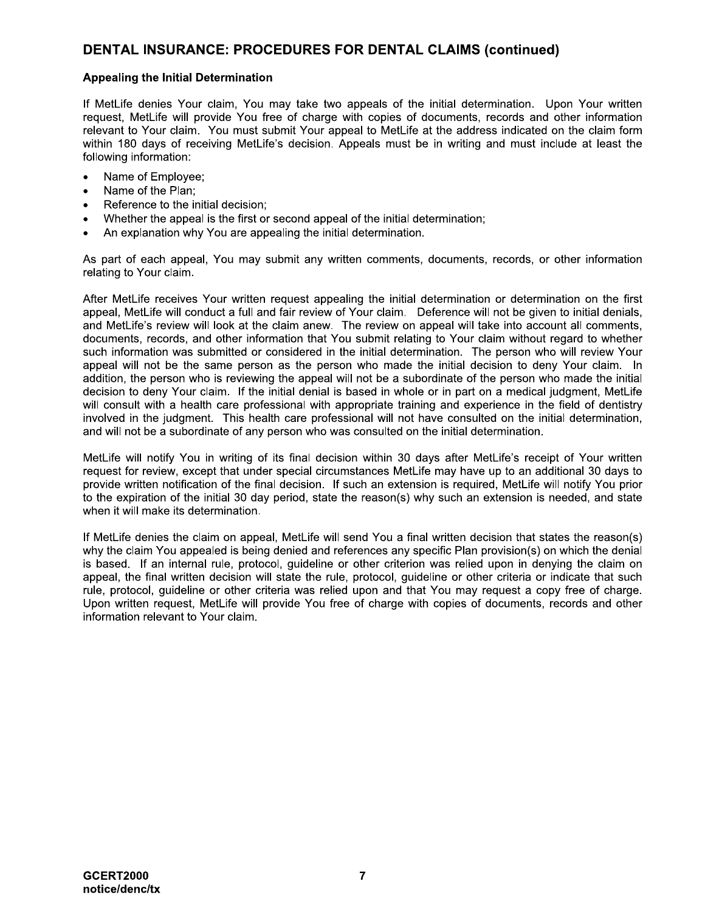## DENTAL INSURANCE: PROCEDURES FOR DENTAL CLAIMS (continued)

### Appealing the Initial Determination

If MetLife denies Your claim, You may take two appeals of the initial determination. Upon Your written request, MetLife will provide You free of charge with copies of documents, records and other information relevant to Your claim. You must submit Your appeal to MetLife at the address indicated on the claim form within 180 days of receiving MetLife's decision. Appeals must be in writing and must include at least the following information:

- Name of Employee;
- Name of the Plan;
- Reference to the initial decision;
- Whether the appeal is the first or second appeal of the initial determination;
- An explanation why You are appealing the initial determination.

As part of each appeal, You may submit any written comments, documents, records, or other information relating to Your claim.

After MetLife receives Your written request appealing the initial determination or determination on the first appeal, MetLife will conduct a full and fair review of Your claim. Deference will not be given to initial denials, and MetLife's review will look at the claim anew. The review on appeal will take into account all comments, documents, records, and other information that You submit relating to Your claim without regard to whether such information was submitted or considered in the initial determination. The person who will review Your appeal will not be the same person as the person who made the initial decision to deny Your claim. In addition, the person who is reviewing the appeal will not be a subordinate of the person who made the initial decision to deny Your claim. If the initial denial is based in whole or in part on a medical judgment, MetLife will consult with a health care professional with appropriate training and experience in the field of dentistry involved in the judgment. This health care professional will not have consulted on the initial determination, and will not be a subordinate of any person who was consulted on the initial determination.

MetLife will notify You in writing of its final decision within 30 days after MetLife's receipt of Your written request for review, except that under special circumstances MetLife may have up to an additional 30 days to provide written notification of the final decision. If such an extension is required, MetLife will notify You prior to the expiration of the initial 30 day period, state the reason(s) why such an extension is needed, and state when it will make its determination.

If MetLife denies the claim on appeal, MetLife will send You a final written decision that states the reason(s) why the claim You appealed is being denied and references any specific Plan provision(s) on which the denial is based. If an internal rule, protocol, guideline or other criterion was relied upon in denying the claim on appeal, the final written decision will state the rule, protocol, guideline or other criteria or indicate that such rule, protocol, guideline or other criteria was relied upon and that You may request a copy free of charge. Upon written request, MetLife will provide You free of charge with copies of documents, records and other information relevant to Your claim.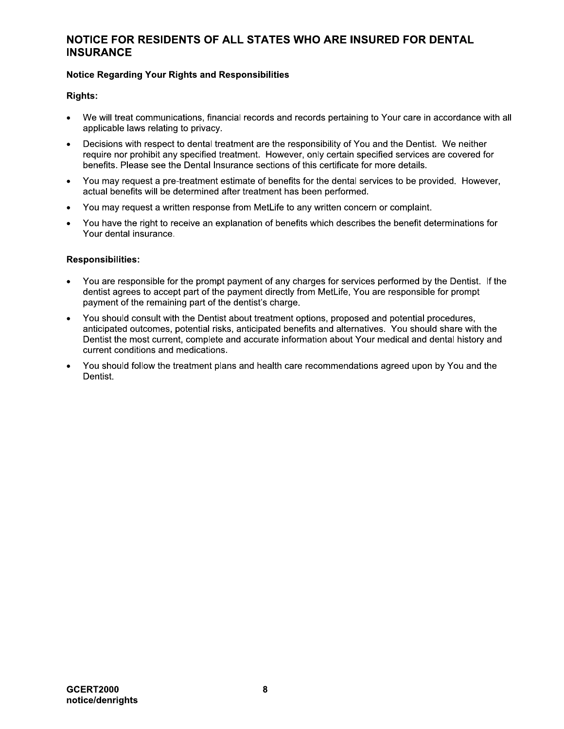## NOTICE FOR RESIDENTS OF ALL STATES WHO ARE INSURED FOR DENTAL INSURANCE

**Notice Regarding Your Rights and Responsibilities**

**Rights:**

- We will treat communications, financial records and records pertaining to Your care in accordance with all applicable laws relating to privacy.
- Decisions with respect to dental treatment are the responsibility of You and the Dentist. We neither require nor prohibit any specified treatment. However, only certain specified services are covered for benefits. Please see the Dental Insurance sections of this certificate for more details.
- You may request a pre-treatment estimate of benefits for the dental services to be provided. However, actual benefits will be determined after treatment has been performed.
- You may request a written response from MetLife to any written concern or complaint.
- You have the right to receive an explanation of benefits which describes the benefit determinations for Your dental insurance.

**Responsibilities:**

- You are responsible for the prompt payment of any charges for services performed by the Dentist. If the dentist agrees to accept part of the payment directly from MetLife, You are responsible for prompt payment of the remaining part of the dentist's charge.
- You should consult with the Dentist about treatment options, proposed and potential procedures, anticipated outcomes, potential risks, anticipated benefits and alternatives. You should share with the Dentist the most current, complete and accurate information about Your medical and dental history and current conditions and medications.
- You should follow the treatment plans and health care recommendations agreed upon by You and the Dentist.

**GCERT2000**
**notice/denrights**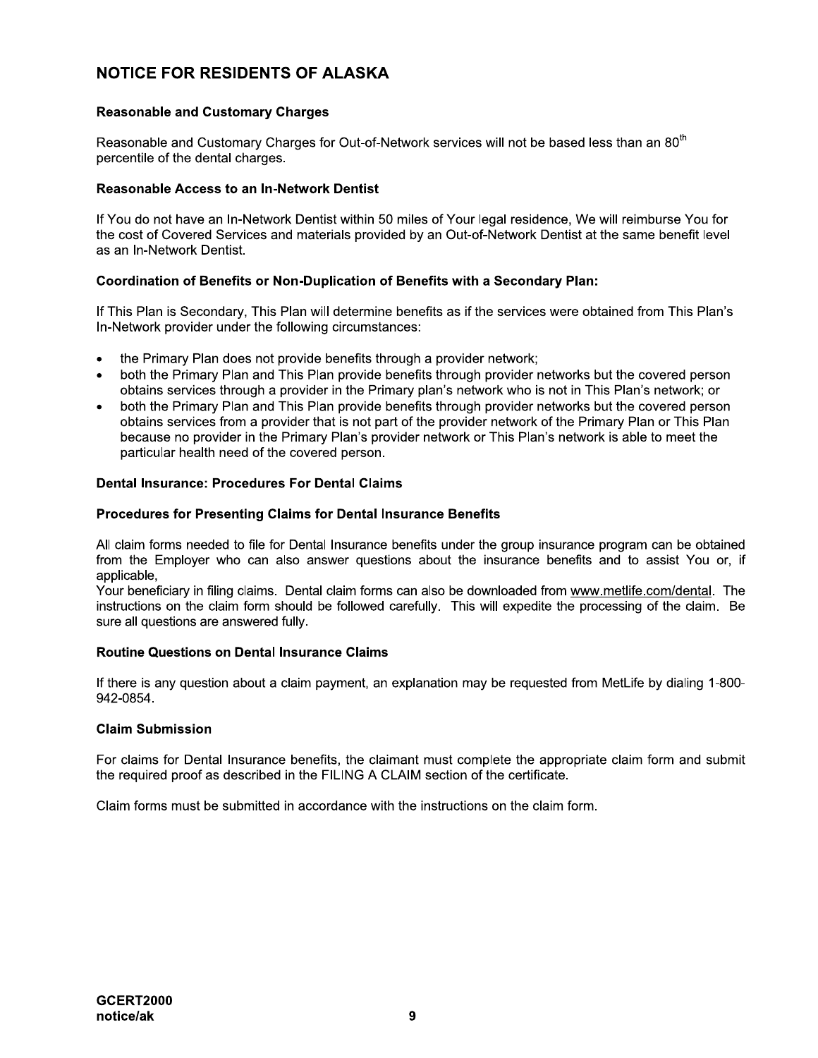## NOTICE FOR RESIDENTS OF ALASKA

### Reasonable and Customary Charges

Reasonable and Customary Charges for Out-of-Network services will not be based less than an 80th percentile of the dental charges.

### Reasonable Access to an In-Network Dentist

If You do not have an In-Network Dentist within 50 miles of Your legal residence, We will reimburse You for the cost of Covered Services and materials provided by an Out-of-Network Dentist at the same benefit level as an In-Network Dentist.

### Coordination of Benefits or Non-Duplication of Benefits with a Secondary Plan:

If This Plan is Secondary, This Plan will determine benefits as if the services were obtained from This Plan's In-Network provider under the following circumstances:

- the Primary Plan does not provide benefits through a provider network;
- both the Primary Plan and This Plan provide benefits through provider networks but the covered person obtains services through a provider in the Primary plan's network who is not in This Plan's network; or
- both the Primary Plan and This Plan provide benefits through provider networks but the covered person obtains services from a provider that is not part of the provider network of the Primary Plan or This Plan because no provider in the Primary Plan's provider network or This Plan's network is able to meet the particular health need of the covered person.

### Dental Insurance: Procedures For Dental Claims

### Procedures for Presenting Claims for Dental Insurance Benefits

All claim forms needed to file for Dental Insurance benefits under the group insurance program can be obtained from the Employer who can also answer questions about the insurance benefits and to assist You or, if applicable,
Your beneficiary in filing claims. Dental claim forms can also be downloaded from www.metlife.com/dental. The instructions on the claim form should be followed carefully. This will expedite the processing of the claim. Be sure all questions are answered fully.

### Routine Questions on Dental Insurance Claims

If there is any question about a claim payment, an explanation may be requested from MetLife by dialing 1-800-942-0854.

### Claim Submission

For claims for Dental Insurance benefits, the claimant must complete the appropriate claim form and submit the required proof as described in the FILING A CLAIM section of the certificate.

Claim forms must be submitted in accordance with the instructions on the claim form.

GCERT2000
notice/ak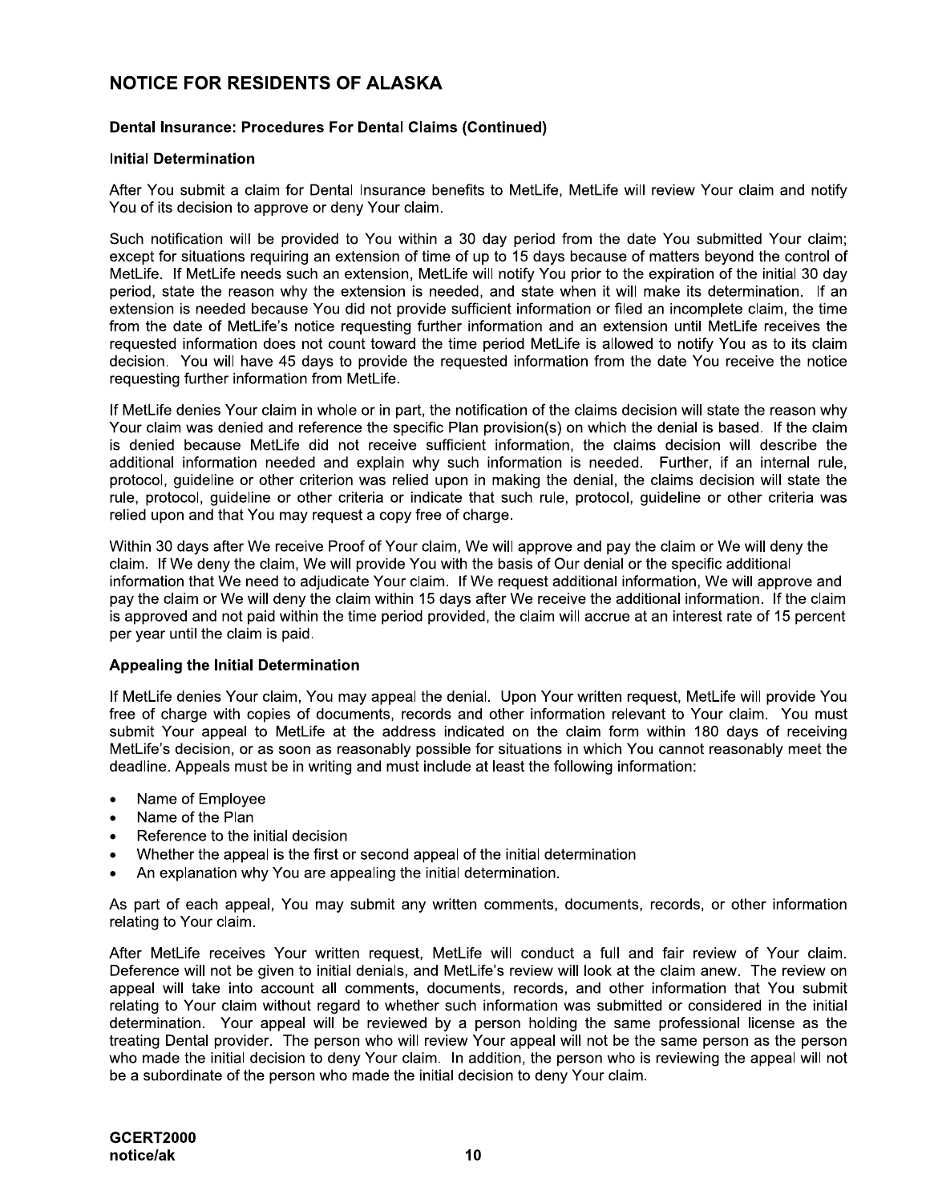## NOTICE FOR RESIDENTS OF ALASKA

### Dental Insurance: Procedures For Dental Claims (Continued)

#### Initial Determination

After You submit a claim for Dental Insurance benefits to MetLife, MetLife will review Your claim and notify You of its decision to approve or deny Your claim.

Such notification will be provided to You within a 30 day period from the date You submitted Your claim; except for situations requiring an extension of time of up to 15 days because of matters beyond the control of MetLife. If MetLife needs such an extension, MetLife will notify You prior to the expiration of the initial 30 day period, state the reason why the extension is needed, and state when it will make its determination. If an extension is needed because You did not provide sufficient information or filed an incomplete claim, the time from the date of MetLife's notice requesting further information and an extension until MetLife receives the requested information does not count toward the time period MetLife is allowed to notify You as to its claim decision. You will have 45 days to provide the requested information from the date You receive the notice requesting further information from MetLife.

If MetLife denies Your claim in whole or in part, the notification of the claims decision will state the reason why Your claim was denied and reference the specific Plan provision(s) on which the denial is based. If the claim is denied because MetLife did not receive sufficient information, the claims decision will describe the additional information needed and explain why such information is needed. Further, if an internal rule, protocol, guideline or other criterion was relied upon in making the denial, the claims decision will state the rule, protocol, guideline or other criteria or indicate that such rule, protocol, guideline or other criteria was relied upon and that You may request a copy free of charge.

Within 30 days after We receive Proof of Your claim, We will approve and pay the claim or We will deny the claim. If We deny the claim, We will provide You with the basis of Our denial or the specific additional information that We need to adjudicate Your claim. If We request additional information, We will approve and pay the claim or We will deny the claim within 15 days after We receive the additional information. If the claim is approved and not paid within the time period provided, the claim will accrue at an interest rate of 15 percent per year until the claim is paid.

#### Appealing the Initial Determination

If MetLife denies Your claim, You may appeal the denial. Upon Your written request, MetLife will provide You free of charge with copies of documents, records and other information relevant to Your claim. You must submit Your appeal to MetLife at the address indicated on the claim form within 180 days of receiving MetLife's decision, or as soon as reasonably possible for situations in which You cannot reasonably meet the deadline. Appeals must be in writing and must include at least the following information:

- Name of Employee
- Name of the Plan
- Reference to the initial decision
- Whether the appeal is the first or second appeal of the initial determination
- An explanation why You are appealing the initial determination.

As part of each appeal, You may submit any written comments, documents, records, or other information relating to Your claim.

After MetLife receives Your written request, MetLife will conduct a full and fair review of Your claim. Deference will not be given to initial denials, and MetLife's review will look at the claim anew. The review on appeal will take into account all comments, documents, records, and other information that You submit relating to Your claim without regard to whether such information was submitted or considered in the initial determination. Your appeal will be reviewed by a person holding the same professional license as the treating Dental provider. The person who will review Your appeal will not be the same person as the person who made the initial decision to deny Your claim. In addition, the person who is reviewing the appeal will not be a subordinate of the person who made the initial decision to deny Your claim.

**GCERT2000**
**notice/ak**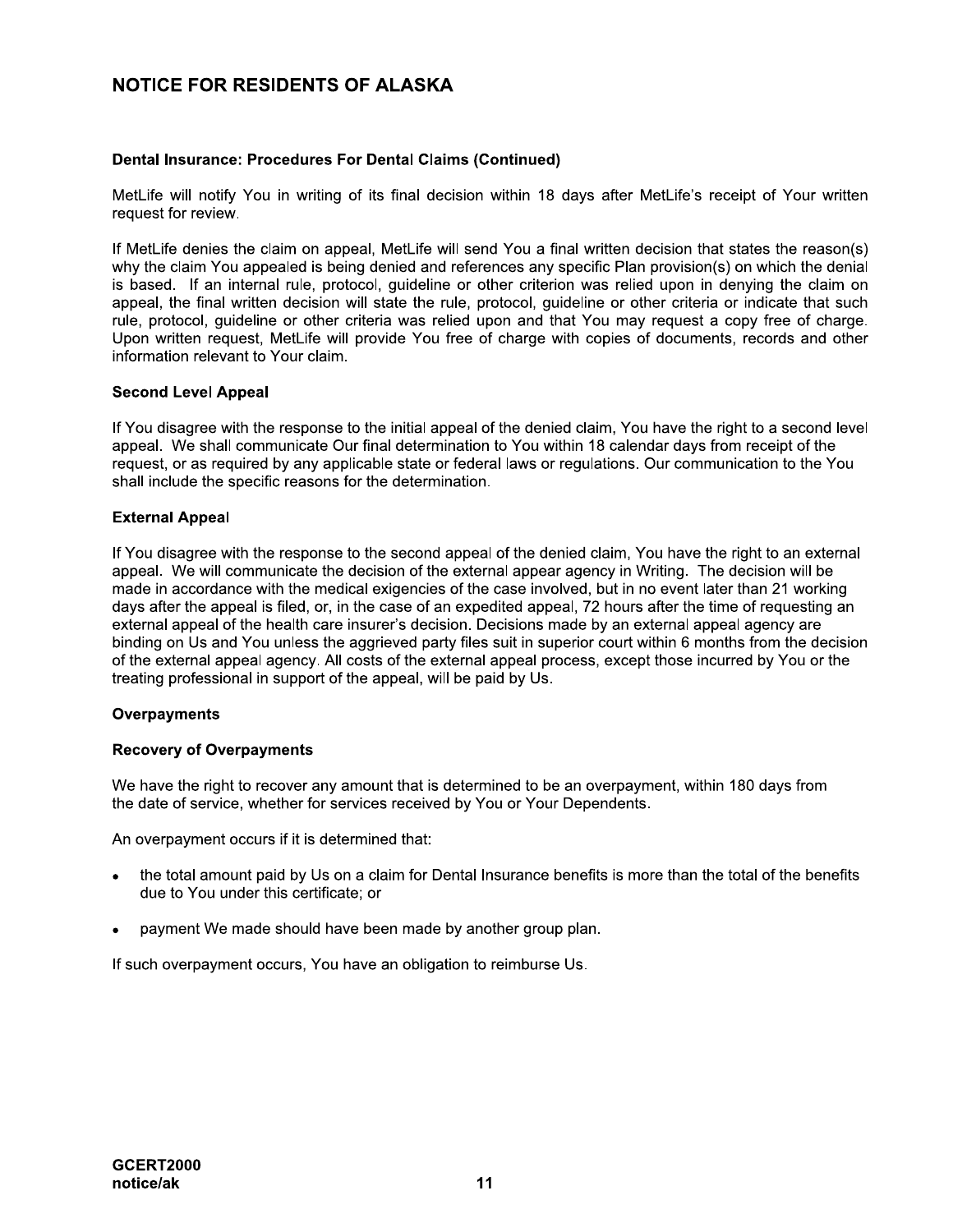## NOTICE FOR RESIDENTS OF ALASKA

**Dental Insurance: Procedures For Dental Claims (Continued)**

MetLife will notify You in writing of its final decision within 18 days after MetLife's receipt of Your written request for review.

If MetLife denies the claim on appeal, MetLife will send You a final written decision that states the reason(s) why the claim You appealed is being denied and references any specific Plan provision(s) on which the denial is based. If an internal rule, protocol, guideline or other criterion was relied upon in denying the claim on appeal, the final written decision will state the rule, protocol, guideline or other criteria or indicate that such rule, protocol, guideline or other criteria was relied upon and that You may request a copy free of charge. Upon written request, MetLife will provide You free of charge with copies of documents, records and other information relevant to Your claim.

**Second Level Appeal**

If You disagree with the response to the initial appeal of the denied claim, You have the right to a second level appeal. We shall communicate Our final determination to You within 18 calendar days from receipt of the request, or as required by any applicable state or federal laws or regulations. Our communication to the You shall include the specific reasons for the determination.

**External Appeal**

If You disagree with the response to the second appeal of the denied claim, You have the right to an external appeal. We will communicate the decision of the external appear agency in Writing. The decision will be made in accordance with the medical exigencies of the case involved, but in no event later than 21 working days after the appeal is filed, or, in the case of an expedited appeal, 72 hours after the time of requesting an external appeal of the health care insurer's decision. Decisions made by an external appeal agency are binding on Us and You unless the aggrieved party files suit in superior court within 6 months from the decision of the external appeal agency. All costs of the external appeal process, except those incurred by You or the treating professional in support of the appeal, will be paid by Us.

**Overpayments**

**Recovery of Overpayments**

We have the right to recover any amount that is determined to be an overpayment, within 180 days from the date of service, whether for services received by You or Your Dependents.

An overpayment occurs if it is determined that:

- the total amount paid by Us on a claim for Dental Insurance benefits is more than the total of the benefits due to You under this certificate; or
- payment We made should have been made by another group plan.

If such overpayment occurs, You have an obligation to reimburse Us.

GCERT2000
notice/ak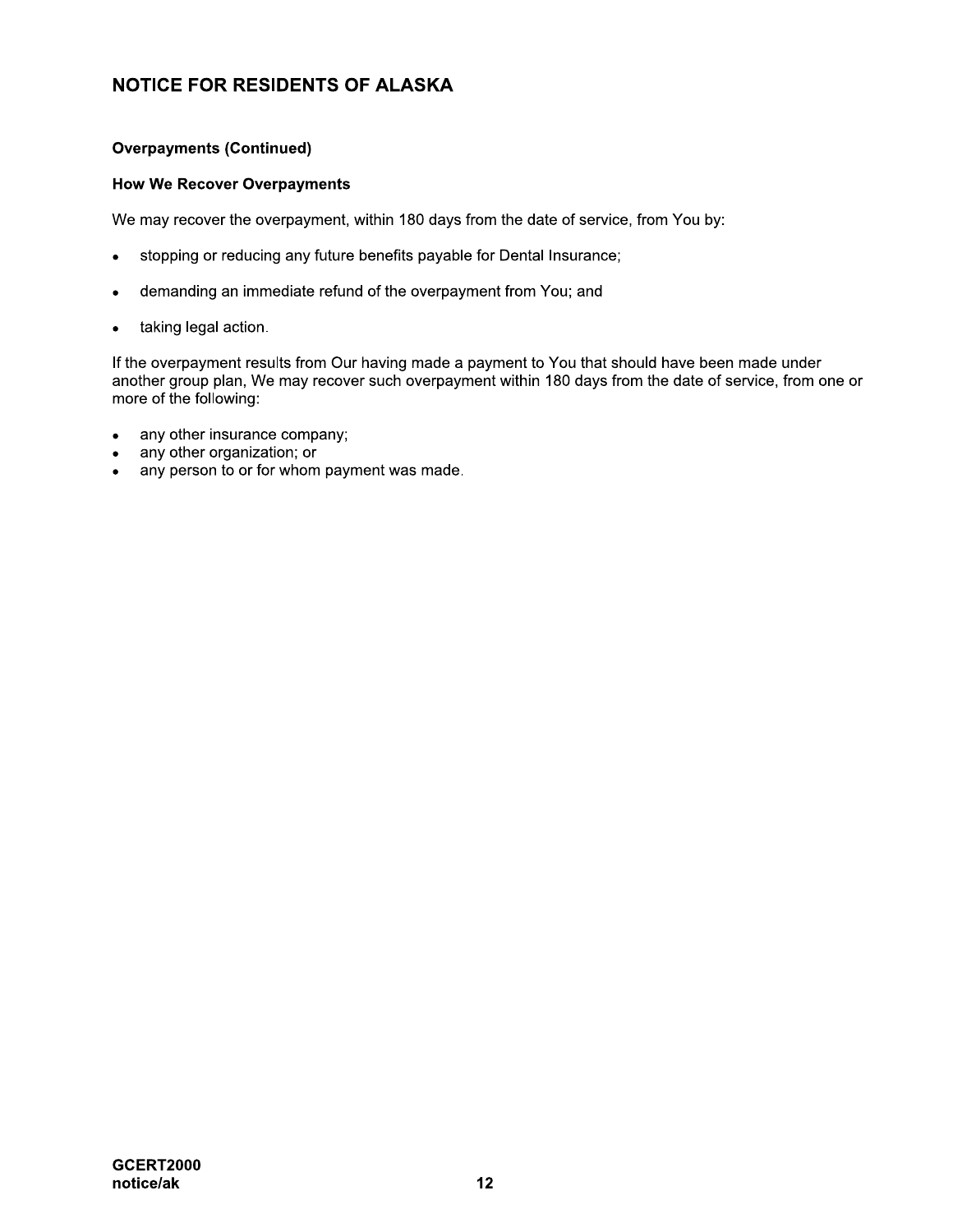## NOTICE FOR RESIDENTS OF ALASKA

**Overpayments (Continued)**

**How We Recover Overpayments**

We may recover the overpayment, within 180 days from the date of service, from You by:

- stopping or reducing any future benefits payable for Dental Insurance;
- demanding an immediate refund of the overpayment from You; and
- taking legal action.

If the overpayment results from Our having made a payment to You that should have been made under another group plan, We may recover such overpayment within 180 days from the date of service, from one or more of the following:

- any other insurance company;
- any other organization; or
- any person to or for whom payment was made.

**GCERT2000**
**notice/ak**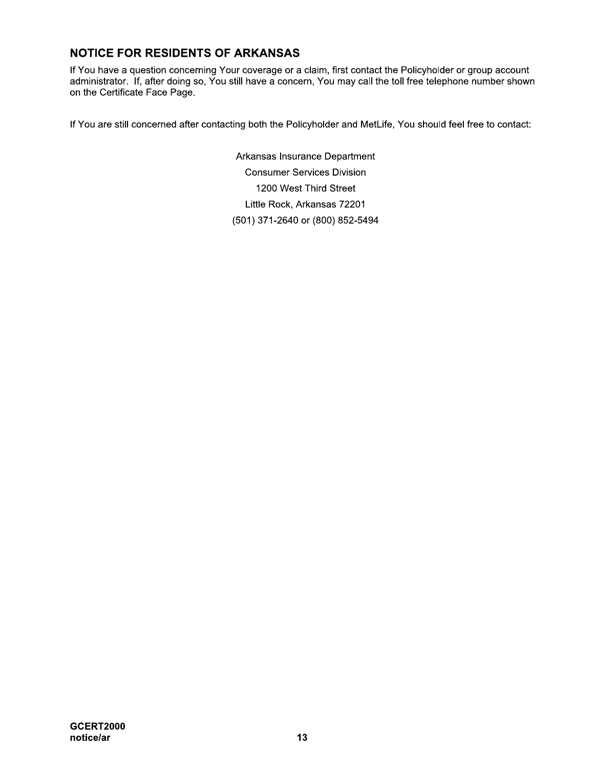## NOTICE FOR RESIDENTS OF ARKANSAS

If You have a question concerning Your coverage or a claim, first contact the Policyholder or group account administrator. If, after doing so, You still have a concern, You may call the toll free telephone number shown on the Certificate Face Page.

If You are still concerned after contacting both the Policyholder and MetLife, You should feel free to contact:

Arkansas Insurance Department
Consumer Services Division
1200 West Third Street
Little Rock, Arkansas 72201
(501) 371-2640 or (800) 852-5494

**GCERT2000**
**notice/ar**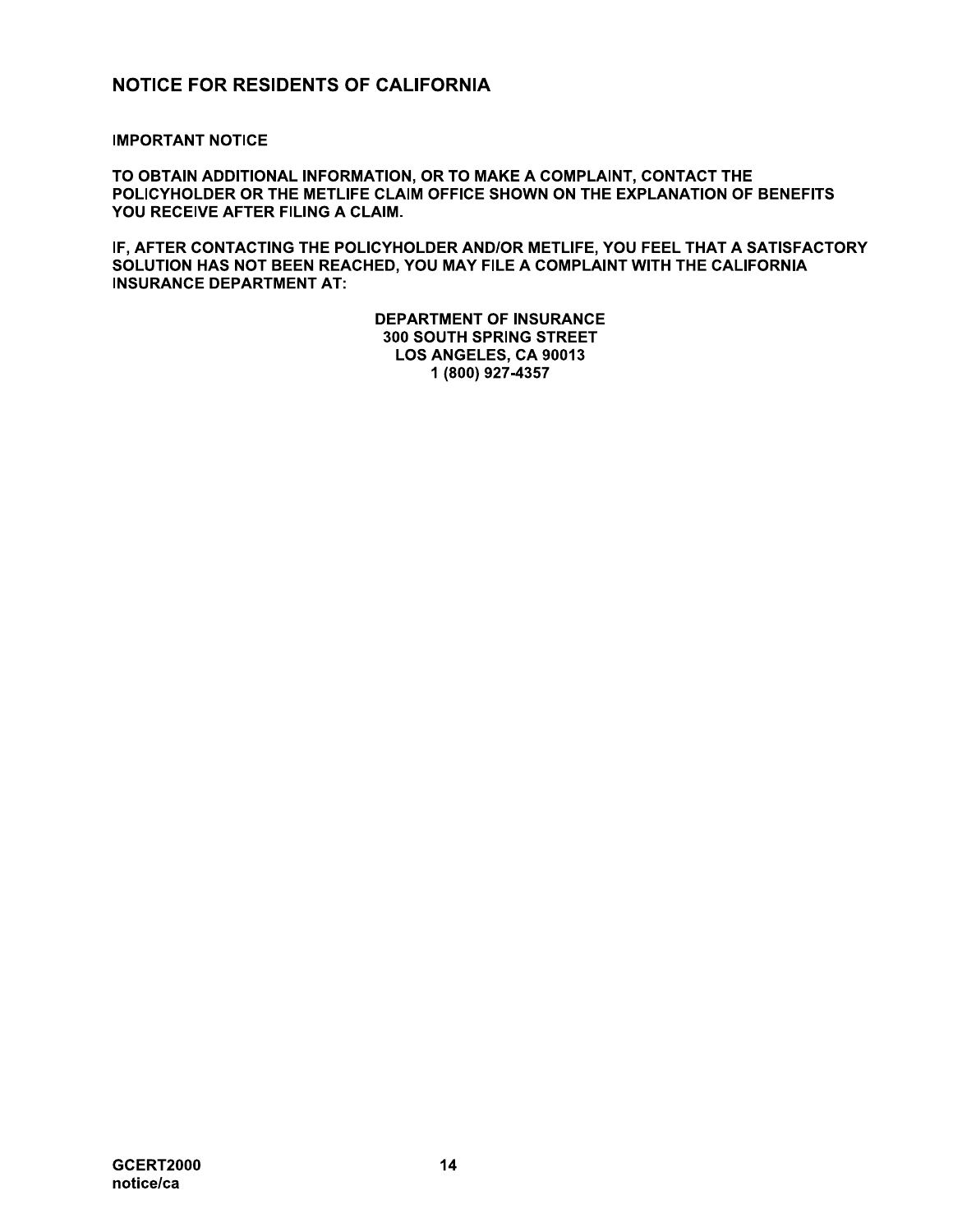## NOTICE FOR RESIDENTS OF CALIFORNIA

IMPORTANT NOTICE

TO OBTAIN ADDITIONAL INFORMATION, OR TO MAKE A COMPLAINT, CONTACT THE POLICYHOLDER OR THE METLIFE CLAIM OFFICE SHOWN ON THE EXPLANATION OF BENEFITS YOU RECEIVE AFTER FILING A CLAIM.

IF, AFTER CONTACTING THE POLICYHOLDER AND/OR METLIFE, YOU FEEL THAT A SATISFACTORY SOLUTION HAS NOT BEEN REACHED, YOU MAY FILE A COMPLAINT WITH THE CALIFORNIA INSURANCE DEPARTMENT AT:

**DEPARTMENT OF INSURANCE**
**300 SOUTH SPRING STREET**
**LOS ANGELES, CA 90013**
**1 (800) 927-4357**

GCERT2000
notice/ca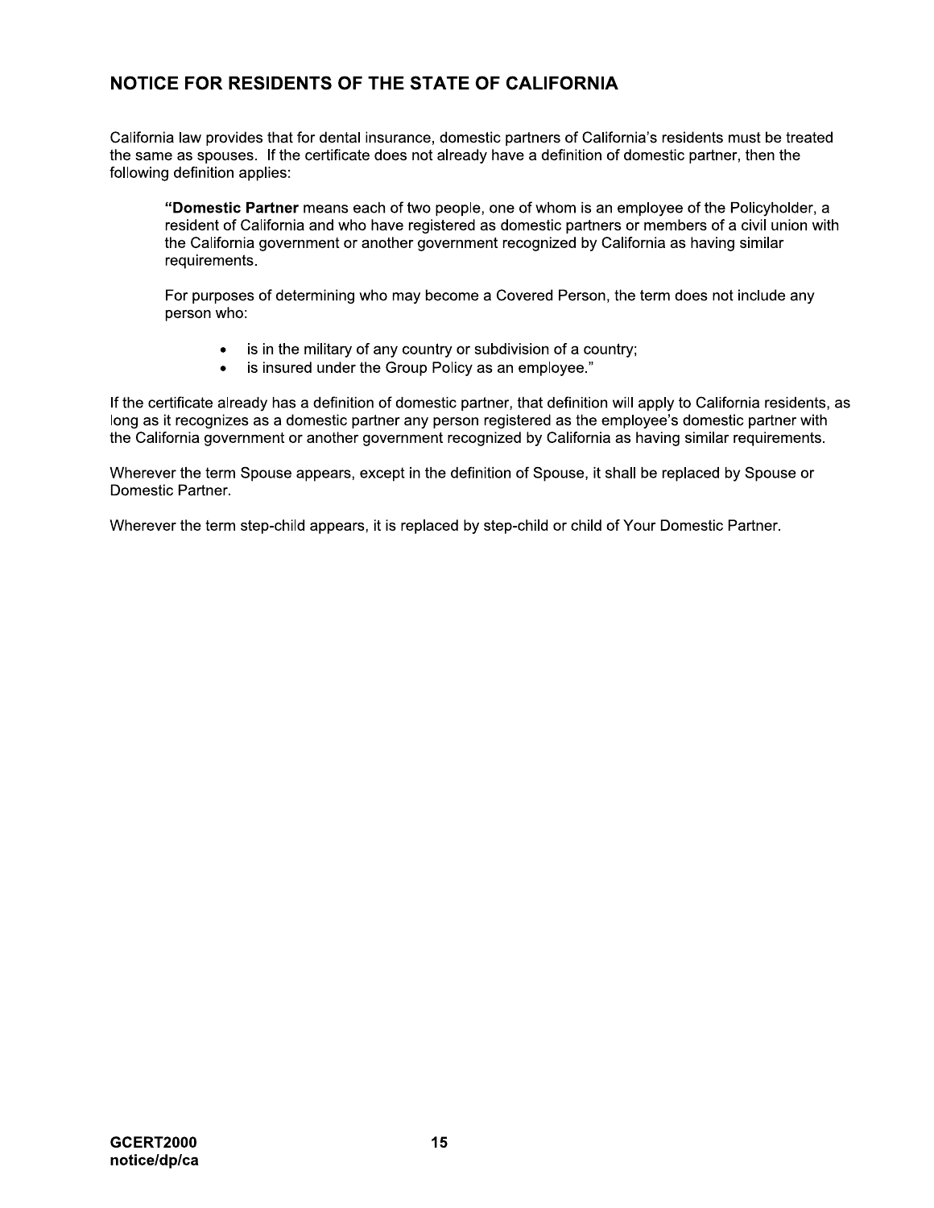## NOTICE FOR RESIDENTS OF THE STATE OF CALIFORNIA

California law provides that for dental insurance, domestic partners of California's residents must be treated the same as spouses. If the certificate does not already have a definition of domestic partner, then the following definition applies:

> "**Domestic Partner** means each of two people, one of whom is an employee of the Policyholder, a resident of California and who have registered as domestic partners or members of a civil union with the California government or another government recognized by California as having similar requirements.
>
> For purposes of determining who may become a Covered Person, the term does not include any person who:
>
> - is in the military of any country or subdivision of a country;
> - is insured under the Group Policy as an employee."

If the certificate already has a definition of domestic partner, that definition will apply to California residents, as long as it recognizes as a domestic partner any person registered as the employee's domestic partner with the California government or another government recognized by California as having similar requirements.

Wherever the term Spouse appears, except in the definition of Spouse, it shall be replaced by Spouse or Domestic Partner.

Wherever the term step-child appears, it is replaced by step-child or child of Your Domestic Partner.

GCERT2000
notice/dp/ca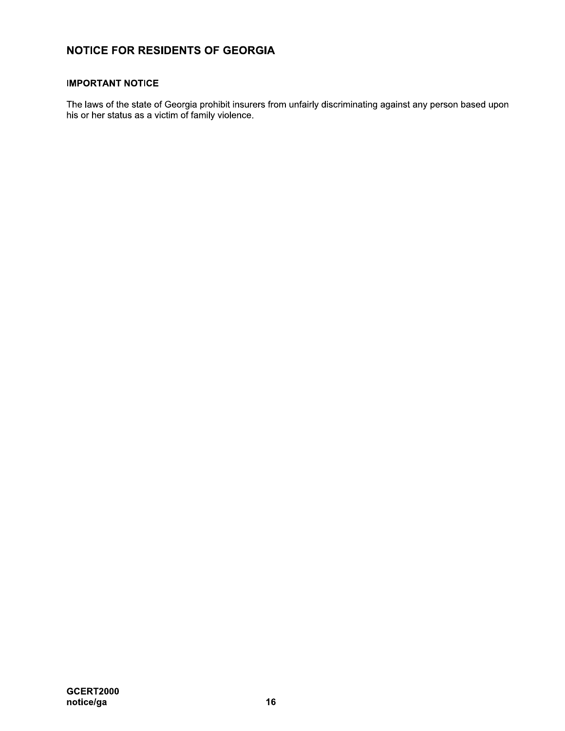## NOTICE FOR RESIDENTS OF GEORGIA

### IMPORTANT NOTICE

The laws of the state of Georgia prohibit insurers from unfairly discriminating against any person based upon his or her status as a victim of family violence.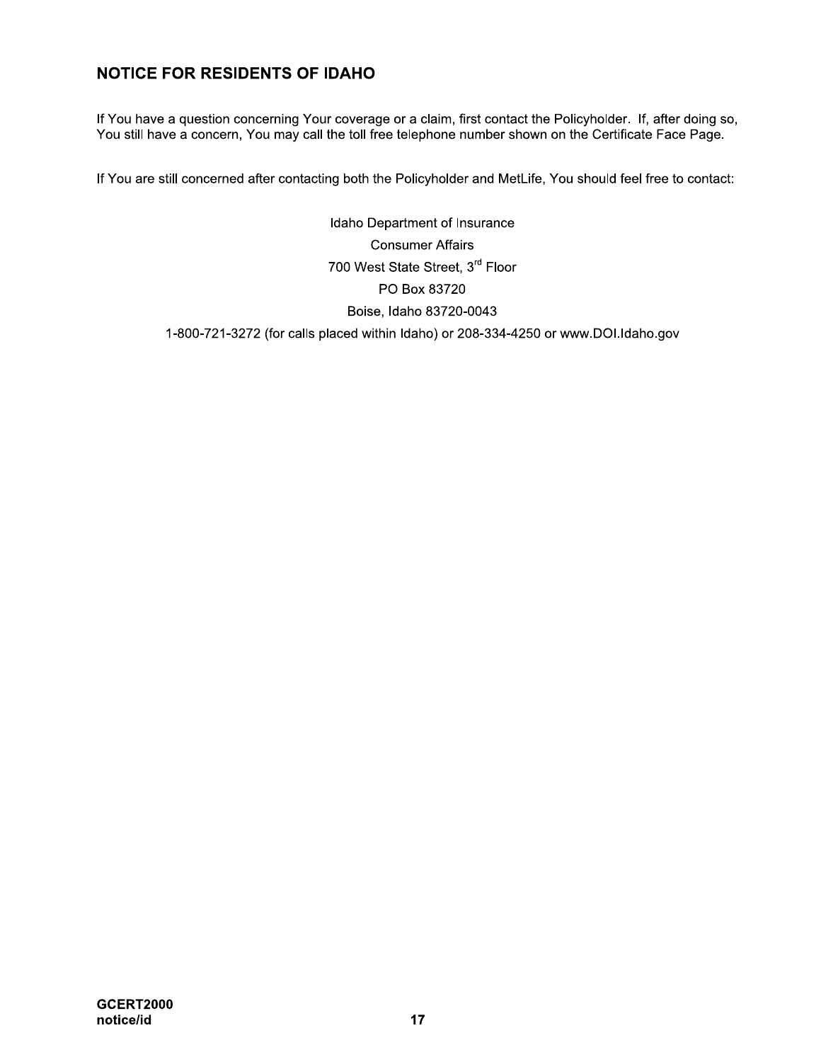## NOTICE FOR RESIDENTS OF IDAHO

If You have a question concerning Your coverage or a claim, first contact the Policyholder. If, after doing so, You still have a concern, You may call the toll free telephone number shown on the Certificate Face Page.

If You are still concerned after contacting both the Policyholder and MetLife, You should feel free to contact:

Idaho Department of Insurance
Consumer Affairs
700 West State Street, 3rd Floor
PO Box 83720
Boise, Idaho 83720-0043
1-800-721-3272 (for calls placed within Idaho) or 208-334-4250 or www.DOI.Idaho.gov

**GCERT2000**
**notice/id**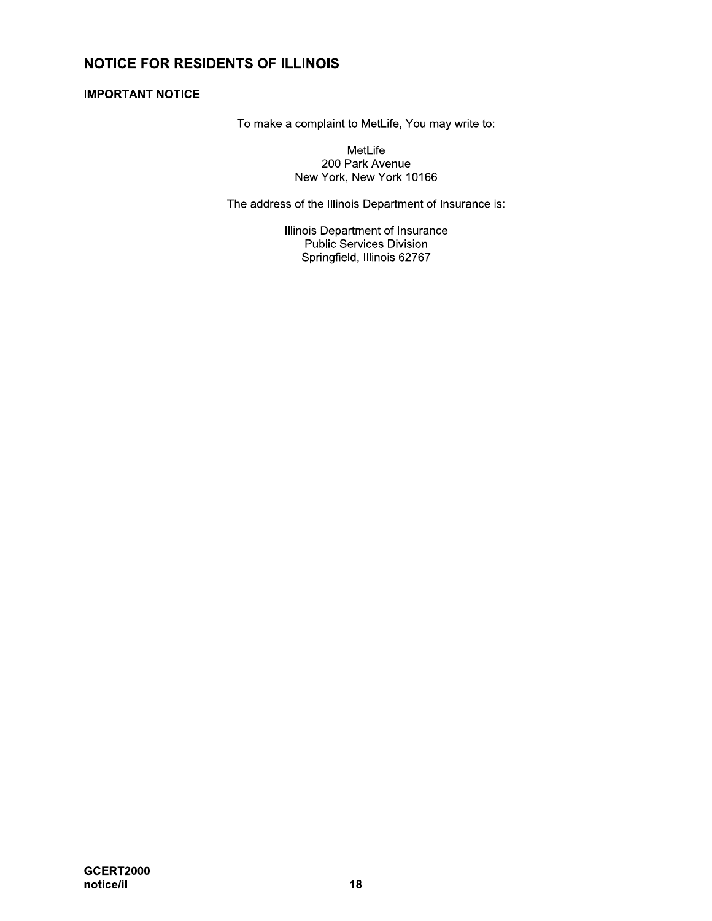## NOTICE FOR RESIDENTS OF ILLINOIS

### IMPORTANT NOTICE

To make a complaint to MetLife, You may write to:

MetLife
200 Park Avenue
New York, New York 10166

The address of the Illinois Department of Insurance is:

Illinois Department of Insurance
Public Services Division
Springfield, Illinois 62767

**GCERT2000**
**notice/il**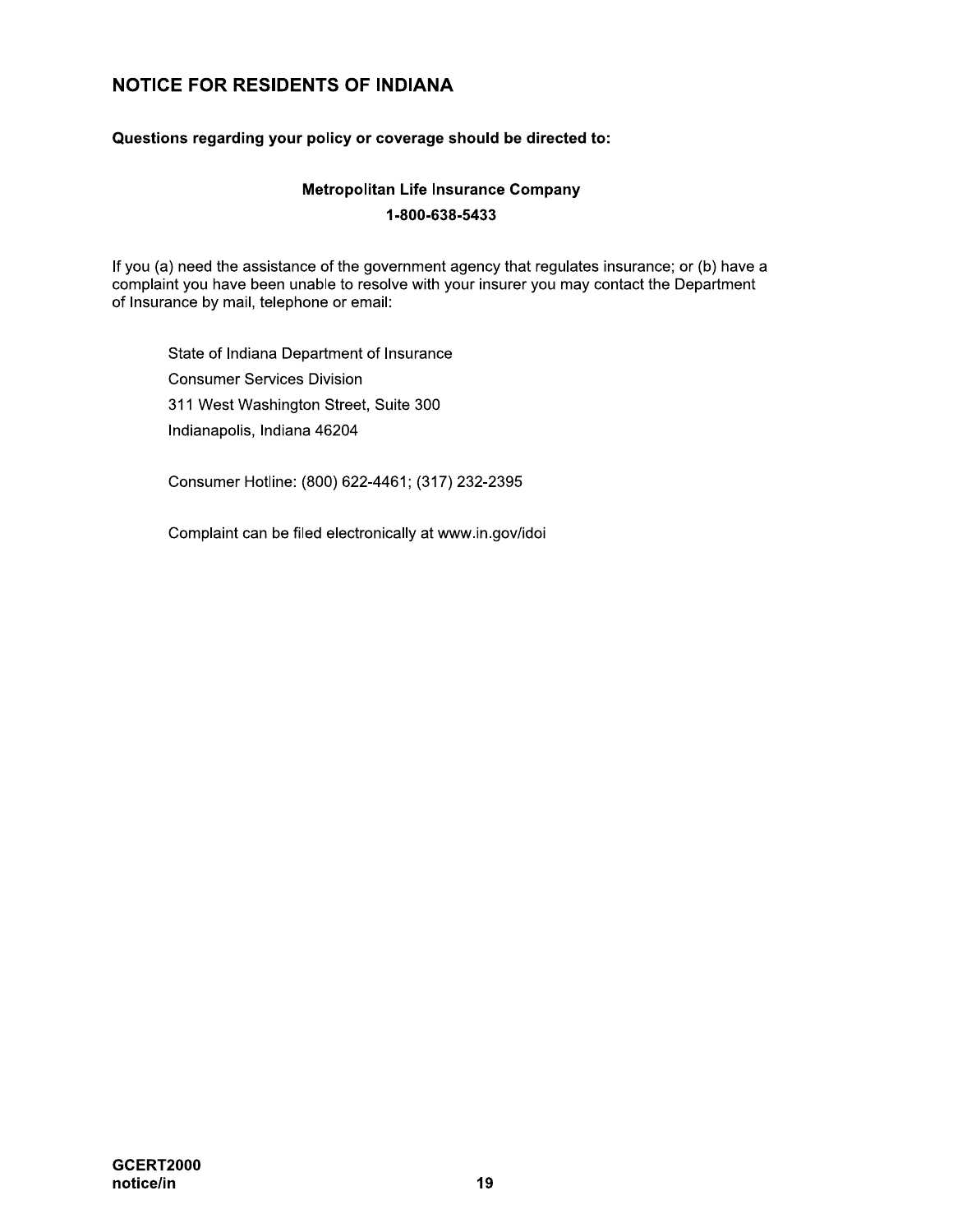## NOTICE FOR RESIDENTS OF INDIANA

**Questions regarding your policy or coverage should be directed to:**

**Metropolitan Life Insurance Company**
**1-800-638-5433**

If you (a) need the assistance of the government agency that regulates insurance; or (b) have a complaint you have been unable to resolve with your insurer you may contact the Department of Insurance by mail, telephone or email:

State of Indiana Department of Insurance
Consumer Services Division
311 West Washington Street, Suite 300
Indianapolis, Indiana 46204

Consumer Hotline: (800) 622-4461; (317) 232-2395

Complaint can be filed electronically at www.in.gov/idoi

**GCERT2000**
**notice/in**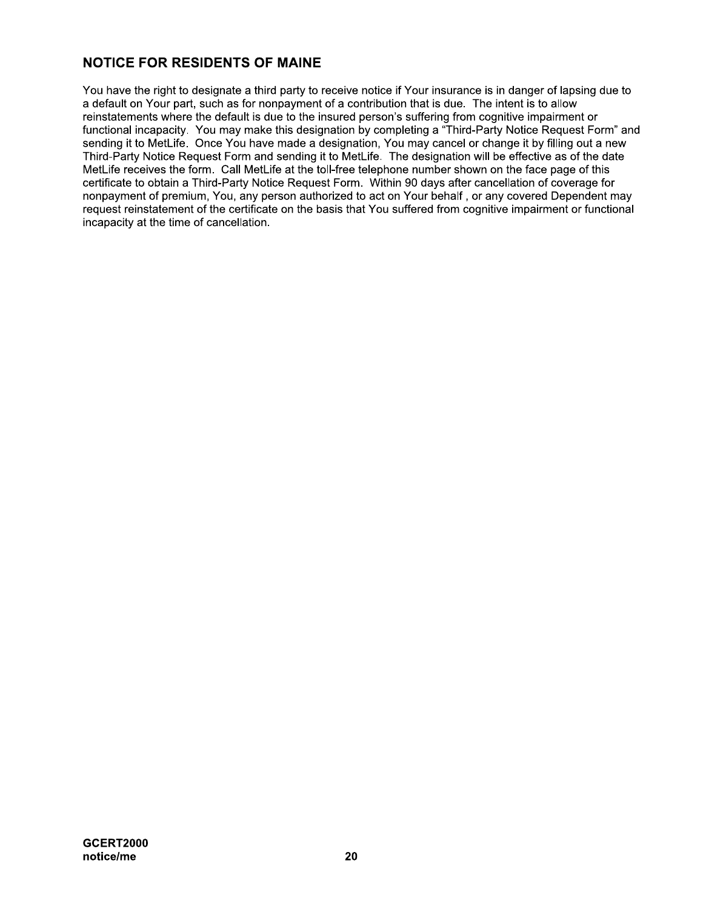## NOTICE FOR RESIDENTS OF MAINE

You have the right to designate a third party to receive notice if Your insurance is in danger of lapsing due to a default on Your part, such as for nonpayment of a contribution that is due. The intent is to allow reinstatements where the default is due to the insured person's suffering from cognitive impairment or functional incapacity. You may make this designation by completing a "Third-Party Notice Request Form" and sending it to MetLife. Once You have made a designation, You may cancel or change it by filling out a new Third-Party Notice Request Form and sending it to MetLife. The designation will be effective as of the date MetLife receives the form. Call MetLife at the toll-free telephone number shown on the face page of this certificate to obtain a Third-Party Notice Request Form. Within 90 days after cancellation of coverage for nonpayment of premium, You, any person authorized to act on Your behalf , or any covered Dependent may request reinstatement of the certificate on the basis that You suffered from cognitive impairment or functional incapacity at the time of cancellation.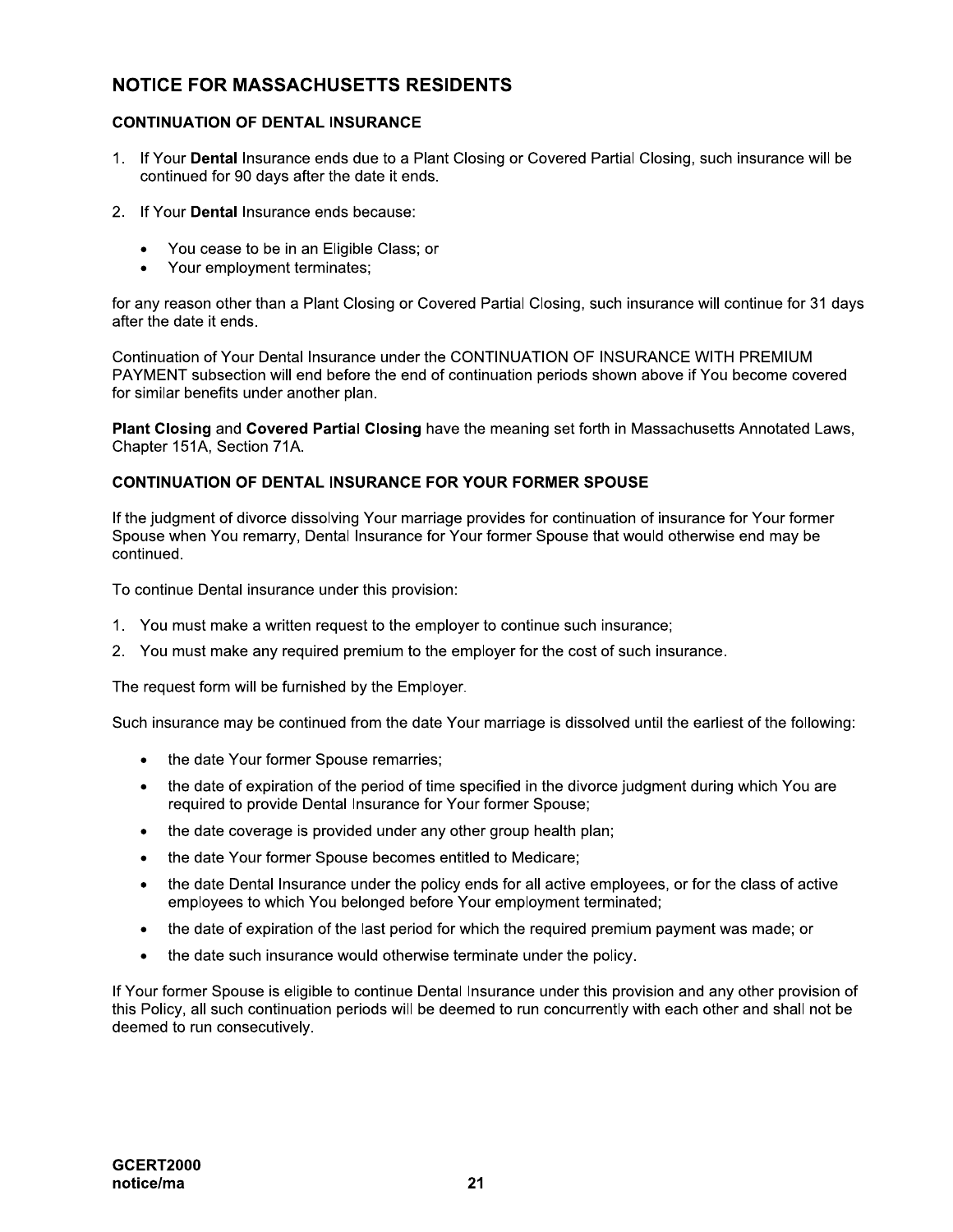## NOTICE FOR MASSACHUSETTS RESIDENTS

### CONTINUATION OF DENTAL INSURANCE

1. If Your **Dental** Insurance ends due to a Plant Closing or Covered Partial Closing, such insurance will be continued for 90 days after the date it ends.
2. If Your **Dental** Insurance ends because:
   - You cease to be in an Eligible Class; or
   - Your employment terminates;

for any reason other than a Plant Closing or Covered Partial Closing, such insurance will continue for 31 days after the date it ends.

Continuation of Your Dental Insurance under the CONTINUATION OF INSURANCE WITH PREMIUM PAYMENT subsection will end before the end of continuation periods shown above if You become covered for similar benefits under another plan.

**Plant Closing** and **Covered Partial Closing** have the meaning set forth in Massachusetts Annotated Laws, Chapter 151A, Section 71A.

### CONTINUATION OF DENTAL INSURANCE FOR YOUR FORMER SPOUSE

If the judgment of divorce dissolving Your marriage provides for continuation of insurance for Your former Spouse when You remarry, Dental Insurance for Your former Spouse that would otherwise end may be continued.

To continue Dental insurance under this provision:

1. You must make a written request to the employer to continue such insurance;
2. You must make any required premium to the employer for the cost of such insurance.

The request form will be furnished by the Employer.

Such insurance may be continued from the date Your marriage is dissolved until the earliest of the following:

- the date Your former Spouse remarries;
- the date of expiration of the period of time specified in the divorce judgment during which You are required to provide Dental Insurance for Your former Spouse;
- the date coverage is provided under any other group health plan;
- the date Your former Spouse becomes entitled to Medicare;
- the date Dental Insurance under the policy ends for all active employees, or for the class of active employees to which You belonged before Your employment terminated;
- the date of expiration of the last period for which the required premium payment was made; or
- the date such insurance would otherwise terminate under the policy.

If Your former Spouse is eligible to continue Dental Insurance under this provision and any other provision of this Policy, all such continuation periods will be deemed to run concurrently with each other and shall not be deemed to run consecutively.

**GCERT2000**
**notice/ma**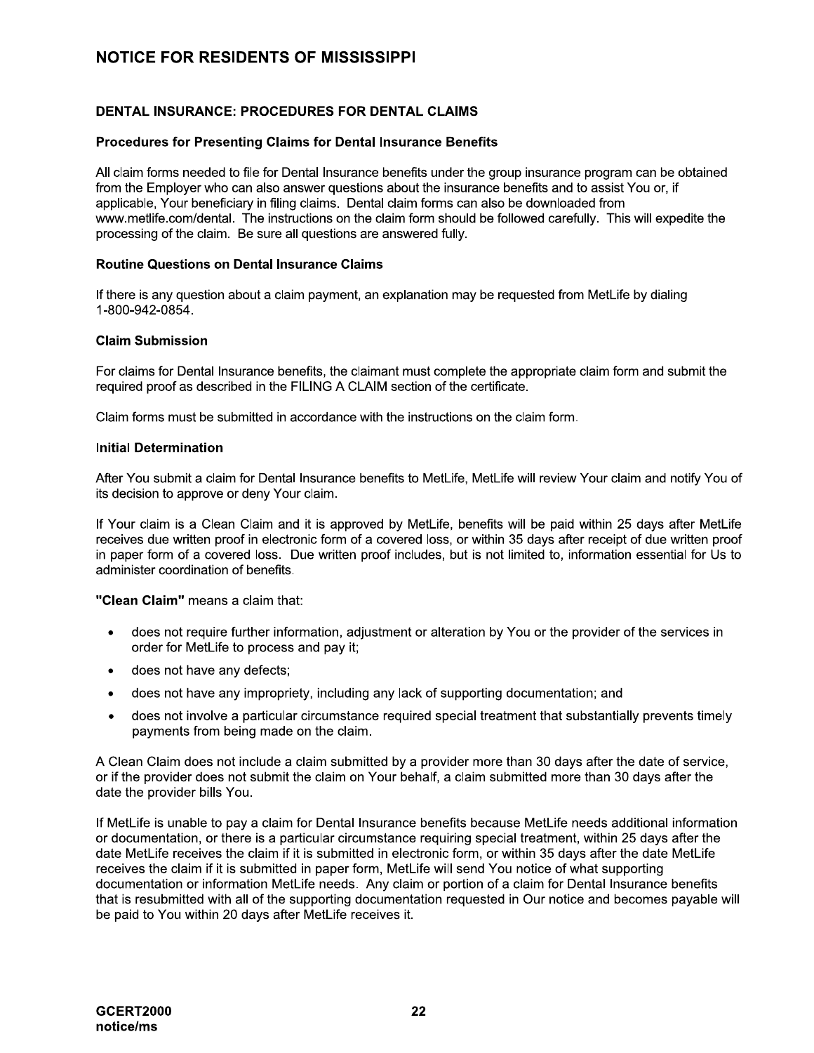# NOTICE FOR RESIDENTS OF MISSISSIPPI

## DENTAL INSURANCE: PROCEDURES FOR DENTAL CLAIMS

### Procedures for Presenting Claims for Dental Insurance Benefits

All claim forms needed to file for Dental Insurance benefits under the group insurance program can be obtained from the Employer who can also answer questions about the insurance benefits and to assist You or, if applicable, Your beneficiary in filing claims. Dental claim forms can also be downloaded from www.metlife.com/dental. The instructions on the claim form should be followed carefully. This will expedite the processing of the claim. Be sure all questions are answered fully.

### Routine Questions on Dental Insurance Claims

If there is any question about a claim payment, an explanation may be requested from MetLife by dialing 1-800-942-0854.

### Claim Submission

For claims for Dental Insurance benefits, the claimant must complete the appropriate claim form and submit the required proof as described in the FILING A CLAIM section of the certificate.

Claim forms must be submitted in accordance with the instructions on the claim form.

### Initial Determination

After You submit a claim for Dental Insurance benefits to MetLife, MetLife will review Your claim and notify You of its decision to approve or deny Your claim.

If Your claim is a Clean Claim and it is approved by MetLife, benefits will be paid within 25 days after MetLife receives due written proof in electronic form of a covered loss, or within 35 days after receipt of due written proof in paper form of a covered loss. Due written proof includes, but is not limited to, information essential for Us to administer coordination of benefits.

**"Clean Claim"** means a claim that:

- does not require further information, adjustment or alteration by You or the provider of the services in order for MetLife to process and pay it;
- does not have any defects;
- does not have any impropriety, including any lack of supporting documentation; and
- does not involve a particular circumstance required special treatment that substantially prevents timely payments from being made on the claim.

A Clean Claim does not include a claim submitted by a provider more than 30 days after the date of service, or if the provider does not submit the claim on Your behalf, a claim submitted more than 30 days after the date the provider bills You.

If MetLife is unable to pay a claim for Dental Insurance benefits because MetLife needs additional information or documentation, or there is a particular circumstance requiring special treatment, within 25 days after the date MetLife receives the claim if it is submitted in electronic form, or within 35 days after the date MetLife receives the claim if it is submitted in paper form, MetLife will send You notice of what supporting documentation or information MetLife needs. Any claim or portion of a claim for Dental Insurance benefits that is resubmitted with all of the supporting documentation requested in Our notice and becomes payable will be paid to You within 20 days after MetLife receives it.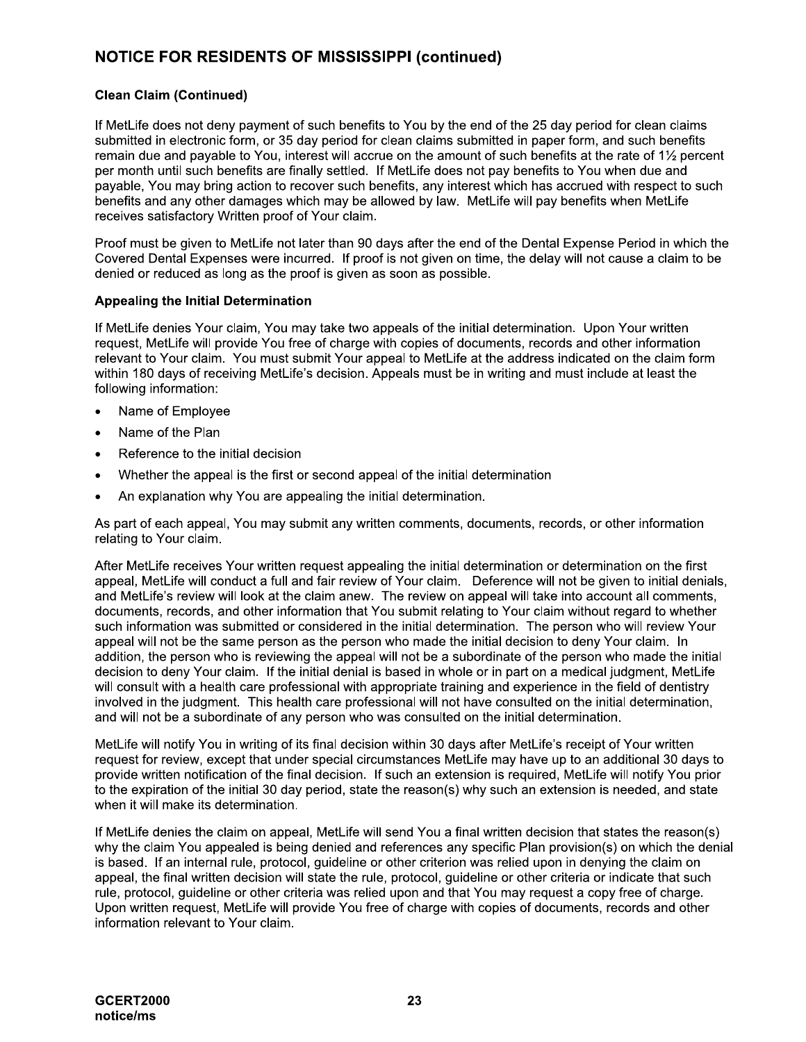## NOTICE FOR RESIDENTS OF MISSISSIPPI (continued)

### Clean Claim (Continued)

If MetLife does not deny payment of such benefits to You by the end of the 25 day period for clean claims submitted in electronic form, or 35 day period for clean claims submitted in paper form, and such benefits remain due and payable to You, interest will accrue on the amount of such benefits at the rate of 1½ percent per month until such benefits are finally settled. If MetLife does not pay benefits to You when due and payable, You may bring action to recover such benefits, any interest which has accrued with respect to such benefits and any other damages which may be allowed by law. MetLife will pay benefits when MetLife receives satisfactory Written proof of Your claim.

Proof must be given to MetLife not later than 90 days after the end of the Dental Expense Period in which the Covered Dental Expenses were incurred. If proof is not given on time, the delay will not cause a claim to be denied or reduced as long as the proof is given as soon as possible.

### Appealing the Initial Determination

If MetLife denies Your claim, You may take two appeals of the initial determination. Upon Your written request, MetLife will provide You free of charge with copies of documents, records and other information relevant to Your claim. You must submit Your appeal to MetLife at the address indicated on the claim form within 180 days of receiving MetLife's decision. Appeals must be in writing and must include at least the following information:

- Name of Employee
- Name of the Plan
- Reference to the initial decision
- Whether the appeal is the first or second appeal of the initial determination
- An explanation why You are appealing the initial determination.

As part of each appeal, You may submit any written comments, documents, records, or other information relating to Your claim.

After MetLife receives Your written request appealing the initial determination or determination on the first appeal, MetLife will conduct a full and fair review of Your claim. Deference will not be given to initial denials, and MetLife's review will look at the claim anew. The review on appeal will take into account all comments, documents, records, and other information that You submit relating to Your claim without regard to whether such information was submitted or considered in the initial determination. The person who will review Your appeal will not be the same person as the person who made the initial decision to deny Your claim. In addition, the person who is reviewing the appeal will not be a subordinate of the person who made the initial decision to deny Your claim. If the initial denial is based in whole or in part on a medical judgment, MetLife will consult with a health care professional with appropriate training and experience in the field of dentistry involved in the judgment. This health care professional will not have consulted on the initial determination, and will not be a subordinate of any person who was consulted on the initial determination.

MetLife will notify You in writing of its final decision within 30 days after MetLife's receipt of Your written request for review, except that under special circumstances MetLife may have up to an additional 30 days to provide written notification of the final decision. If such an extension is required, MetLife will notify You prior to the expiration of the initial 30 day period, state the reason(s) why such an extension is needed, and state when it will make its determination.

If MetLife denies the claim on appeal, MetLife will send You a final written decision that states the reason(s) why the claim You appealed is being denied and references any specific Plan provision(s) on which the denial is based. If an internal rule, protocol, guideline or other criterion was relied upon in denying the claim on appeal, the final written decision will state the rule, protocol, guideline or other criteria or indicate that such rule, protocol, guideline or other criteria was relied upon and that You may request a copy free of charge. Upon written request, MetLife will provide You free of charge with copies of documents, records and other information relevant to Your claim.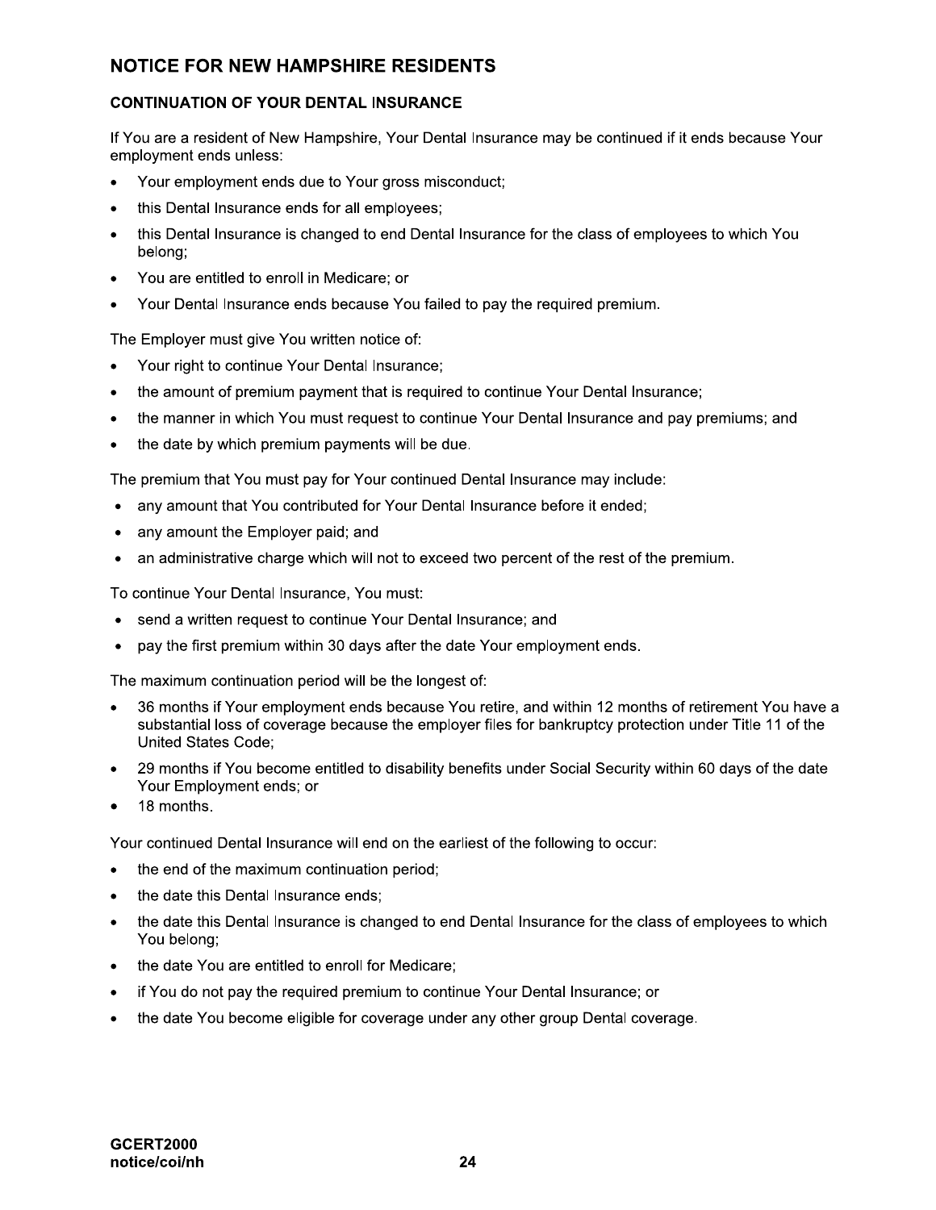## NOTICE FOR NEW HAMPSHIRE RESIDENTS

### CONTINUATION OF YOUR DENTAL INSURANCE

If You are a resident of New Hampshire, Your Dental Insurance may be continued if it ends because Your employment ends unless:

- Your employment ends due to Your gross misconduct;
- this Dental Insurance ends for all employees;
- this Dental Insurance is changed to end Dental Insurance for the class of employees to which You belong;
- You are entitled to enroll in Medicare; or
- Your Dental Insurance ends because You failed to pay the required premium.

The Employer must give You written notice of:

- Your right to continue Your Dental Insurance;
- the amount of premium payment that is required to continue Your Dental Insurance;
- the manner in which You must request to continue Your Dental Insurance and pay premiums; and
- the date by which premium payments will be due.

The premium that You must pay for Your continued Dental Insurance may include:

- any amount that You contributed for Your Dental Insurance before it ended;
- any amount the Employer paid; and
- an administrative charge which will not to exceed two percent of the rest of the premium.

To continue Your Dental Insurance, You must:

- send a written request to continue Your Dental Insurance; and
- pay the first premium within 30 days after the date Your employment ends.

The maximum continuation period will be the longest of:

- 36 months if Your employment ends because You retire, and within 12 months of retirement You have a substantial loss of coverage because the employer files for bankruptcy protection under Title 11 of the United States Code;
- 29 months if You become entitled to disability benefits under Social Security within 60 days of the date Your Employment ends; or
- 18 months.

Your continued Dental Insurance will end on the earliest of the following to occur:

- the end of the maximum continuation period;
- the date this Dental Insurance ends;
- the date this Dental Insurance is changed to end Dental Insurance for the class of employees to which You belong;
- the date You are entitled to enroll for Medicare;
- if You do not pay the required premium to continue Your Dental Insurance; or
- the date You become eligible for coverage under any other group Dental coverage.

GCERT2000
notice/coi/nh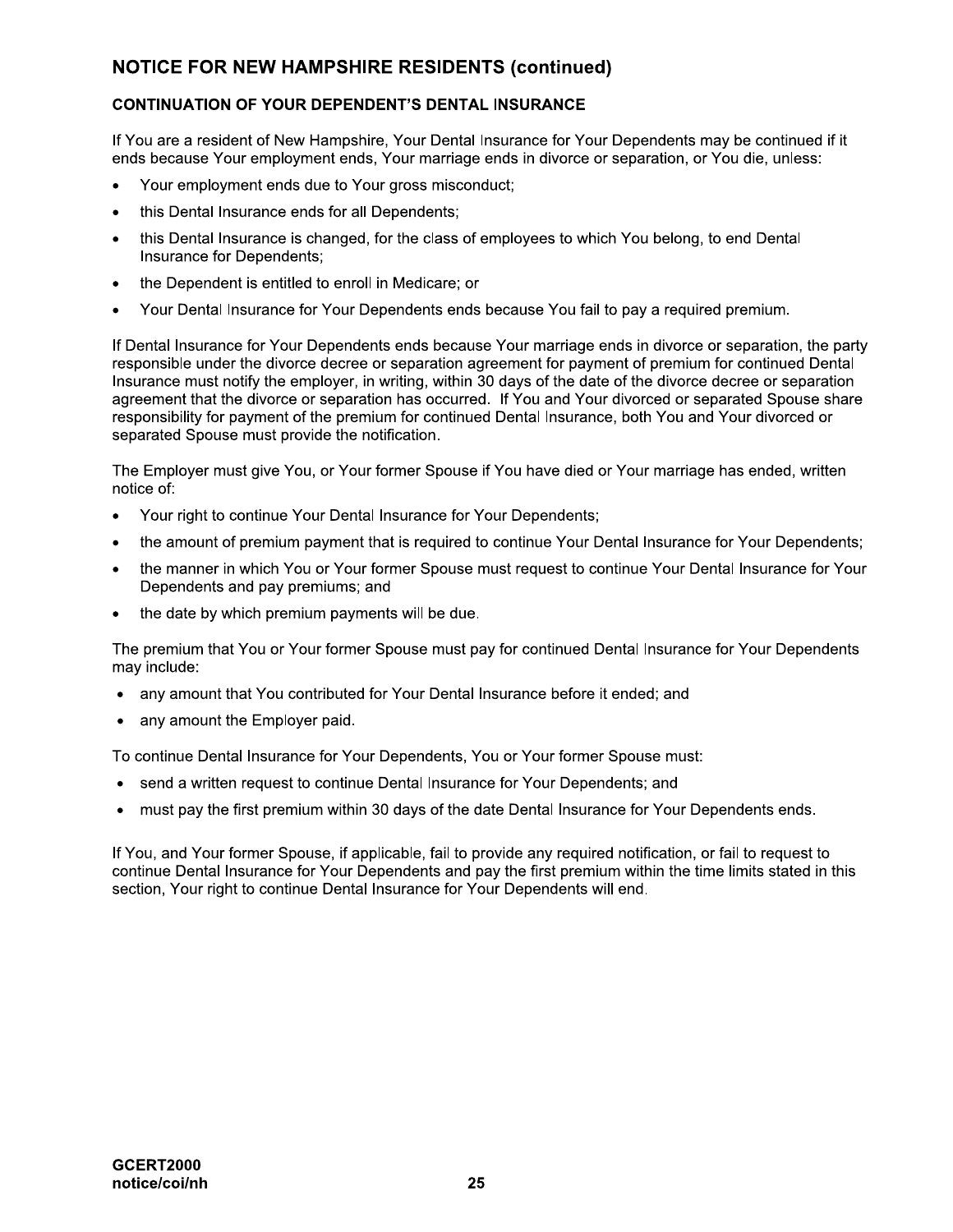## NOTICE FOR NEW HAMPSHIRE RESIDENTS (continued)

### CONTINUATION OF YOUR DEPENDENT'S DENTAL INSURANCE

If You are a resident of New Hampshire, Your Dental Insurance for Your Dependents may be continued if it ends because Your employment ends, Your marriage ends in divorce or separation, or You die, unless:

- Your employment ends due to Your gross misconduct;
- this Dental Insurance ends for all Dependents;
- this Dental Insurance is changed, for the class of employees to which You belong, to end Dental Insurance for Dependents;
- the Dependent is entitled to enroll in Medicare; or
- Your Dental Insurance for Your Dependents ends because You fail to pay a required premium.

If Dental Insurance for Your Dependents ends because Your marriage ends in divorce or separation, the party responsible under the divorce decree or separation agreement for payment of premium for continued Dental Insurance must notify the employer, in writing, within 30 days of the date of the divorce decree or separation agreement that the divorce or separation has occurred. If You and Your divorced or separated Spouse share responsibility for payment of the premium for continued Dental Insurance, both You and Your divorced or separated Spouse must provide the notification.

The Employer must give You, or Your former Spouse if You have died or Your marriage has ended, written notice of:

- Your right to continue Your Dental Insurance for Your Dependents;
- the amount of premium payment that is required to continue Your Dental Insurance for Your Dependents;
- the manner in which You or Your former Spouse must request to continue Your Dental Insurance for Your Dependents and pay premiums; and
- the date by which premium payments will be due.

The premium that You or Your former Spouse must pay for continued Dental Insurance for Your Dependents may include:

- any amount that You contributed for Your Dental Insurance before it ended; and
- any amount the Employer paid.

To continue Dental Insurance for Your Dependents, You or Your former Spouse must:

- send a written request to continue Dental Insurance for Your Dependents; and
- must pay the first premium within 30 days of the date Dental Insurance for Your Dependents ends.

If You, and Your former Spouse, if applicable, fail to provide any required notification, or fail to request to continue Dental Insurance for Your Dependents and pay the first premium within the time limits stated in this section, Your right to continue Dental Insurance for Your Dependents will end.

**GCERT2000**
**notice/coi/nh**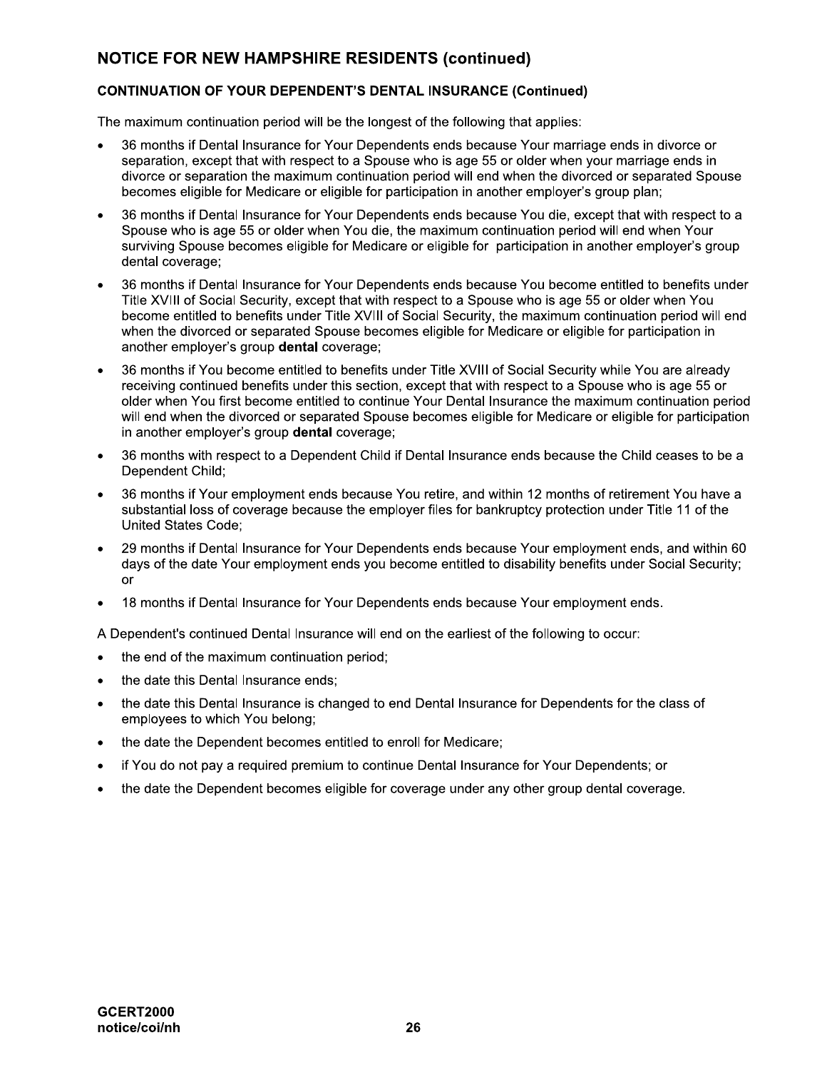## NOTICE FOR NEW HAMPSHIRE RESIDENTS (continued)

### CONTINUATION OF YOUR DEPENDENT'S DENTAL INSURANCE (Continued)

The maximum continuation period will be the longest of the following that applies:

- 36 months if Dental Insurance for Your Dependents ends because Your marriage ends in divorce or separation, except that with respect to a Spouse who is age 55 or older when your marriage ends in divorce or separation the maximum continuation period will end when the divorced or separated Spouse becomes eligible for Medicare or eligible for participation in another employer's group plan;
- 36 months if Dental Insurance for Your Dependents ends because You die, except that with respect to a Spouse who is age 55 or older when You die, the maximum continuation period will end when Your surviving Spouse becomes eligible for Medicare or eligible for participation in another employer's group dental coverage;
- 36 months if Dental Insurance for Your Dependents ends because You become entitled to benefits under Title XVIII of Social Security, except that with respect to a Spouse who is age 55 or older when You become entitled to benefits under Title XVIII of Social Security, the maximum continuation period will end when the divorced or separated Spouse becomes eligible for Medicare or eligible for participation in another employer's group **dental** coverage;
- 36 months if You become entitled to benefits under Title XVIII of Social Security while You are already receiving continued benefits under this section, except that with respect to a Spouse who is age 55 or older when You first become entitled to continue Your Dental Insurance the maximum continuation period will end when the divorced or separated Spouse becomes eligible for Medicare or eligible for participation in another employer's group **dental** coverage;
- 36 months with respect to a Dependent Child if Dental Insurance ends because the Child ceases to be a Dependent Child;
- 36 months if Your employment ends because You retire, and within 12 months of retirement You have a substantial loss of coverage because the employer files for bankruptcy protection under Title 11 of the United States Code;
- 29 months if Dental Insurance for Your Dependents ends because Your employment ends, and within 60 days of the date Your employment ends you become entitled to disability benefits under Social Security; or
- 18 months if Dental Insurance for Your Dependents ends because Your employment ends.

A Dependent's continued Dental Insurance will end on the earliest of the following to occur:

- the end of the maximum continuation period;
- the date this Dental Insurance ends;
- the date this Dental Insurance is changed to end Dental Insurance for Dependents for the class of employees to which You belong;
- the date the Dependent becomes entitled to enroll for Medicare;
- if You do not pay a required premium to continue Dental Insurance for Your Dependents; or
- the date the Dependent becomes eligible for coverage under any other group dental coverage.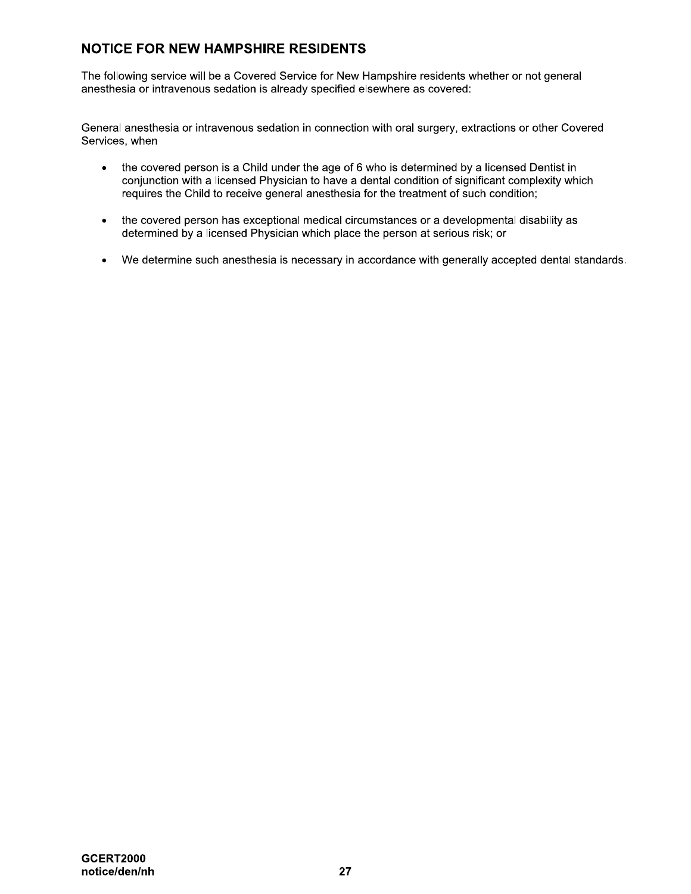## NOTICE FOR NEW HAMPSHIRE RESIDENTS

The following service will be a Covered Service for New Hampshire residents whether or not general anesthesia or intravenous sedation is already specified elsewhere as covered:

General anesthesia or intravenous sedation in connection with oral surgery, extractions or other Covered Services, when

- the covered person is a Child under the age of 6 who is determined by a licensed Dentist in conjunction with a licensed Physician to have a dental condition of significant complexity which requires the Child to receive general anesthesia for the treatment of such condition;
- the covered person has exceptional medical circumstances or a developmental disability as determined by a licensed Physician which place the person at serious risk; or
- We determine such anesthesia is necessary in accordance with generally accepted dental standards.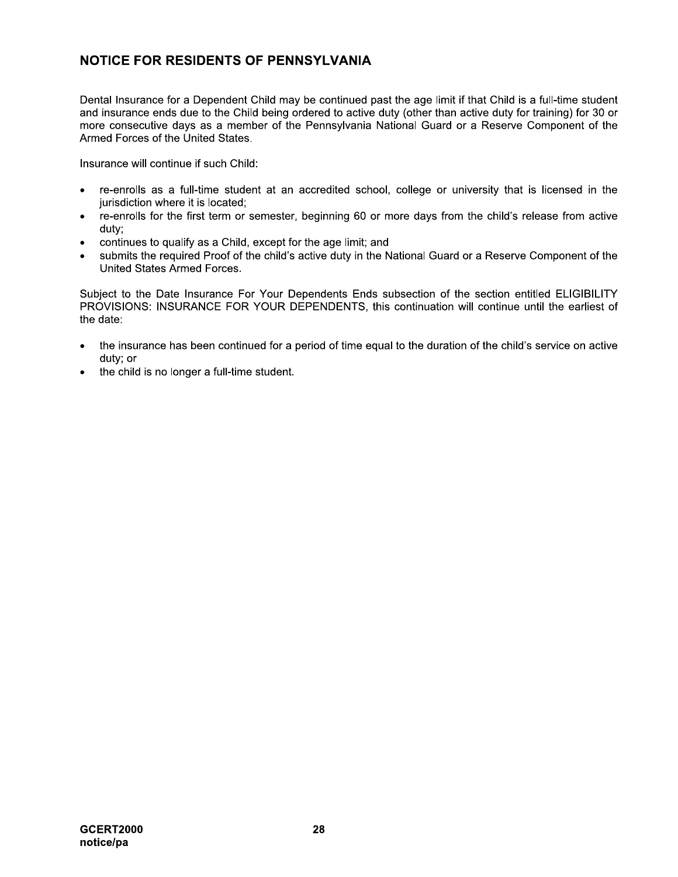## NOTICE FOR RESIDENTS OF PENNSYLVANIA

Dental Insurance for a Dependent Child may be continued past the age limit if that Child is a full-time student and insurance ends due to the Child being ordered to active duty (other than active duty for training) for 30 or more consecutive days as a member of the Pennsylvania National Guard or a Reserve Component of the Armed Forces of the United States.

Insurance will continue if such Child:

- re-enrolls as a full-time student at an accredited school, college or university that is licensed in the jurisdiction where it is located;
- re-enrolls for the first term or semester, beginning 60 or more days from the child's release from active duty;
- continues to qualify as a Child, except for the age limit; and
- submits the required Proof of the child's active duty in the National Guard or a Reserve Component of the United States Armed Forces.

Subject to the Date Insurance For Your Dependents Ends subsection of the section entitled ELIGIBILITY PROVISIONS: INSURANCE FOR YOUR DEPENDENTS, this continuation will continue until the earliest of the date:

- the insurance has been continued for a period of time equal to the duration of the child's service on active duty; or
- the child is no longer a full-time student.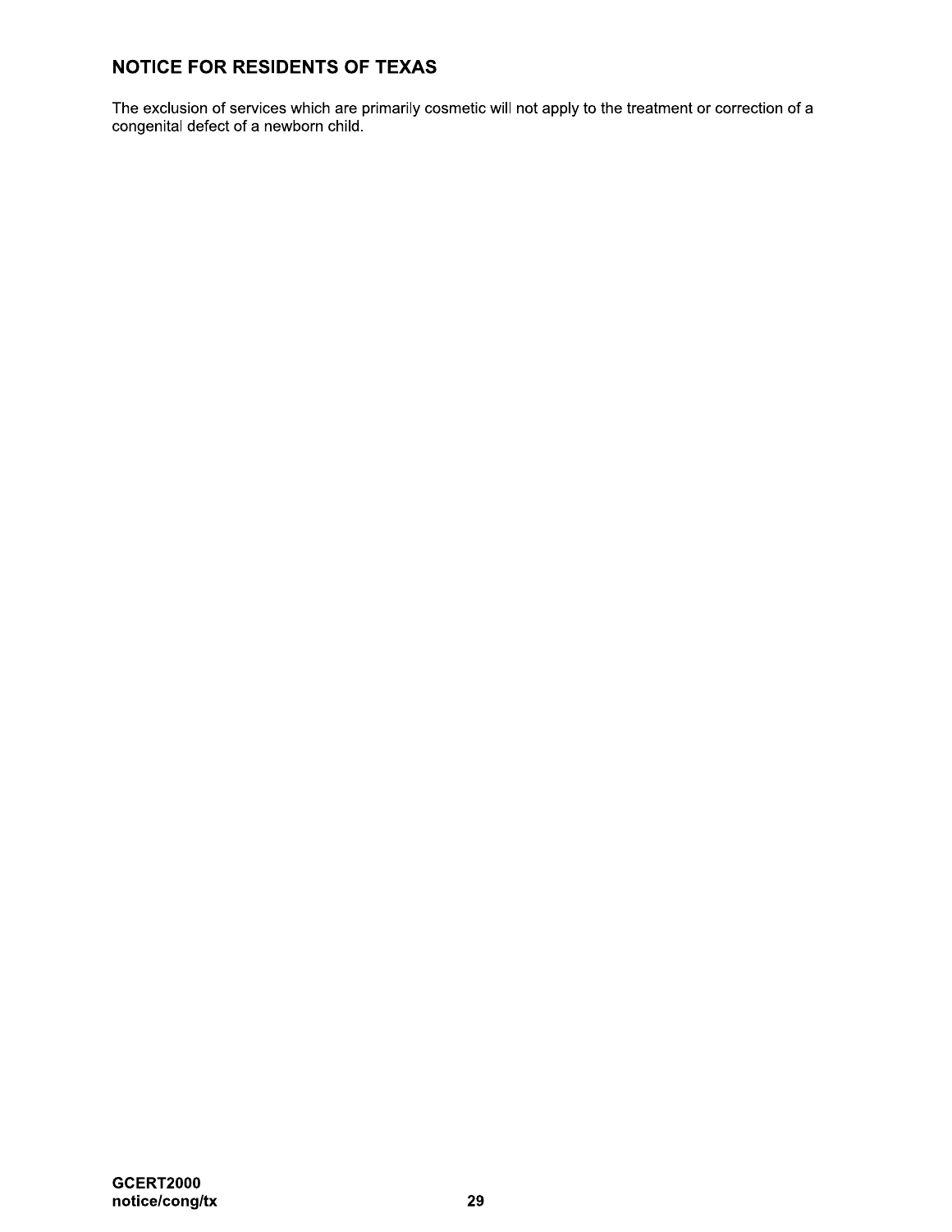## NOTICE FOR RESIDENTS OF TEXAS

The exclusion of services which are primarily cosmetic will not apply to the treatment or correction of a congenital defect of a newborn child.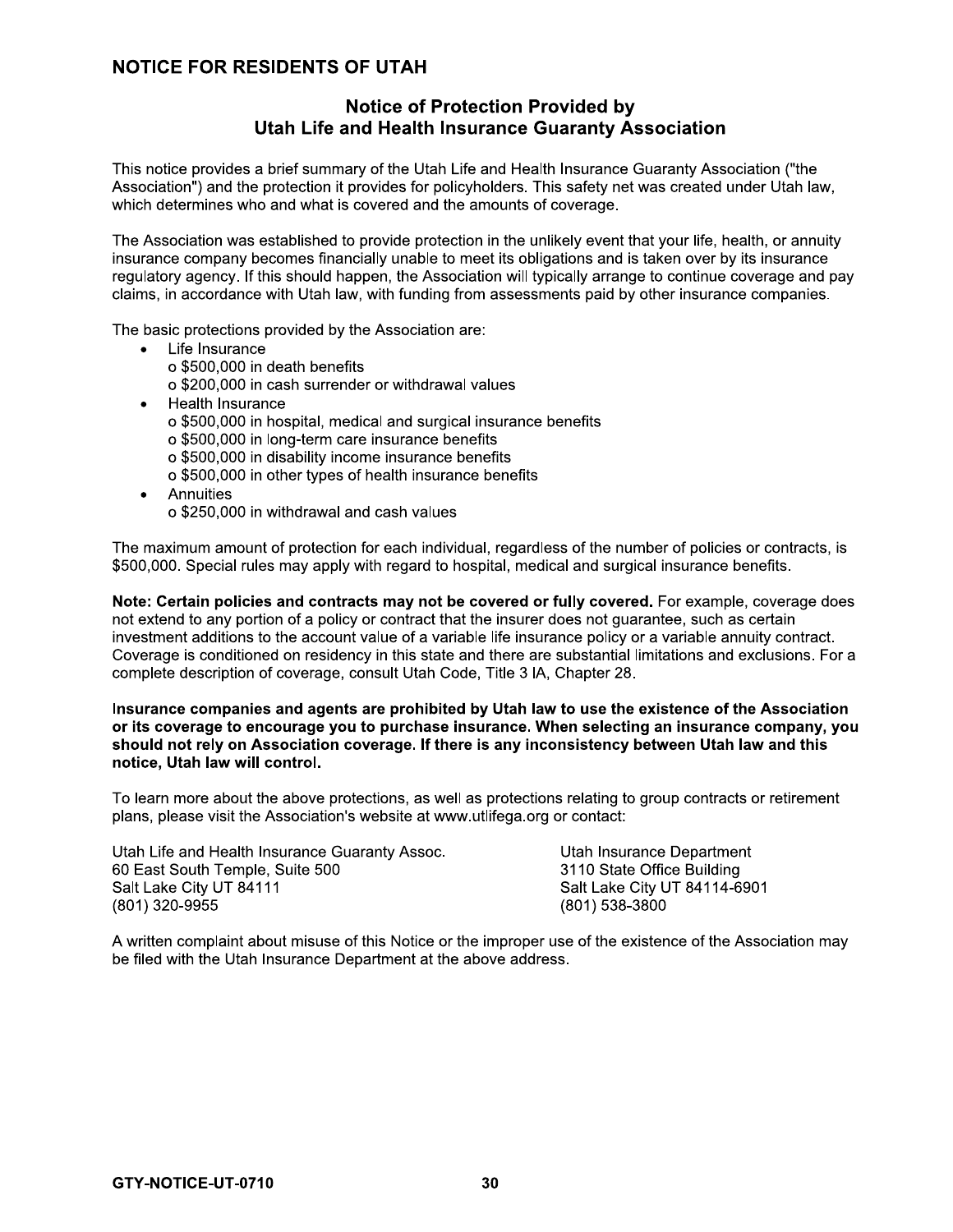## NOTICE FOR RESIDENTS OF UTAH

### Notice of Protection Provided by Utah Life and Health Insurance Guaranty Association

This notice provides a brief summary of the Utah Life and Health Insurance Guaranty Association ("the Association") and the protection it provides for policyholders. This safety net was created under Utah law, which determines who and what is covered and the amounts of coverage.

The Association was established to provide protection in the unlikely event that your life, health, or annuity insurance company becomes financially unable to meet its obligations and is taken over by its insurance regulatory agency. If this should happen, the Association will typically arrange to continue coverage and pay claims, in accordance with Utah law, with funding from assessments paid by other insurance companies.

The basic protections provided by the Association are:

- Life Insurance
  - $500,000 in death benefits
  - $200,000 in cash surrender or withdrawal values
- Health Insurance
  - $500,000 in hospital, medical and surgical insurance benefits
  - $500,000 in long-term care insurance benefits
  - $500,000 in disability income insurance benefits
  - $500,000 in other types of health insurance benefits
- Annuities
  - $250,000 in withdrawal and cash values

The maximum amount of protection for each individual, regardless of the number of policies or contracts, is $500,000. Special rules may apply with regard to hospital, medical and surgical insurance benefits.

**Note: Certain policies and contracts may not be covered or fully covered.** For example, coverage does not extend to any portion of a policy or contract that the insurer does not guarantee, such as certain investment additions to the account value of a variable life insurance policy or a variable annuity contract. Coverage is conditioned on residency in this state and there are substantial limitations and exclusions. For a complete description of coverage, consult Utah Code, Title 3 IA, Chapter 28.

**Insurance companies and agents are prohibited by Utah law to use the existence of the Association or its coverage to encourage you to purchase insurance. When selecting an insurance company, you should not rely on Association coverage. If there is any inconsistency between Utah law and this notice, Utah law will control.**

To learn more about the above protections, as well as protections relating to group contracts or retirement plans, please visit the Association's website at www.utlifega.org or contact:

Utah Life and Health Insurance Guaranty Assoc.
60 East South Temple, Suite 500
Salt Lake City UT 84111
(801) 320-9955

Utah Insurance Department
3110 State Office Building
Salt Lake City UT 84114-6901
(801) 538-3800

A written complaint about misuse of this Notice or the improper use of the existence of the Association may be filed with the Utah Insurance Department at the above address.

GTY-NOTICE-UT-0710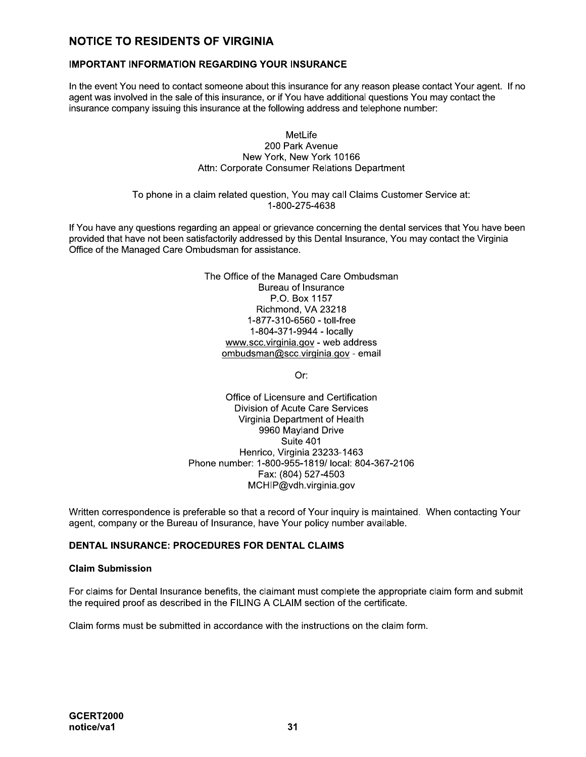## NOTICE TO RESIDENTS OF VIRGINIA

### IMPORTANT INFORMATION REGARDING YOUR INSURANCE

In the event You need to contact someone about this insurance for any reason please contact Your agent. If no agent was involved in the sale of this insurance, or if You have additional questions You may contact the insurance company issuing this insurance at the following address and telephone number:

MetLife
200 Park Avenue
New York, New York 10166
Attn: Corporate Consumer Relations Department

To phone in a claim related question, You may call Claims Customer Service at:
1-800-275-4638

If You have any questions regarding an appeal or grievance concerning the dental services that You have been provided that have not been satisfactorily addressed by this Dental Insurance, You may contact the Virginia Office of the Managed Care Ombudsman for assistance.

The Office of the Managed Care Ombudsman
Bureau of Insurance
P.O. Box 1157
Richmond, VA 23218
1-877-310-6560 - toll-free
1-804-371-9944 - locally
www.scc.virginia.gov - web address
ombudsman@scc.virginia.gov - email

Or:

Office of Licensure and Certification
Division of Acute Care Services
Virginia Department of Health
9960 Mayland Drive
Suite 401
Henrico, Virginia 23233-1463
Phone number: 1-800-955-1819/ local: 804-367-2106
Fax: (804) 527-4503
MCHIP@vdh.virginia.gov

Written correspondence is preferable so that a record of Your inquiry is maintained. When contacting Your agent, company or the Bureau of Insurance, have Your policy number available.

### DENTAL INSURANCE: PROCEDURES FOR DENTAL CLAIMS

#### Claim Submission

For claims for Dental Insurance benefits, the claimant must complete the appropriate claim form and submit the required proof as described in the FILING A CLAIM section of the certificate.

Claim forms must be submitted in accordance with the instructions on the claim form.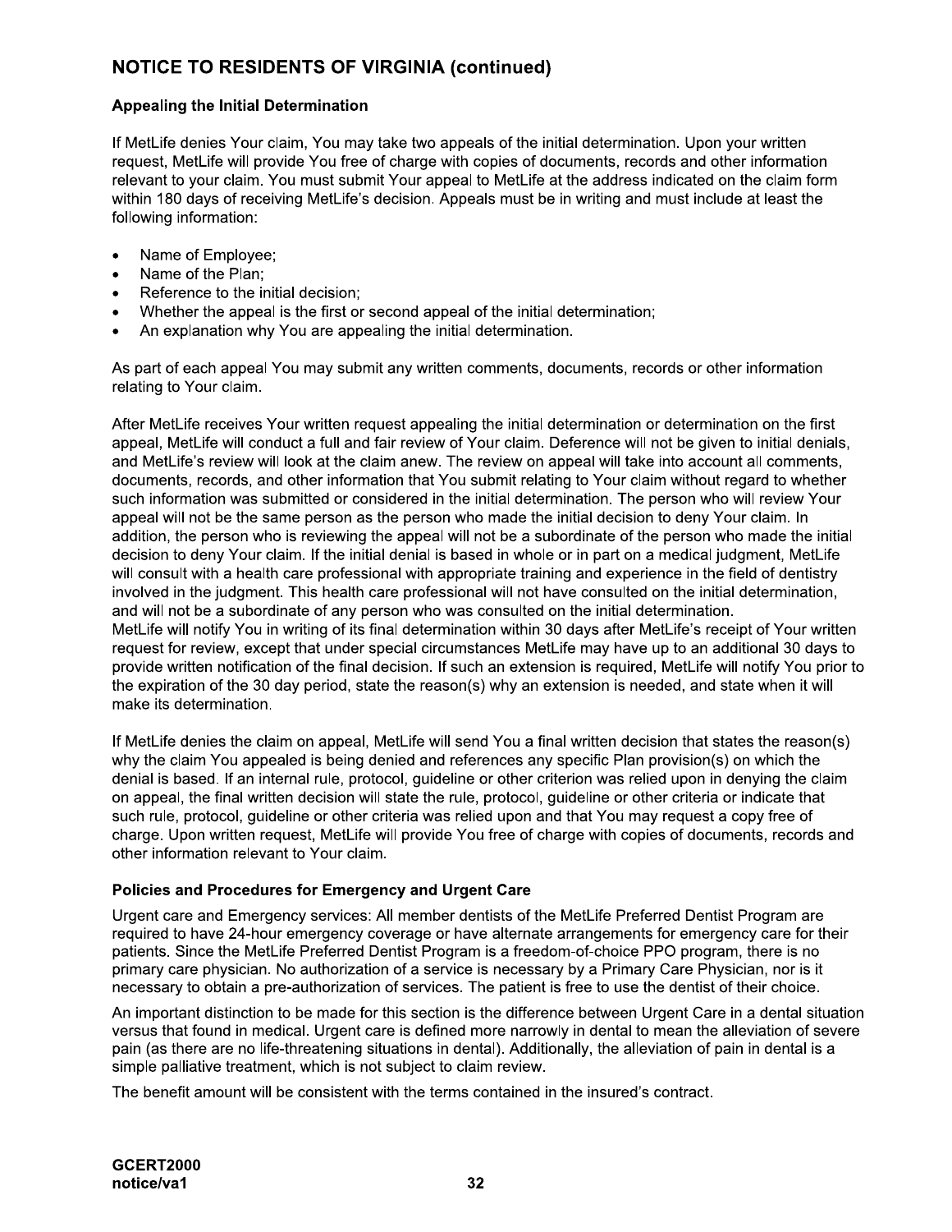## NOTICE TO RESIDENTS OF VIRGINIA (continued)

### Appealing the Initial Determination

If MetLife denies Your claim, You may take two appeals of the initial determination. Upon your written request, MetLife will provide You free of charge with copies of documents, records and other information relevant to your claim. You must submit Your appeal to MetLife at the address indicated on the claim form within 180 days of receiving MetLife's decision. Appeals must be in writing and must include at least the following information:

- Name of Employee;
- Name of the Plan;
- Reference to the initial decision;
- Whether the appeal is the first or second appeal of the initial determination;
- An explanation why You are appealing the initial determination.

As part of each appeal You may submit any written comments, documents, records or other information relating to Your claim.

After MetLife receives Your written request appealing the initial determination or determination on the first appeal, MetLife will conduct a full and fair review of Your claim. Deference will not be given to initial denials, and MetLife's review will look at the claim anew. The review on appeal will take into account all comments, documents, records, and other information that You submit relating to Your claim without regard to whether such information was submitted or considered in the initial determination. The person who will review Your appeal will not be the same person as the person who made the initial decision to deny Your claim. In addition, the person who is reviewing the appeal will not be a subordinate of the person who made the initial decision to deny Your claim. If the initial denial is based in whole or in part on a medical judgment, MetLife will consult with a health care professional with appropriate training and experience in the field of dentistry involved in the judgment. This health care professional will not have consulted on the initial determination, and will not be a subordinate of any person who was consulted on the initial determination.
MetLife will notify You in writing of its final determination within 30 days after MetLife's receipt of Your written request for review, except that under special circumstances MetLife may have up to an additional 30 days to provide written notification of the final decision. If such an extension is required, MetLife will notify You prior to the expiration of the 30 day period, state the reason(s) why an extension is needed, and state when it will make its determination.

If MetLife denies the claim on appeal, MetLife will send You a final written decision that states the reason(s) why the claim You appealed is being denied and references any specific Plan provision(s) on which the denial is based. If an internal rule, protocol, guideline or other criterion was relied upon in denying the claim on appeal, the final written decision will state the rule, protocol, guideline or other criteria or indicate that such rule, protocol, guideline or other criteria was relied upon and that You may request a copy free of charge. Upon written request, MetLife will provide You free of charge with copies of documents, records and other information relevant to Your claim.

### Policies and Procedures for Emergency and Urgent Care

Urgent care and Emergency services: All member dentists of the MetLife Preferred Dentist Program are required to have 24-hour emergency coverage or have alternate arrangements for emergency care for their patients. Since the MetLife Preferred Dentist Program is a freedom-of-choice PPO program, there is no primary care physician. No authorization of a service is necessary by a Primary Care Physician, nor is it necessary to obtain a pre-authorization of services. The patient is free to use the dentist of their choice.

An important distinction to be made for this section is the difference between Urgent Care in a dental situation versus that found in medical. Urgent care is defined more narrowly in dental to mean the alleviation of severe pain (as there are no life-threatening situations in dental). Additionally, the alleviation of pain in dental is a simple palliative treatment, which is not subject to claim review.

The benefit amount will be consistent with the terms contained in the insured's contract.

**GCERT2000**
**notice/va1**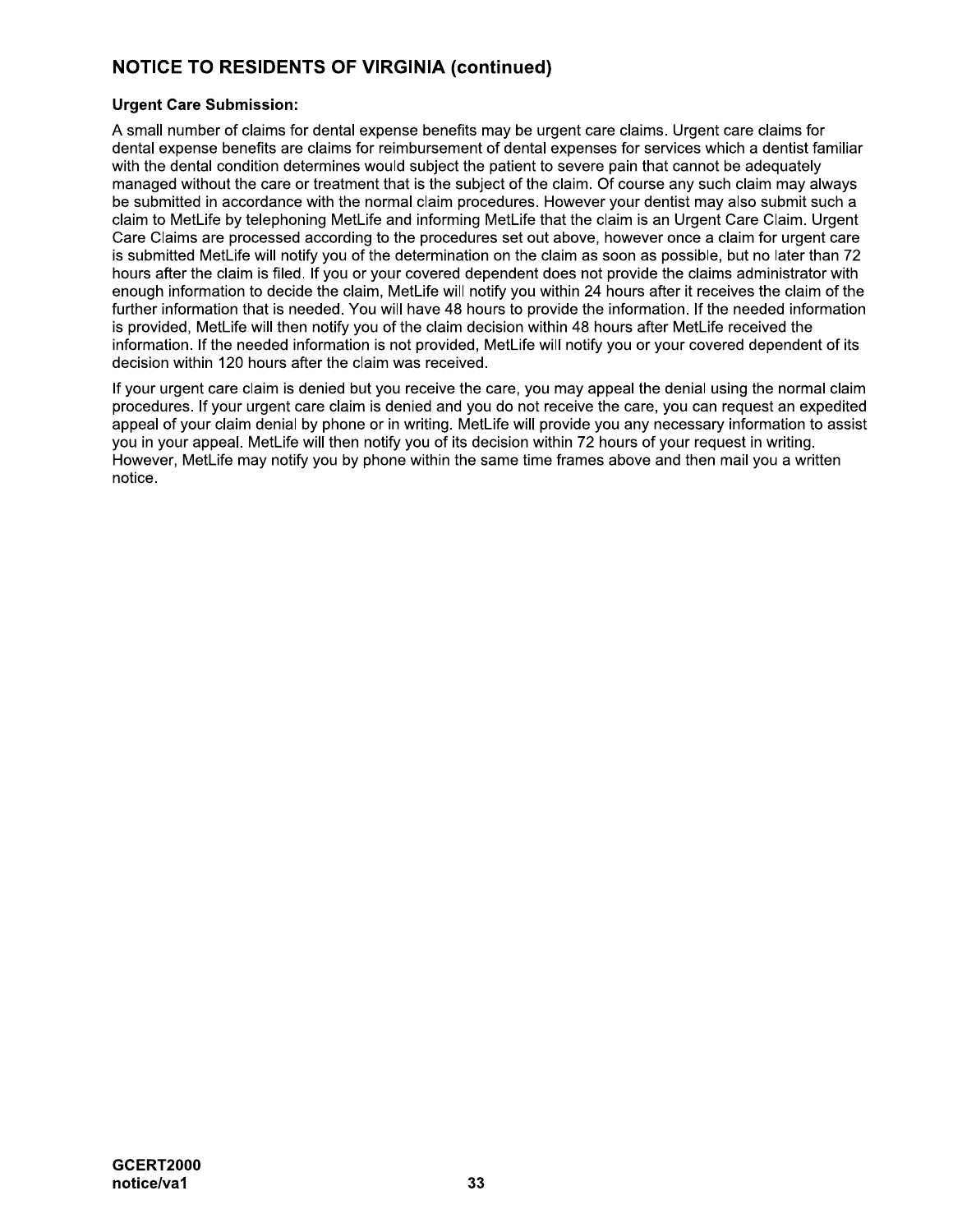## NOTICE TO RESIDENTS OF VIRGINIA (continued)

**Urgent Care Submission:**

A small number of claims for dental expense benefits may be urgent care claims. Urgent care claims for dental expense benefits are claims for reimbursement of dental expenses for services which a dentist familiar with the dental condition determines would subject the patient to severe pain that cannot be adequately managed without the care or treatment that is the subject of the claim. Of course any such claim may always be submitted in accordance with the normal claim procedures. However your dentist may also submit such a claim to MetLife by telephoning MetLife and informing MetLife that the claim is an Urgent Care Claim. Urgent Care Claims are processed according to the procedures set out above, however once a claim for urgent care is submitted MetLife will notify you of the determination on the claim as soon as possible, but no later than 72 hours after the claim is filed. If you or your covered dependent does not provide the claims administrator with enough information to decide the claim, MetLife will notify you within 24 hours after it receives the claim of the further information that is needed. You will have 48 hours to provide the information. If the needed information is provided, MetLife will then notify you of the claim decision within 48 hours after MetLife received the information. If the needed information is not provided, MetLife will notify you or your covered dependent of its decision within 120 hours after the claim was received.

If your urgent care claim is denied but you receive the care, you may appeal the denial using the normal claim procedures. If your urgent care claim is denied and you do not receive the care, you can request an expedited appeal of your claim denial by phone or in writing. MetLife will provide you any necessary information to assist you in your appeal. MetLife will then notify you of its decision within 72 hours of your request in writing. However, MetLife may notify you by phone within the same time frames above and then mail you a written notice.

GCERT2000
notice/va1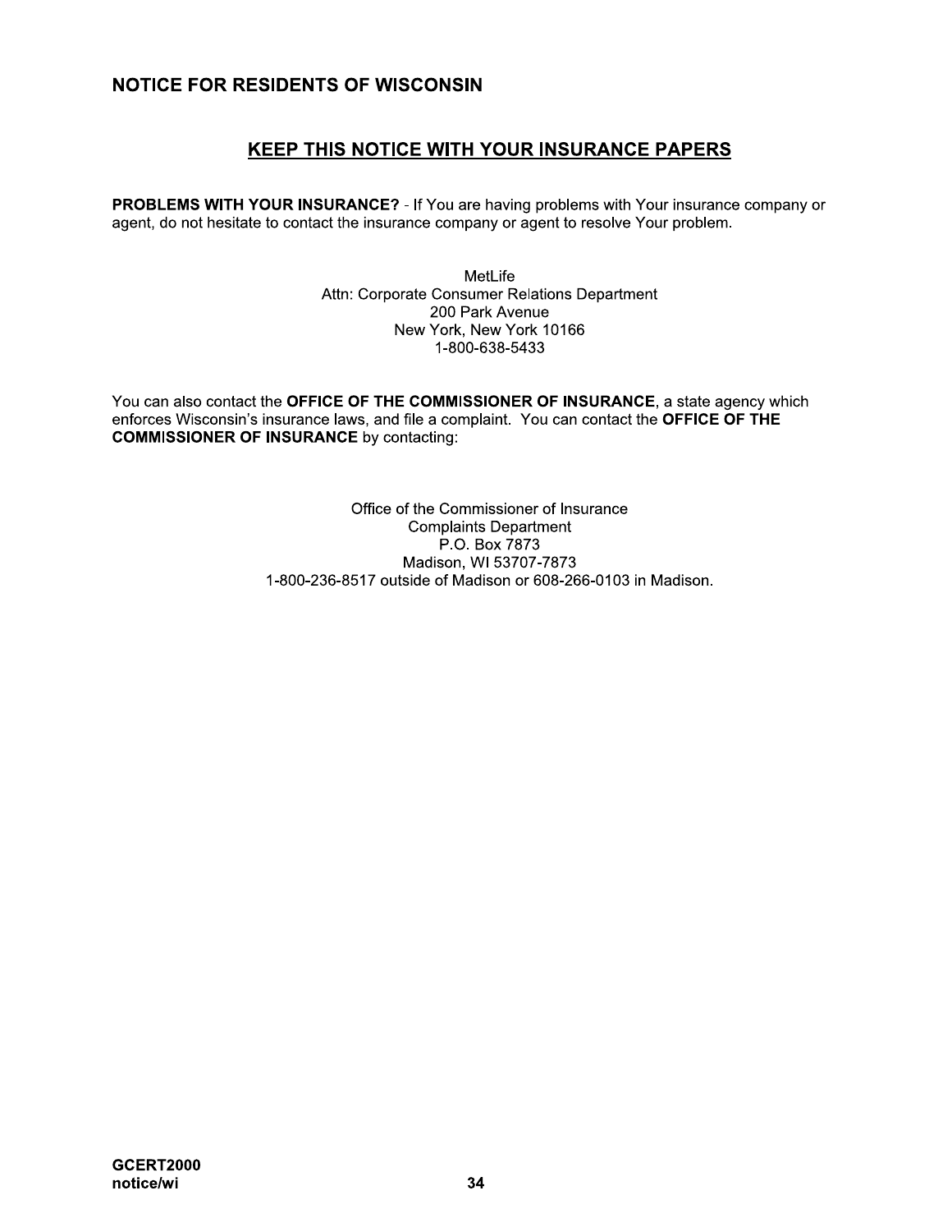## NOTICE FOR RESIDENTS OF WISCONSIN

### KEEP THIS NOTICE WITH YOUR INSURANCE PAPERS

**PROBLEMS WITH YOUR INSURANCE?** - If You are having problems with Your insurance company or agent, do not hesitate to contact the insurance company or agent to resolve Your problem.

MetLife
Attn: Corporate Consumer Relations Department
200 Park Avenue
New York, New York 10166
1-800-638-5433

You can also contact the **OFFICE OF THE COMMISSIONER OF INSURANCE**, a state agency which enforces Wisconsin's insurance laws, and file a complaint. You can contact the **OFFICE OF THE COMMISSIONER OF INSURANCE** by contacting:

Office of the Commissioner of Insurance
Complaints Department
P.O. Box 7873
Madison, WI 53707-7873
1-800-236-8517 outside of Madison or 608-266-0103 in Madison.

**GCERT2000**
**notice/wi**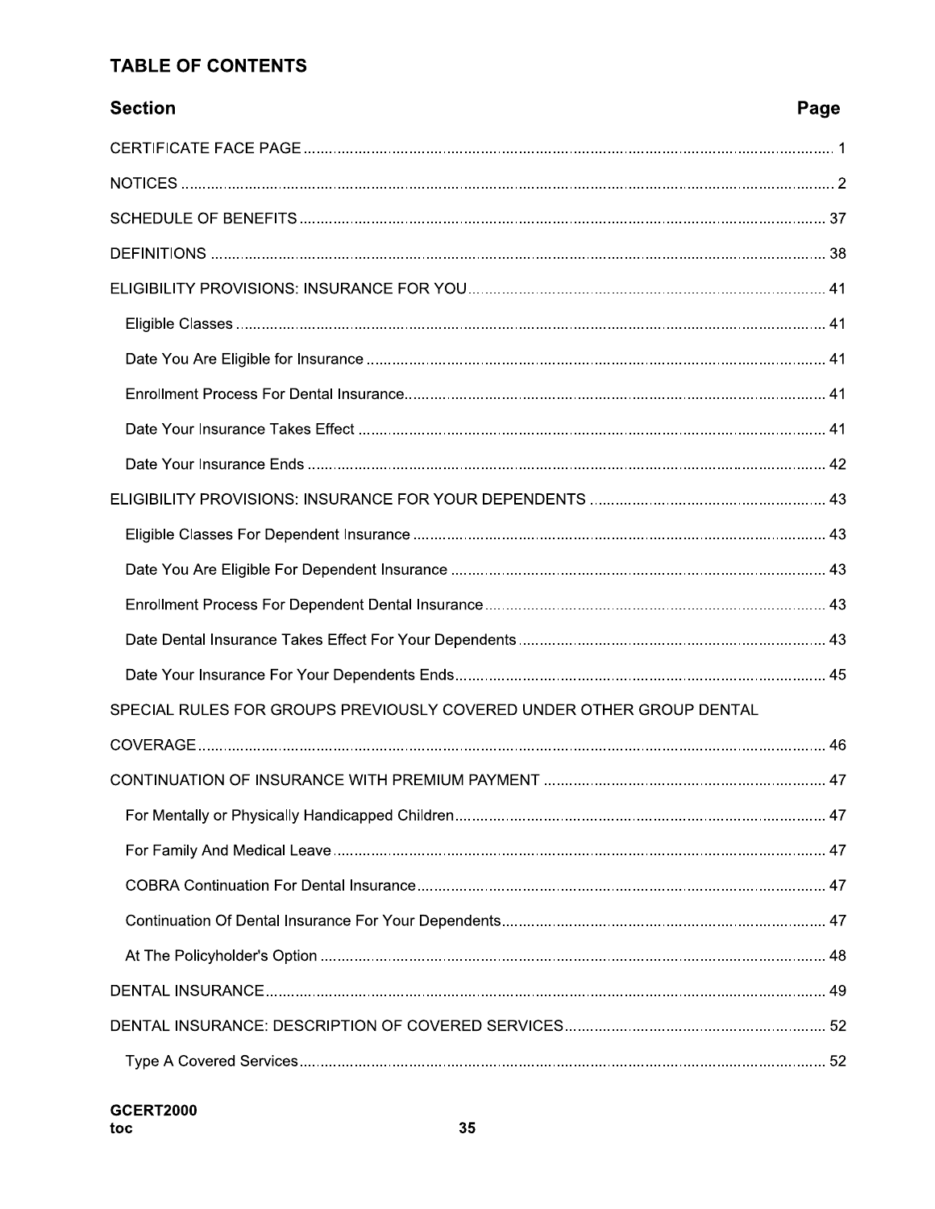## TABLE OF CONTENTS

| Section | Page |
|---|---|
| CERTIFICATE FACE PAGE | 1 |
| NOTICES | 2 |
| SCHEDULE OF BENEFITS | 37 |
| DEFINITIONS | 38 |
| ELIGIBILITY PROVISIONS: INSURANCE FOR YOU | 41 |
| Eligible Classes | 41 |
| Date You Are Eligible for Insurance | 41 |
| Enrollment Process For Dental Insurance | 41 |
| Date Your Insurance Takes Effect | 41 |
| Date Your Insurance Ends | 42 |
| ELIGIBILITY PROVISIONS: INSURANCE FOR YOUR DEPENDENTS | 43 |
| Eligible Classes For Dependent Insurance | 43 |
| Date You Are Eligible For Dependent Insurance | 43 |
| Enrollment Process For Dependent Dental Insurance | 43 |
| Date Dental Insurance Takes Effect For Your Dependents | 43 |
| Date Your Insurance For Your Dependents Ends | 45 |
| SPECIAL RULES FOR GROUPS PREVIOUSLY COVERED UNDER OTHER GROUP DENTAL COVERAGE | 46 |
| CONTINUATION OF INSURANCE WITH PREMIUM PAYMENT | 47 |
| For Mentally or Physically Handicapped Children | 47 |
| For Family And Medical Leave | 47 |
| COBRA Continuation For Dental Insurance | 47 |
| Continuation Of Dental Insurance For Your Dependents | 47 |
| At The Policyholder's Option | 48 |
| DENTAL INSURANCE | 49 |
| DENTAL INSURANCE: DESCRIPTION OF COVERED SERVICES | 52 |
| Type A Covered Services | 52 |

GCERT2000
toc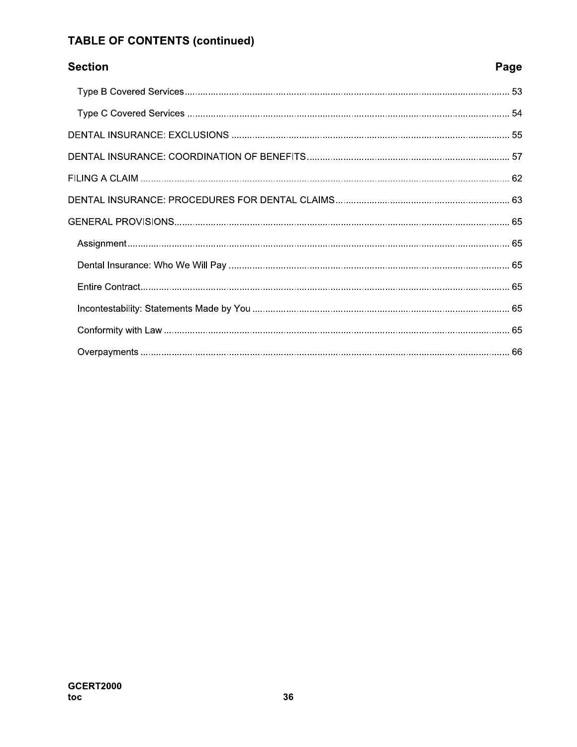## TABLE OF CONTENTS (continued)

| Section | Page |
|---|---|
| Type B Covered Services | 53 |
| Type C Covered Services | 54 |
| DENTAL INSURANCE: EXCLUSIONS | 55 |
| DENTAL INSURANCE: COORDINATION OF BENEFITS | 57 |
| FILING A CLAIM | 62 |
| DENTAL INSURANCE: PROCEDURES FOR DENTAL CLAIMS | 63 |
| GENERAL PROVISIONS | 65 |
| Assignment | 65 |
| Dental Insurance: Who We Will Pay | 65 |
| Entire Contract | 65 |
| Incontestability: Statements Made by You | 65 |
| Conformity with Law | 65 |
| Overpayments | 66 |

GCERT2000
toc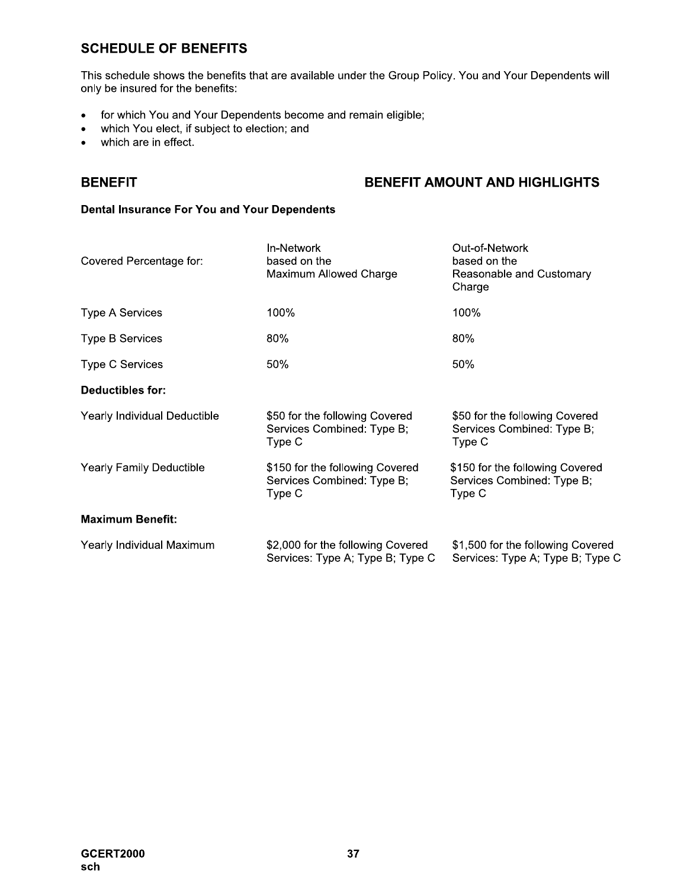## SCHEDULE OF BENEFITS

This schedule shows the benefits that are available under the Group Policy. You and Your Dependents will only be insured for the benefits:

- for which You and Your Dependents become and remain eligible;
- which You elect, if subject to election; and
- which are in effect.

| **BENEFIT** | **BENEFIT AMOUNT AND HIGHLIGHTS** | |
|---|---|---|
| **Dental Insurance For You and Your Dependents** | | |
| Covered Percentage for: | In-Network based on the Maximum Allowed Charge | Out-of-Network based on the Reasonable and Customary Charge |
| Type A Services | 100% | 100% |
| Type B Services | 80% | 80% |
| Type C Services | 50% | 50% |
| **Deductibles for:** | | |
| Yearly Individual Deductible | $50 for the following Covered Services Combined: Type B; Type C | $50 for the following Covered Services Combined: Type B; Type C |
| Yearly Family Deductible | $150 for the following Covered Services Combined: Type B; Type C | $150 for the following Covered Services Combined: Type B; Type C |
| **Maximum Benefit:** | | |
| Yearly Individual Maximum | $2,000 for the following Covered Services: Type A; Type B; Type C | $1,500 for the following Covered Services: Type A; Type B; Type C |

GCERT2000
sch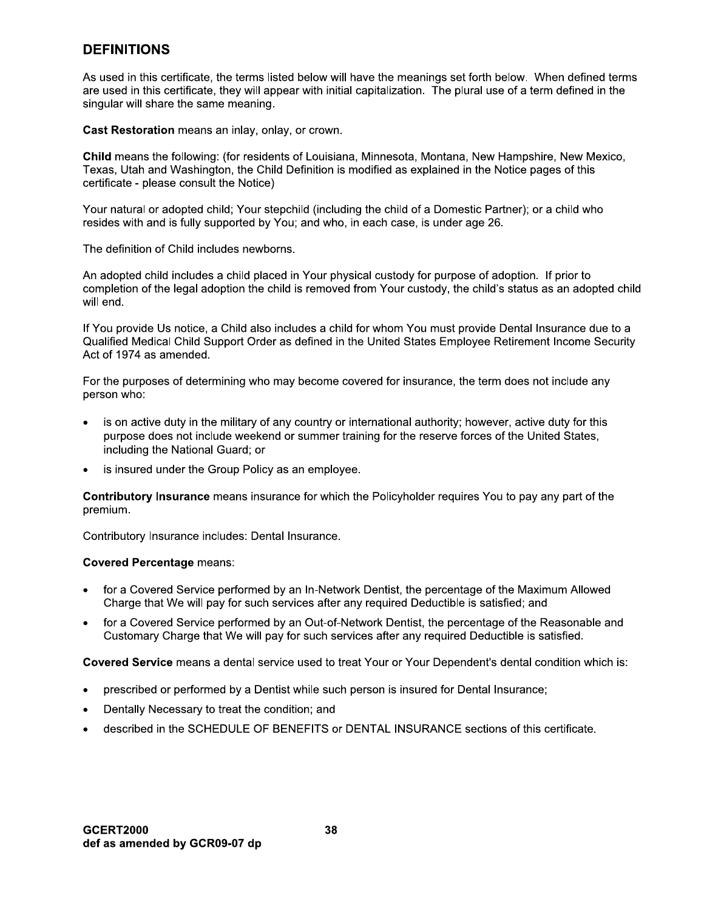## DEFINITIONS

As used in this certificate, the terms listed below will have the meanings set forth below. When defined terms are used in this certificate, they will appear with initial capitalization. The plural use of a term defined in the singular will share the same meaning.

**Cast Restoration** means an inlay, onlay, or crown.

**Child** means the following: (for residents of Louisiana, Minnesota, Montana, New Hampshire, New Mexico, Texas, Utah and Washington, the Child Definition is modified as explained in the Notice pages of this certificate - please consult the Notice)

Your natural or adopted child; Your stepchild (including the child of a Domestic Partner); or a child who resides with and is fully supported by You; and who, in each case, is under age 26.

The definition of Child includes newborns.

An adopted child includes a child placed in Your physical custody for purpose of adoption. If prior to completion of the legal adoption the child is removed from Your custody, the child's status as an adopted child will end.

If You provide Us notice, a Child also includes a child for whom You must provide Dental Insurance due to a Qualified Medical Child Support Order as defined in the United States Employee Retirement Income Security Act of 1974 as amended.

For the purposes of determining who may become covered for insurance, the term does not include any person who:

- is on active duty in the military of any country or international authority; however, active duty for this purpose does not include weekend or summer training for the reserve forces of the United States, including the National Guard; or
- is insured under the Group Policy as an employee.

**Contributory Insurance** means insurance for which the Policyholder requires You to pay any part of the premium.

Contributory Insurance includes: Dental Insurance.

**Covered Percentage** means:

- for a Covered Service performed by an In-Network Dentist, the percentage of the Maximum Allowed Charge that We will pay for such services after any required Deductible is satisfied; and
- for a Covered Service performed by an Out-of-Network Dentist, the percentage of the Reasonable and Customary Charge that We will pay for such services after any required Deductible is satisfied.

**Covered Service** means a dental service used to treat Your or Your Dependent's dental condition which is:

- prescribed or performed by a Dentist while such person is insured for Dental Insurance;
- Dentally Necessary to treat the condition; and
- described in the SCHEDULE OF BENEFITS or DENTAL INSURANCE sections of this certificate.

**GCERT2000**
**def as amended by GCR09-07 dp**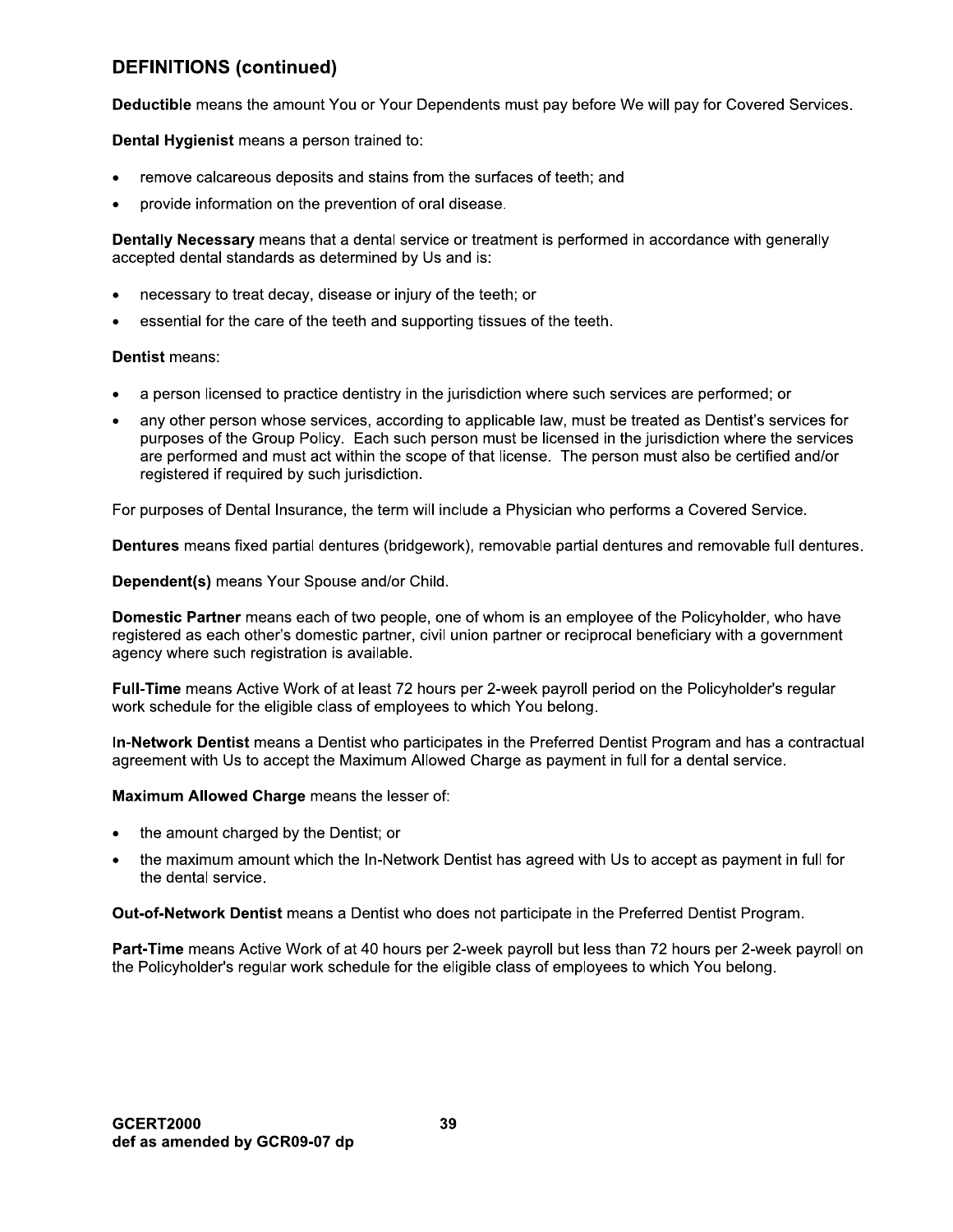## DEFINITIONS (continued)

**Deductible** means the amount You or Your Dependents must pay before We will pay for Covered Services.

**Dental Hygienist** means a person trained to:

- remove calcareous deposits and stains from the surfaces of teeth; and
- provide information on the prevention of oral disease.

**Dentally Necessary** means that a dental service or treatment is performed in accordance with generally accepted dental standards as determined by Us and is:

- necessary to treat decay, disease or injury of the teeth; or
- essential for the care of the teeth and supporting tissues of the teeth.

**Dentist** means:

- a person licensed to practice dentistry in the jurisdiction where such services are performed; or
- any other person whose services, according to applicable law, must be treated as Dentist's services for purposes of the Group Policy. Each such person must be licensed in the jurisdiction where the services are performed and must act within the scope of that license. The person must also be certified and/or registered if required by such jurisdiction.

For purposes of Dental Insurance, the term will include a Physician who performs a Covered Service.

**Dentures** means fixed partial dentures (bridgework), removable partial dentures and removable full dentures.

**Dependent(s)** means Your Spouse and/or Child.

**Domestic Partner** means each of two people, one of whom is an employee of the Policyholder, who have registered as each other's domestic partner, civil union partner or reciprocal beneficiary with a government agency where such registration is available.

**Full-Time** means Active Work of at least 72 hours per 2-week payroll period on the Policyholder's regular work schedule for the eligible class of employees to which You belong.

**In-Network Dentist** means a Dentist who participates in the Preferred Dentist Program and has a contractual agreement with Us to accept the Maximum Allowed Charge as payment in full for a dental service.

**Maximum Allowed Charge** means the lesser of:

- the amount charged by the Dentist; or
- the maximum amount which the In-Network Dentist has agreed with Us to accept as payment in full for the dental service.

**Out-of-Network Dentist** means a Dentist who does not participate in the Preferred Dentist Program.

**Part-Time** means Active Work of at 40 hours per 2-week payroll but less than 72 hours per 2-week payroll on the Policyholder's regular work schedule for the eligible class of employees to which You belong.

**GCERT2000**
**def as amended by GCR09-07 dp**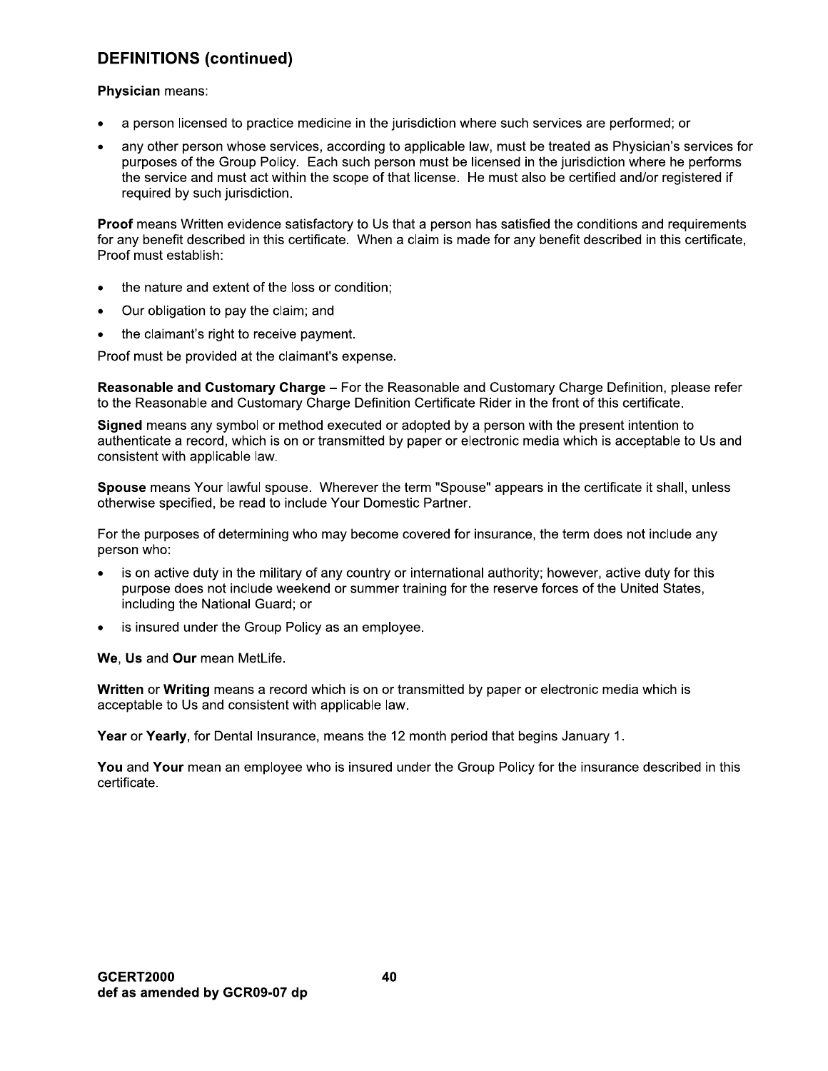## DEFINITIONS (continued)

**Physician** means:

- a person licensed to practice medicine in the jurisdiction where such services are performed; or
- any other person whose services, according to applicable law, must be treated as Physician's services for purposes of the Group Policy. Each such person must be licensed in the jurisdiction where he performs the service and must act within the scope of that license. He must also be certified and/or registered if required by such jurisdiction.

**Proof** means Written evidence satisfactory to Us that a person has satisfied the conditions and requirements for any benefit described in this certificate. When a claim is made for any benefit described in this certificate, Proof must establish:

- the nature and extent of the loss or condition;
- Our obligation to pay the claim; and
- the claimant's right to receive payment.

Proof must be provided at the claimant's expense.

**Reasonable and Customary Charge –** For the Reasonable and Customary Charge Definition, please refer to the Reasonable and Customary Charge Definition Certificate Rider in the front of this certificate.

**Signed** means any symbol or method executed or adopted by a person with the present intention to authenticate a record, which is on or transmitted by paper or electronic media which is acceptable to Us and consistent with applicable law.

**Spouse** means Your lawful spouse. Wherever the term "Spouse" appears in the certificate it shall, unless otherwise specified, be read to include Your Domestic Partner.

For the purposes of determining who may become covered for insurance, the term does not include any person who:

- is on active duty in the military of any country or international authority; however, active duty for this purpose does not include weekend or summer training for the reserve forces of the United States, including the National Guard; or
- is insured under the Group Policy as an employee.

**We**, **Us** and **Our** mean MetLife.

**Written** or **Writing** means a record which is on or transmitted by paper or electronic media which is acceptable to Us and consistent with applicable law.

**Year** or **Yearly**, for Dental Insurance, means the 12 month period that begins January 1.

**You** and **Your** mean an employee who is insured under the Group Policy for the insurance described in this certificate.

**GCERT2000**
**def as amended by GCR09-07 dp**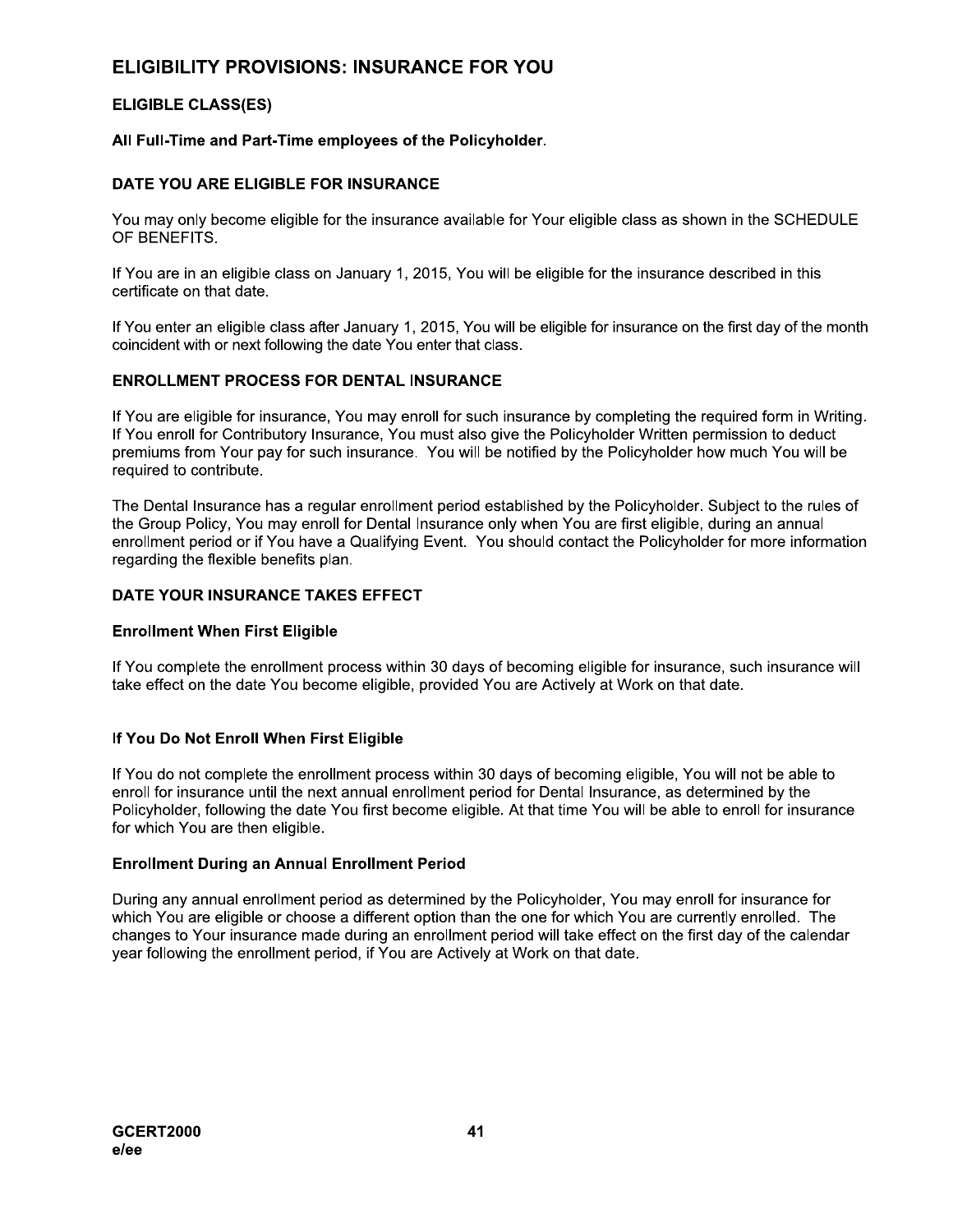## ELIGIBILITY PROVISIONS: INSURANCE FOR YOU

### ELIGIBLE CLASS(ES)

**All Full-Time and Part-Time employees of the Policyholder.**

### DATE YOU ARE ELIGIBLE FOR INSURANCE

You may only become eligible for the insurance available for Your eligible class as shown in the SCHEDULE OF BENEFITS.

If You are in an eligible class on January 1, 2015, You will be eligible for the insurance described in this certificate on that date.

If You enter an eligible class after January 1, 2015, You will be eligible for insurance on the first day of the month coincident with or next following the date You enter that class.

### ENROLLMENT PROCESS FOR DENTAL INSURANCE

If You are eligible for insurance, You may enroll for such insurance by completing the required form in Writing. If You enroll for Contributory Insurance, You must also give the Policyholder Written permission to deduct premiums from Your pay for such insurance. You will be notified by the Policyholder how much You will be required to contribute.

The Dental Insurance has a regular enrollment period established by the Policyholder. Subject to the rules of the Group Policy, You may enroll for Dental Insurance only when You are first eligible, during an annual enrollment period or if You have a Qualifying Event. You should contact the Policyholder for more information regarding the flexible benefits plan.

### DATE YOUR INSURANCE TAKES EFFECT

**Enrollment When First Eligible**

If You complete the enrollment process within 30 days of becoming eligible for insurance, such insurance will take effect on the date You become eligible, provided You are Actively at Work on that date.

**If You Do Not Enroll When First Eligible**

If You do not complete the enrollment process within 30 days of becoming eligible, You will not be able to enroll for insurance until the next annual enrollment period for Dental Insurance, as determined by the Policyholder, following the date You first become eligible. At that time You will be able to enroll for insurance for which You are then eligible.

**Enrollment During an Annual Enrollment Period**

During any annual enrollment period as determined by the Policyholder, You may enroll for insurance for which You are eligible or choose a different option than the one for which You are currently enrolled. The changes to Your insurance made during an enrollment period will take effect on the first day of the calendar year following the enrollment period, if You are Actively at Work on that date.

GCERT2000
e/ee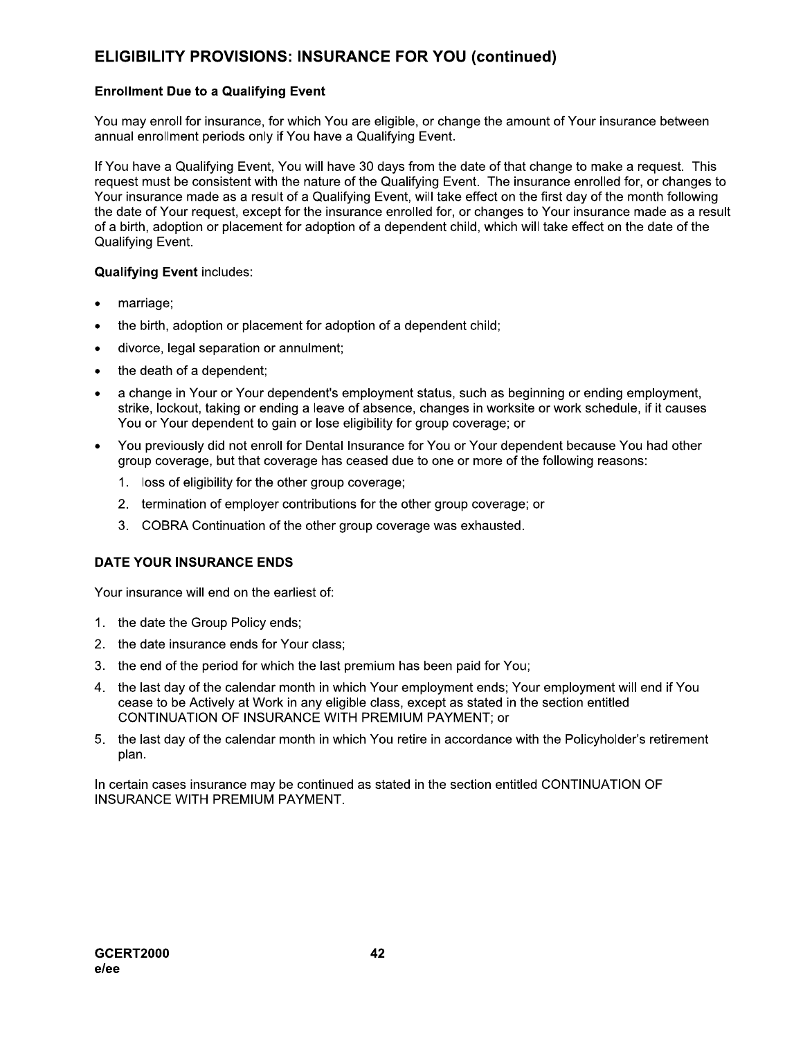## ELIGIBILITY PROVISIONS: INSURANCE FOR YOU (continued)

### Enrollment Due to a Qualifying Event

You may enroll for insurance, for which You are eligible, or change the amount of Your insurance between annual enrollment periods only if You have a Qualifying Event.

If You have a Qualifying Event, You will have 30 days from the date of that change to make a request. This request must be consistent with the nature of the Qualifying Event. The insurance enrolled for, or changes to Your insurance made as a result of a Qualifying Event, will take effect on the first day of the month following the date of Your request, except for the insurance enrolled for, or changes to Your insurance made as a result of a birth, adoption or placement for adoption of a dependent child, which will take effect on the date of the Qualifying Event.

**Qualifying Event** includes:

- marriage;
- the birth, adoption or placement for adoption of a dependent child;
- divorce, legal separation or annulment;
- the death of a dependent;
- a change in Your or Your dependent's employment status, such as beginning or ending employment, strike, lockout, taking or ending a leave of absence, changes in worksite or work schedule, if it causes You or Your dependent to gain or lose eligibility for group coverage; or
- You previously did not enroll for Dental Insurance for You or Your dependent because You had other group coverage, but that coverage has ceased due to one or more of the following reasons:
  1. loss of eligibility for the other group coverage;
  2. termination of employer contributions for the other group coverage; or
  3. COBRA Continuation of the other group coverage was exhausted.

### DATE YOUR INSURANCE ENDS

Your insurance will end on the earliest of:

1. the date the Group Policy ends;
2. the date insurance ends for Your class;
3. the end of the period for which the last premium has been paid for You;
4. the last day of the calendar month in which Your employment ends; Your employment will end if You cease to be Actively at Work in any eligible class, except as stated in the section entitled CONTINUATION OF INSURANCE WITH PREMIUM PAYMENT; or
5. the last day of the calendar month in which You retire in accordance with the Policyholder's retirement plan.

In certain cases insurance may be continued as stated in the section entitled CONTINUATION OF INSURANCE WITH PREMIUM PAYMENT.

GCERT2000
e/ee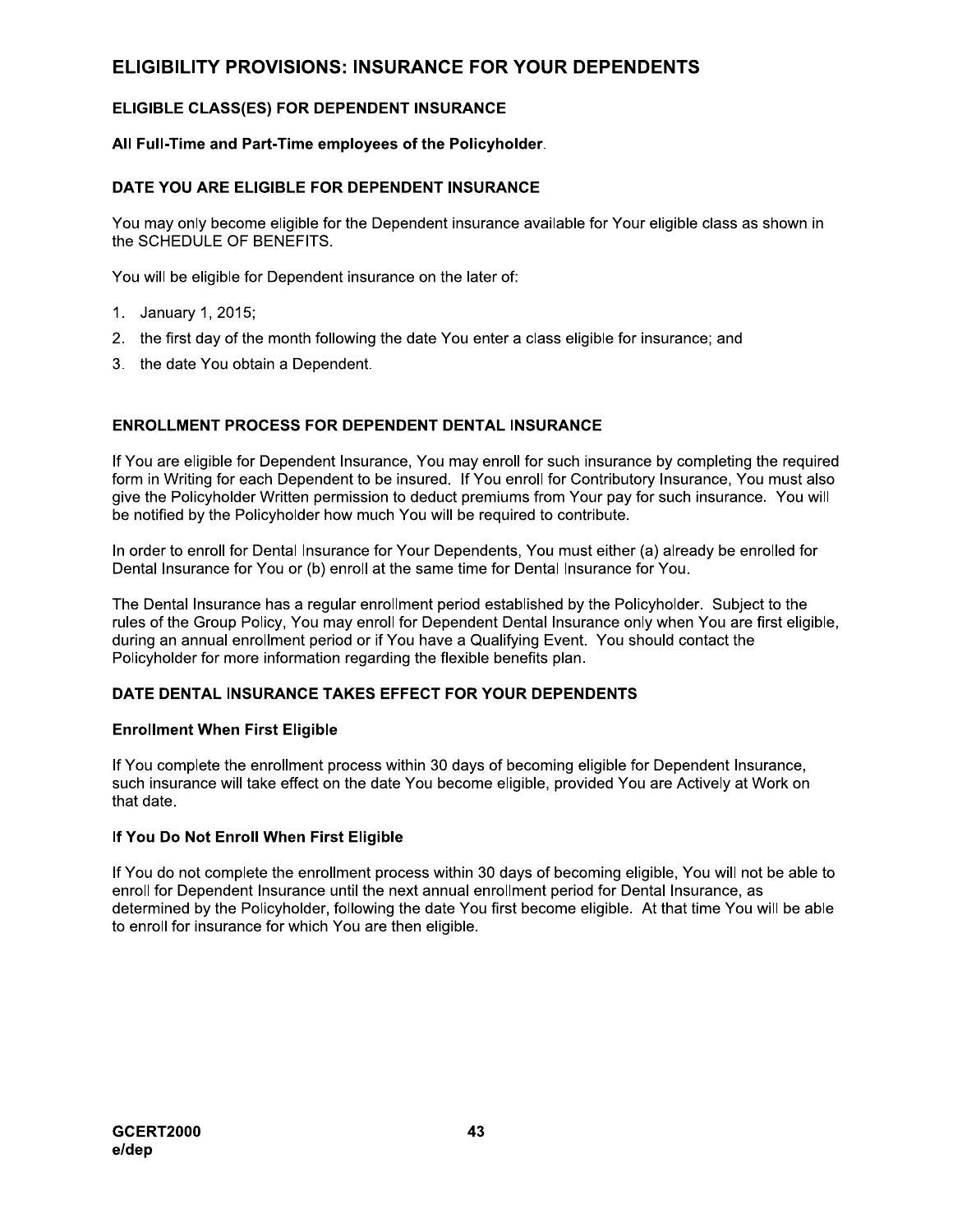# ELIGIBILITY PROVISIONS: INSURANCE FOR YOUR DEPENDENTS

## ELIGIBLE CLASS(ES) FOR DEPENDENT INSURANCE

**All Full-Time and Part-Time employees of the Policyholder.**

## DATE YOU ARE ELIGIBLE FOR DEPENDENT INSURANCE

You may only become eligible for the Dependent insurance available for Your eligible class as shown in the SCHEDULE OF BENEFITS.

You will be eligible for Dependent insurance on the later of:

1. January 1, 2015;
2. the first day of the month following the date You enter a class eligible for insurance; and
3. the date You obtain a Dependent.

## ENROLLMENT PROCESS FOR DEPENDENT DENTAL INSURANCE

If You are eligible for Dependent Insurance, You may enroll for such insurance by completing the required form in Writing for each Dependent to be insured. If You enroll for Contributory Insurance, You must also give the Policyholder Written permission to deduct premiums from Your pay for such insurance. You will be notified by the Policyholder how much You will be required to contribute.

In order to enroll for Dental Insurance for Your Dependents, You must either (a) already be enrolled for Dental Insurance for You or (b) enroll at the same time for Dental Insurance for You.

The Dental Insurance has a regular enrollment period established by the Policyholder. Subject to the rules of the Group Policy, You may enroll for Dependent Dental Insurance only when You are first eligible, during an annual enrollment period or if You have a Qualifying Event. You should contact the Policyholder for more information regarding the flexible benefits plan.

## DATE DENTAL INSURANCE TAKES EFFECT FOR YOUR DEPENDENTS

### Enrollment When First Eligible

If You complete the enrollment process within 30 days of becoming eligible for Dependent Insurance, such insurance will take effect on the date You become eligible, provided You are Actively at Work on that date.

### If You Do Not Enroll When First Eligible

If You do not complete the enrollment process within 30 days of becoming eligible, You will not be able to enroll for Dependent Insurance until the next annual enrollment period for Dental Insurance, as determined by the Policyholder, following the date You first become eligible. At that time You will be able to enroll for insurance for which You are then eligible.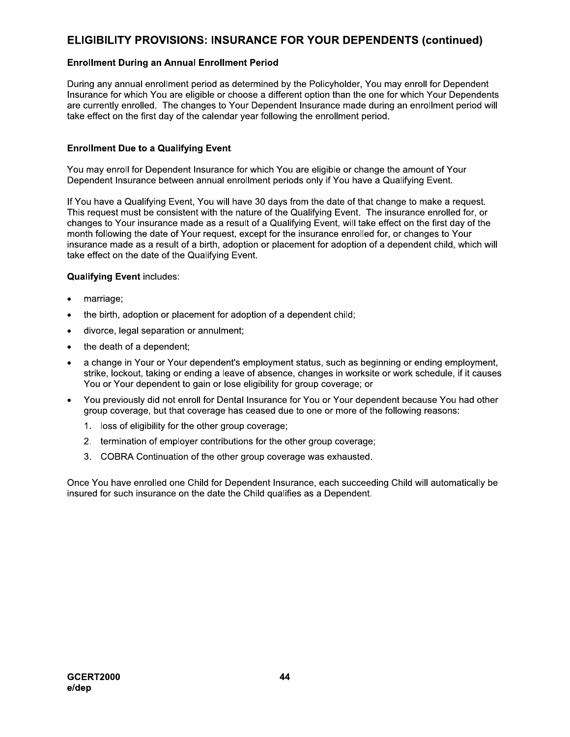## ELIGIBILITY PROVISIONS: INSURANCE FOR YOUR DEPENDENTS (continued)

### Enrollment During an Annual Enrollment Period

During any annual enrollment period as determined by the Policyholder, You may enroll for Dependent Insurance for which You are eligible or choose a different option than the one for which Your Dependents are currently enrolled. The changes to Your Dependent Insurance made during an enrollment period will take effect on the first day of the calendar year following the enrollment period.

### Enrollment Due to a Qualifying Event

You may enroll for Dependent Insurance for which You are eligible or change the amount of Your Dependent Insurance between annual enrollment periods only if You have a Qualifying Event.

If You have a Qualifying Event, You will have 30 days from the date of that change to make a request. This request must be consistent with the nature of the Qualifying Event. The insurance enrolled for, or changes to Your insurance made as a result of a Qualifying Event, will take effect on the first day of the month following the date of Your request, except for the insurance enrolled for, or changes to Your insurance made as a result of a birth, adoption or placement for adoption of a dependent child, which will take effect on the date of the Qualifying Event.

**Qualifying Event** includes:

- marriage;
- the birth, adoption or placement for adoption of a dependent child;
- divorce, legal separation or annulment;
- the death of a dependent;
- a change in Your or Your dependent's employment status, such as beginning or ending employment, strike, lockout, taking or ending a leave of absence, changes in worksite or work schedule, if it causes You or Your dependent to gain or lose eligibility for group coverage; or
- You previously did not enroll for Dental Insurance for You or Your dependent because You had other group coverage, but that coverage has ceased due to one or more of the following reasons:
  1. loss of eligibility for the other group coverage;
  2. termination of employer contributions for the other group coverage;
  3. COBRA Continuation of the other group coverage was exhausted.

Once You have enrolled one Child for Dependent Insurance, each succeeding Child will automatically be insured for such insurance on the date the Child qualifies as a Dependent.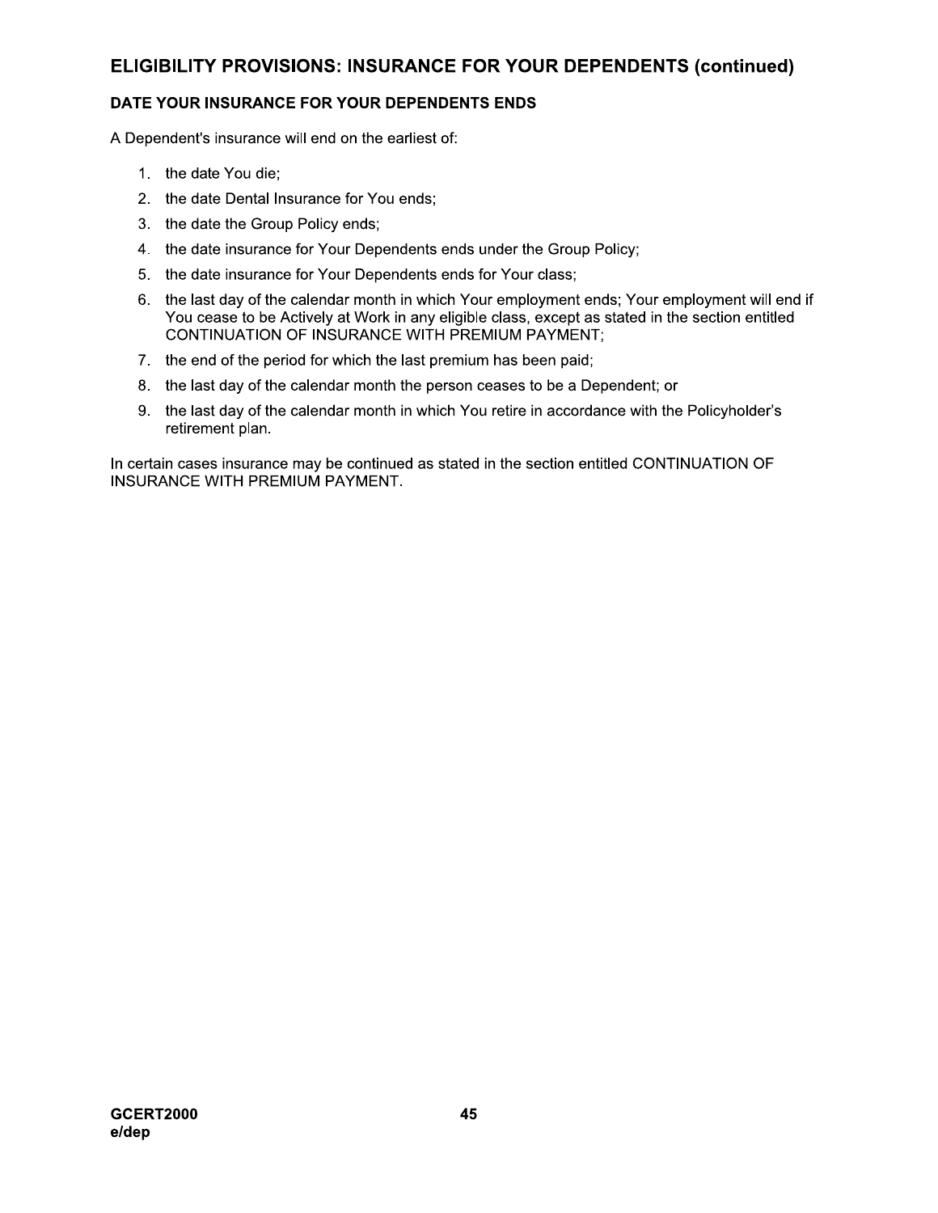## ELIGIBILITY PROVISIONS: INSURANCE FOR YOUR DEPENDENTS (continued)

### DATE YOUR INSURANCE FOR YOUR DEPENDENTS ENDS

A Dependent's insurance will end on the earliest of:

1. the date You die;
2. the date Dental Insurance for You ends;
3. the date the Group Policy ends;
4. the date insurance for Your Dependents ends under the Group Policy;
5. the date insurance for Your Dependents ends for Your class;
6. the last day of the calendar month in which Your employment ends; Your employment will end if You cease to be Actively at Work in any eligible class, except as stated in the section entitled CONTINUATION OF INSURANCE WITH PREMIUM PAYMENT;
7. the end of the period for which the last premium has been paid;
8. the last day of the calendar month the person ceases to be a Dependent; or
9. the last day of the calendar month in which You retire in accordance with the Policyholder's retirement plan.

In certain cases insurance may be continued as stated in the section entitled CONTINUATION OF INSURANCE WITH PREMIUM PAYMENT.

GCERT2000
e/dep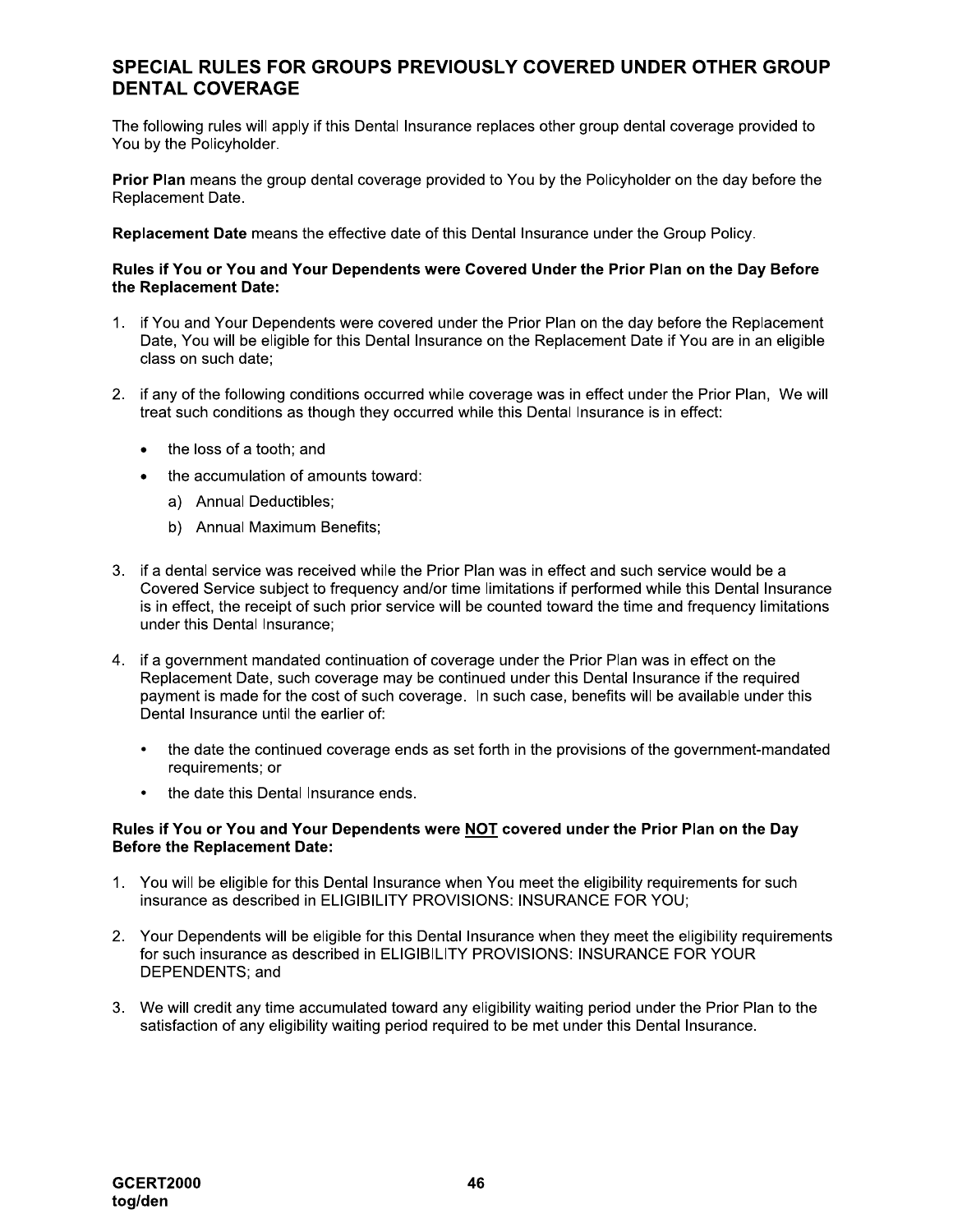## SPECIAL RULES FOR GROUPS PREVIOUSLY COVERED UNDER OTHER GROUP DENTAL COVERAGE

The following rules will apply if this Dental Insurance replaces other group dental coverage provided to You by the Policyholder.

**Prior Plan** means the group dental coverage provided to You by the Policyholder on the day before the Replacement Date.

**Replacement Date** means the effective date of this Dental Insurance under the Group Policy.

**Rules if You or You and Your Dependents were Covered Under the Prior Plan on the Day Before the Replacement Date:**

1. if You and Your Dependents were covered under the Prior Plan on the day before the Replacement Date, You will be eligible for this Dental Insurance on the Replacement Date if You are in an eligible class on such date;

2. if any of the following conditions occurred while coverage was in effect under the Prior Plan, We will treat such conditions as though they occurred while this Dental Insurance is in effect:

   - the loss of a tooth; and
   - the accumulation of amounts toward:
     a) Annual Deductibles;
     b) Annual Maximum Benefits;

3. if a dental service was received while the Prior Plan was in effect and such service would be a Covered Service subject to frequency and/or time limitations if performed while this Dental Insurance is in effect, the receipt of such prior service will be counted toward the time and frequency limitations under this Dental Insurance;

4. if a government mandated continuation of coverage under the Prior Plan was in effect on the Replacement Date, such coverage may be continued under this Dental Insurance if the required payment is made for the cost of such coverage. In such case, benefits will be available under this Dental Insurance until the earlier of:

   - the date the continued coverage ends as set forth in the provisions of the government-mandated requirements; or
   - the date this Dental Insurance ends.

**Rules if You or You and Your Dependents were NOT covered under the Prior Plan on the Day Before the Replacement Date:**

1. You will be eligible for this Dental Insurance when You meet the eligibility requirements for such insurance as described in ELIGIBILITY PROVISIONS: INSURANCE FOR YOU;

2. Your Dependents will be eligible for this Dental Insurance when they meet the eligibility requirements for such insurance as described in ELIGIBILITY PROVISIONS: INSURANCE FOR YOUR DEPENDENTS; and

3. We will credit any time accumulated toward any eligibility waiting period under the Prior Plan to the satisfaction of any eligibility waiting period required to be met under this Dental Insurance.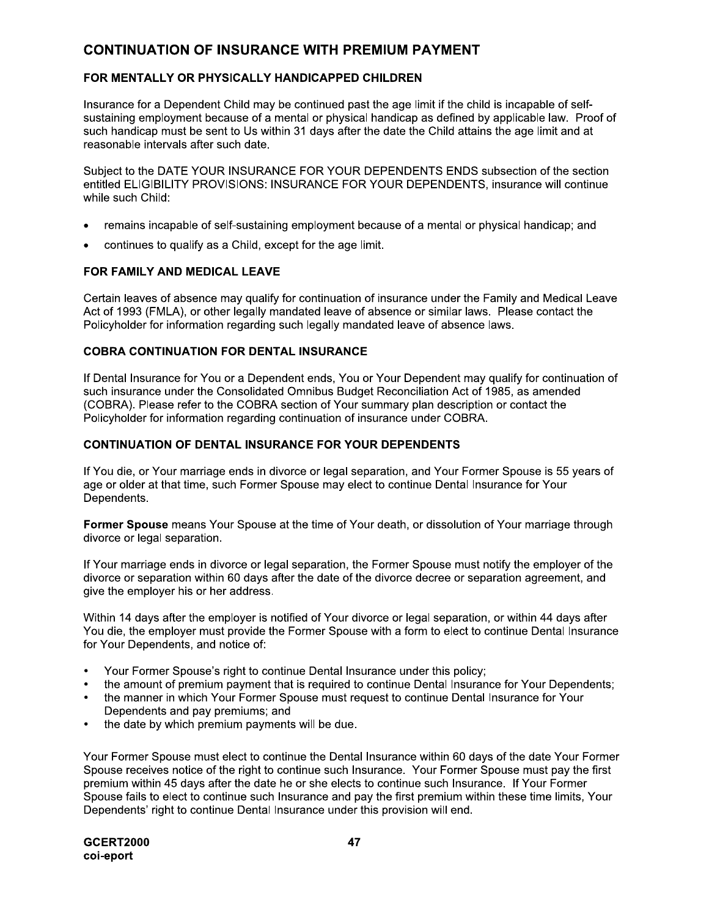## CONTINUATION OF INSURANCE WITH PREMIUM PAYMENT

### FOR MENTALLY OR PHYSICALLY HANDICAPPED CHILDREN

Insurance for a Dependent Child may be continued past the age limit if the child is incapable of self-sustaining employment because of a mental or physical handicap as defined by applicable law. Proof of such handicap must be sent to Us within 31 days after the date the Child attains the age limit and at reasonable intervals after such date.

Subject to the DATE YOUR INSURANCE FOR YOUR DEPENDENTS ENDS subsection of the section entitled ELIGIBILITY PROVISIONS: INSURANCE FOR YOUR DEPENDENTS, insurance will continue while such Child:

- remains incapable of self-sustaining employment because of a mental or physical handicap; and
- continues to qualify as a Child, except for the age limit.

### FOR FAMILY AND MEDICAL LEAVE

Certain leaves of absence may qualify for continuation of insurance under the Family and Medical Leave Act of 1993 (FMLA), or other legally mandated leave of absence or similar laws. Please contact the Policyholder for information regarding such legally mandated leave of absence laws.

### COBRA CONTINUATION FOR DENTAL INSURANCE

If Dental Insurance for You or a Dependent ends, You or Your Dependent may qualify for continuation of such insurance under the Consolidated Omnibus Budget Reconciliation Act of 1985, as amended (COBRA). Please refer to the COBRA section of Your summary plan description or contact the Policyholder for information regarding continuation of insurance under COBRA.

### CONTINUATION OF DENTAL INSURANCE FOR YOUR DEPENDENTS

If You die, or Your marriage ends in divorce or legal separation, and Your Former Spouse is 55 years of age or older at that time, such Former Spouse may elect to continue Dental Insurance for Your Dependents.

**Former Spouse** means Your Spouse at the time of Your death, or dissolution of Your marriage through divorce or legal separation.

If Your marriage ends in divorce or legal separation, the Former Spouse must notify the employer of the divorce or separation within 60 days after the date of the divorce decree or separation agreement, and give the employer his or her address.

Within 14 days after the employer is notified of Your divorce or legal separation, or within 44 days after You die, the employer must provide the Former Spouse with a form to elect to continue Dental Insurance for Your Dependents, and notice of:

- Your Former Spouse's right to continue Dental Insurance under this policy;
- the amount of premium payment that is required to continue Dental Insurance for Your Dependents;
- the manner in which Your Former Spouse must request to continue Dental Insurance for Your Dependents and pay premiums; and
- the date by which premium payments will be due.

Your Former Spouse must elect to continue the Dental Insurance within 60 days of the date Your Former Spouse receives notice of the right to continue such Insurance. Your Former Spouse must pay the first premium within 45 days after the date he or she elects to continue such Insurance. If Your Former Spouse fails to elect to continue such Insurance and pay the first premium within these time limits, Your Dependents' right to continue Dental Insurance under this provision will end.

GCERT2000
coi-eport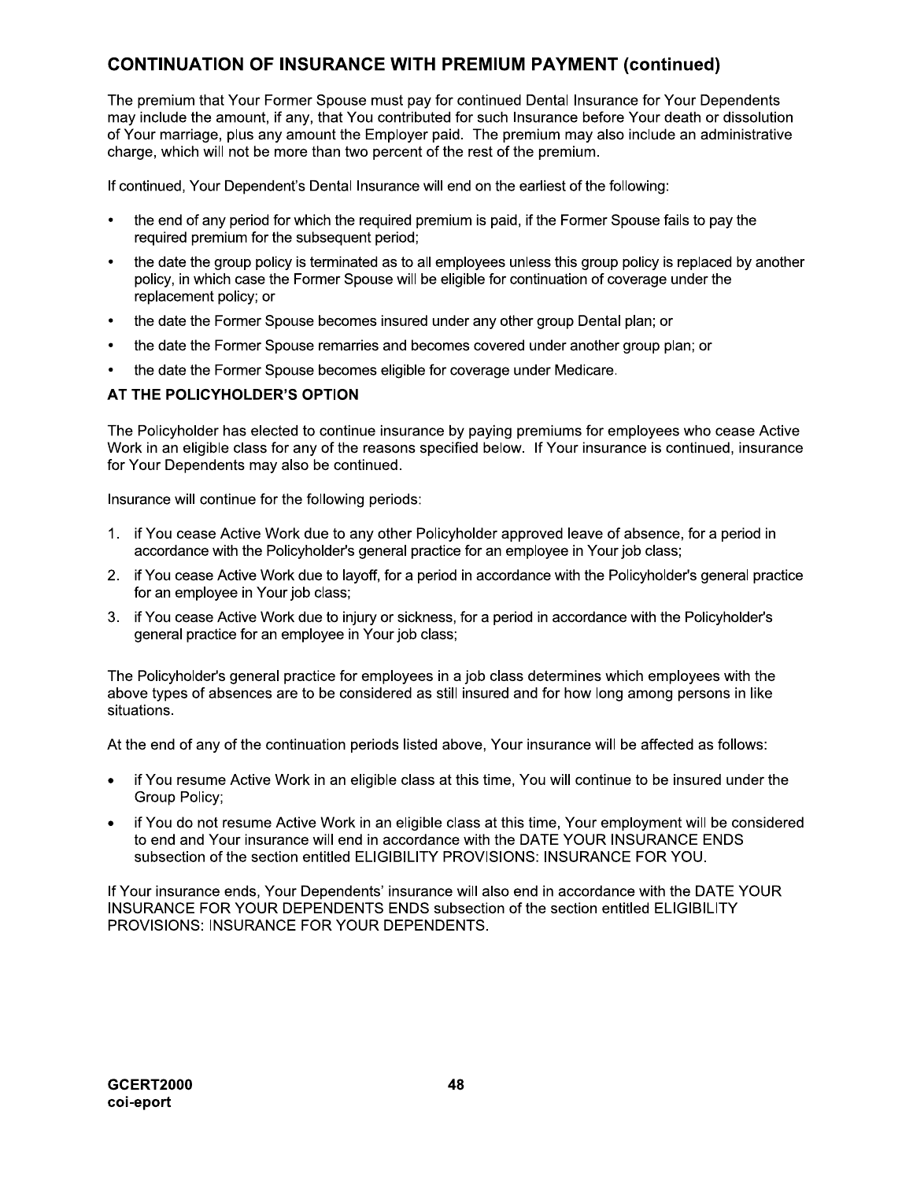## CONTINUATION OF INSURANCE WITH PREMIUM PAYMENT (continued)

The premium that Your Former Spouse must pay for continued Dental Insurance for Your Dependents may include the amount, if any, that You contributed for such Insurance before Your death or dissolution of Your marriage, plus any amount the Employer paid. The premium may also include an administrative charge, which will not be more than two percent of the rest of the premium.

If continued, Your Dependent's Dental Insurance will end on the earliest of the following:

- the end of any period for which the required premium is paid, if the Former Spouse fails to pay the required premium for the subsequent period;
- the date the group policy is terminated as to all employees unless this group policy is replaced by another policy, in which case the Former Spouse will be eligible for continuation of coverage under the replacement policy; or
- the date the Former Spouse becomes insured under any other group Dental plan; or
- the date the Former Spouse remarries and becomes covered under another group plan; or
- the date the Former Spouse becomes eligible for coverage under Medicare.

### AT THE POLICYHOLDER'S OPTION

The Policyholder has elected to continue insurance by paying premiums for employees who cease Active Work in an eligible class for any of the reasons specified below. If Your insurance is continued, insurance for Your Dependents may also be continued.

Insurance will continue for the following periods:

1. if You cease Active Work due to any other Policyholder approved leave of absence, for a period in accordance with the Policyholder's general practice for an employee in Your job class;
2. if You cease Active Work due to layoff, for a period in accordance with the Policyholder's general practice for an employee in Your job class;
3. if You cease Active Work due to injury or sickness, for a period in accordance with the Policyholder's general practice for an employee in Your job class;

The Policyholder's general practice for employees in a job class determines which employees with the above types of absences are to be considered as still insured and for how long among persons in like situations.

At the end of any of the continuation periods listed above, Your insurance will be affected as follows:

- if You resume Active Work in an eligible class at this time, You will continue to be insured under the Group Policy;
- if You do not resume Active Work in an eligible class at this time, Your employment will be considered to end and Your insurance will end in accordance with the DATE YOUR INSURANCE ENDS subsection of the section entitled ELIGIBILITY PROVISIONS: INSURANCE FOR YOU.

If Your insurance ends, Your Dependents' insurance will also end in accordance with the DATE YOUR INSURANCE FOR YOUR DEPENDENTS ENDS subsection of the section entitled ELIGIBILITY PROVISIONS: INSURANCE FOR YOUR DEPENDENTS.

**GCERT2000**
**coi-eport**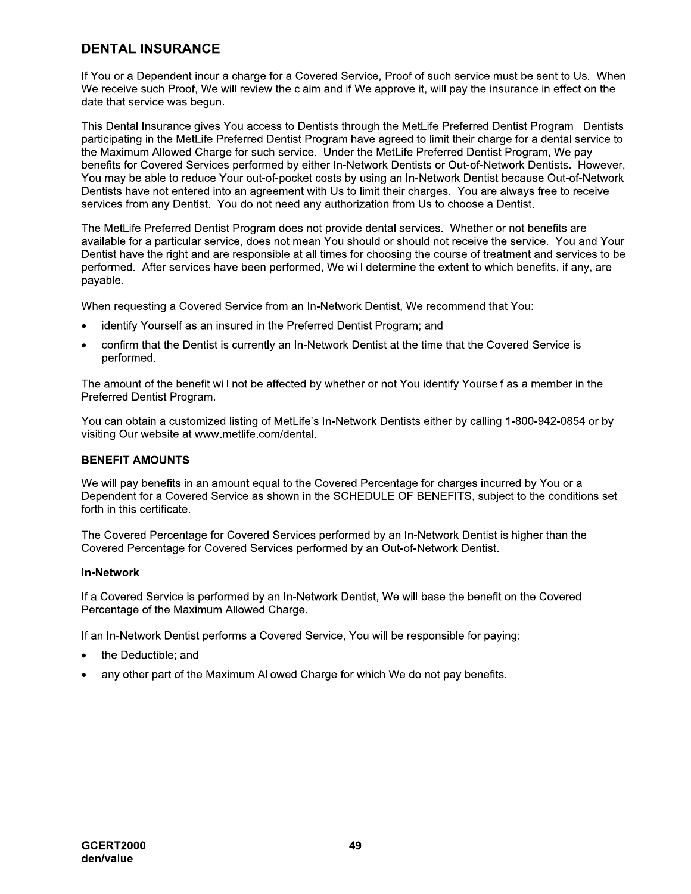## DENTAL INSURANCE

If You or a Dependent incur a charge for a Covered Service, Proof of such service must be sent to Us. When We receive such Proof, We will review the claim and if We approve it, will pay the insurance in effect on the date that service was begun.

This Dental Insurance gives You access to Dentists through the MetLife Preferred Dentist Program. Dentists participating in the MetLife Preferred Dentist Program have agreed to limit their charge for a dental service to the Maximum Allowed Charge for such service. Under the MetLife Preferred Dentist Program, We pay benefits for Covered Services performed by either In-Network Dentists or Out-of-Network Dentists. However, You may be able to reduce Your out-of-pocket costs by using an In-Network Dentist because Out-of-Network Dentists have not entered into an agreement with Us to limit their charges. You are always free to receive services from any Dentist. You do not need any authorization from Us to choose a Dentist.

The MetLife Preferred Dentist Program does not provide dental services. Whether or not benefits are available for a particular service, does not mean You should or should not receive the service. You and Your Dentist have the right and are responsible at all times for choosing the course of treatment and services to be performed. After services have been performed, We will determine the extent to which benefits, if any, are payable.

When requesting a Covered Service from an In-Network Dentist, We recommend that You:

- identify Yourself as an insured in the Preferred Dentist Program; and
- confirm that the Dentist is currently an In-Network Dentist at the time that the Covered Service is performed.

The amount of the benefit will not be affected by whether or not You identify Yourself as a member in the Preferred Dentist Program.

You can obtain a customized listing of MetLife's In-Network Dentists either by calling 1-800-942-0854 or by visiting Our website at www.metlife.com/dental.

### BENEFIT AMOUNTS

We will pay benefits in an amount equal to the Covered Percentage for charges incurred by You or a Dependent for a Covered Service as shown in the SCHEDULE OF BENEFITS, subject to the conditions set forth in this certificate.

The Covered Percentage for Covered Services performed by an In-Network Dentist is higher than the Covered Percentage for Covered Services performed by an Out-of-Network Dentist.

#### In-Network

If a Covered Service is performed by an In-Network Dentist, We will base the benefit on the Covered Percentage of the Maximum Allowed Charge.

If an In-Network Dentist performs a Covered Service, You will be responsible for paying:

- the Deductible; and
- any other part of the Maximum Allowed Charge for which We do not pay benefits.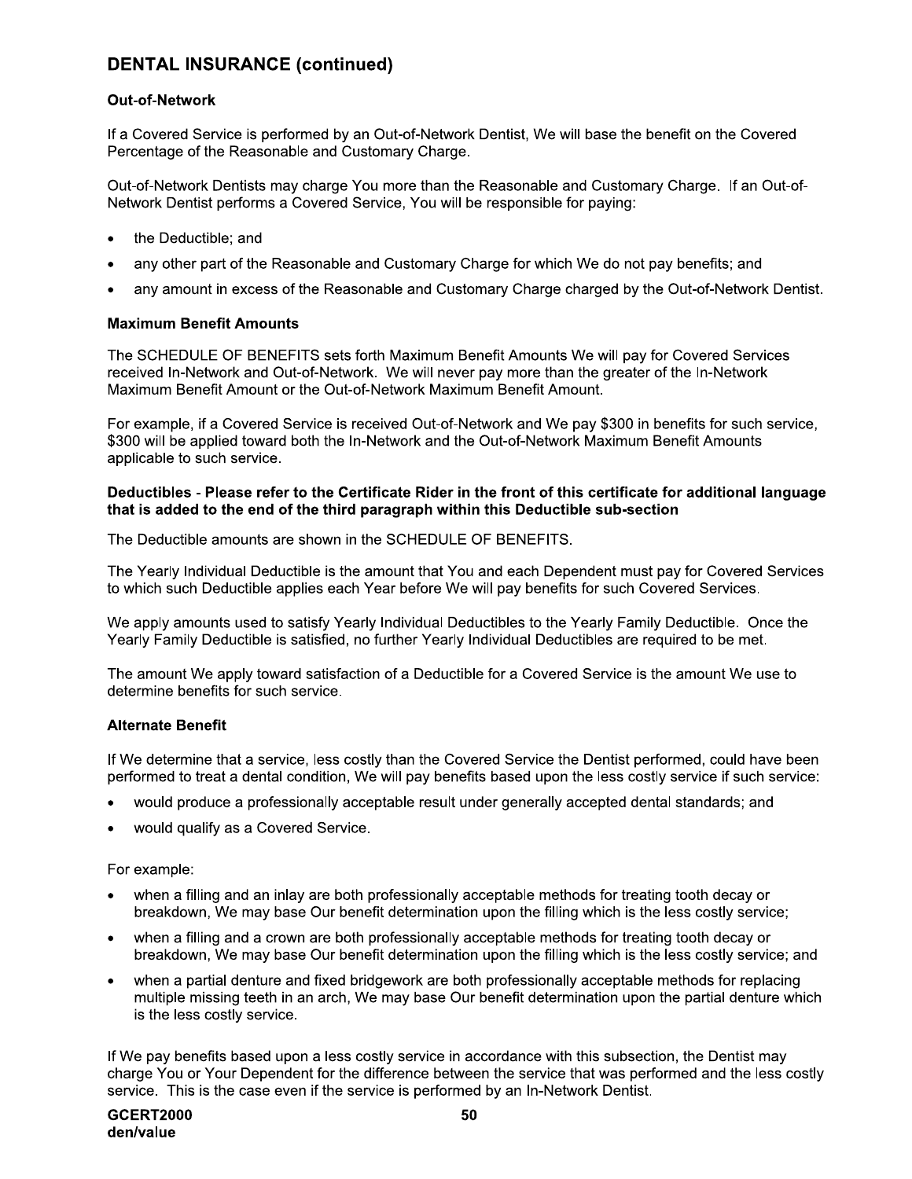## DENTAL INSURANCE (continued)

### Out-of-Network

If a Covered Service is performed by an Out-of-Network Dentist, We will base the benefit on the Covered Percentage of the Reasonable and Customary Charge.

Out-of-Network Dentists may charge You more than the Reasonable and Customary Charge. If an Out-of-Network Dentist performs a Covered Service, You will be responsible for paying:

- the Deductible; and
- any other part of the Reasonable and Customary Charge for which We do not pay benefits; and
- any amount in excess of the Reasonable and Customary Charge charged by the Out-of-Network Dentist.

### Maximum Benefit Amounts

The SCHEDULE OF BENEFITS sets forth Maximum Benefit Amounts We will pay for Covered Services received In-Network and Out-of-Network. We will never pay more than the greater of the In-Network Maximum Benefit Amount or the Out-of-Network Maximum Benefit Amount.

For example, if a Covered Service is received Out-of-Network and We pay $300 in benefits for such service, $300 will be applied toward both the In-Network and the Out-of-Network Maximum Benefit Amounts applicable to such service.

### Deductibles - Please refer to the Certificate Rider in the front of this certificate for additional language that is added to the end of the third paragraph within this Deductible sub-section

The Deductible amounts are shown in the SCHEDULE OF BENEFITS.

The Yearly Individual Deductible is the amount that You and each Dependent must pay for Covered Services to which such Deductible applies each Year before We will pay benefits for such Covered Services.

We apply amounts used to satisfy Yearly Individual Deductibles to the Yearly Family Deductible. Once the Yearly Family Deductible is satisfied, no further Yearly Individual Deductibles are required to be met.

The amount We apply toward satisfaction of a Deductible for a Covered Service is the amount We use to determine benefits for such service.

### Alternate Benefit

If We determine that a service, less costly than the Covered Service the Dentist performed, could have been performed to treat a dental condition, We will pay benefits based upon the less costly service if such service:

- would produce a professionally acceptable result under generally accepted dental standards; and
- would qualify as a Covered Service.

For example:

- when a filling and an inlay are both professionally acceptable methods for treating tooth decay or breakdown, We may base Our benefit determination upon the filling which is the less costly service;
- when a filling and a crown are both professionally acceptable methods for treating tooth decay or breakdown, We may base Our benefit determination upon the filling which is the less costly service; and
- when a partial denture and fixed bridgework are both professionally acceptable methods for replacing multiple missing teeth in an arch, We may base Our benefit determination upon the partial denture which is the less costly service.

If We pay benefits based upon a less costly service in accordance with this subsection, the Dentist may charge You or Your Dependent for the difference between the service that was performed and the less costly service. This is the case even if the service is performed by an In-Network Dentist.

**GCERT2000**
**den/value**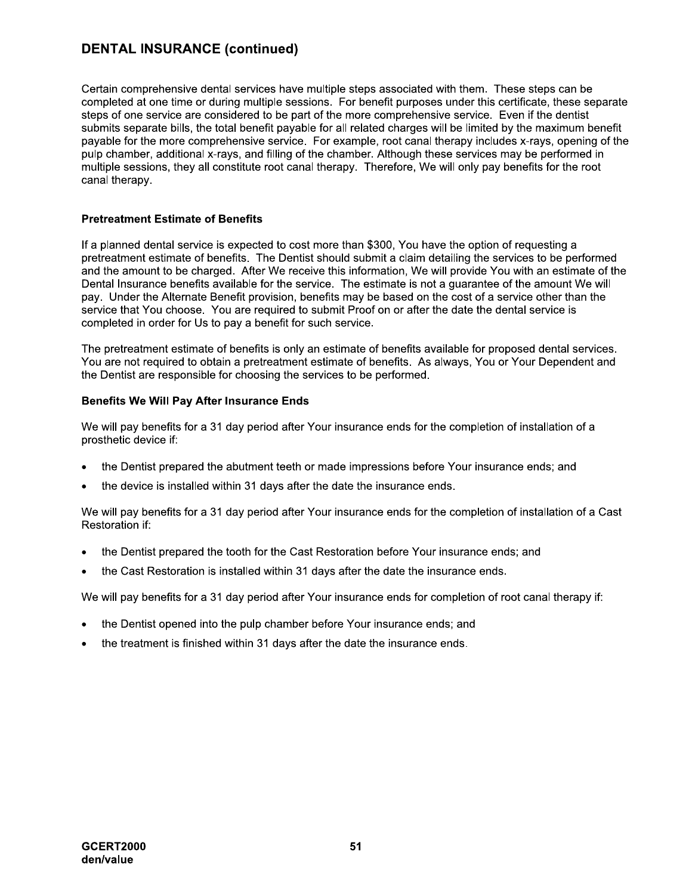## DENTAL INSURANCE (continued)

Certain comprehensive dental services have multiple steps associated with them. These steps can be completed at one time or during multiple sessions. For benefit purposes under this certificate, these separate steps of one service are considered to be part of the more comprehensive service. Even if the dentist submits separate bills, the total benefit payable for all related charges will be limited by the maximum benefit payable for the more comprehensive service. For example, root canal therapy includes x-rays, opening of the pulp chamber, additional x-rays, and filling of the chamber. Although these services may be performed in multiple sessions, they all constitute root canal therapy. Therefore, We will only pay benefits for the root canal therapy.

### Pretreatment Estimate of Benefits

If a planned dental service is expected to cost more than $300, You have the option of requesting a pretreatment estimate of benefits. The Dentist should submit a claim detailing the services to be performed and the amount to be charged. After We receive this information, We will provide You with an estimate of the Dental Insurance benefits available for the service. The estimate is not a guarantee of the amount We will pay. Under the Alternate Benefit provision, benefits may be based on the cost of a service other than the service that You choose. You are required to submit Proof on or after the date the dental service is completed in order for Us to pay a benefit for such service.

The pretreatment estimate of benefits is only an estimate of benefits available for proposed dental services. You are not required to obtain a pretreatment estimate of benefits. As always, You or Your Dependent and the Dentist are responsible for choosing the services to be performed.

### Benefits We Will Pay After Insurance Ends

We will pay benefits for a 31 day period after Your insurance ends for the completion of installation of a prosthetic device if:

- the Dentist prepared the abutment teeth or made impressions before Your insurance ends; and
- the device is installed within 31 days after the date the insurance ends.

We will pay benefits for a 31 day period after Your insurance ends for the completion of installation of a Cast Restoration if:

- the Dentist prepared the tooth for the Cast Restoration before Your insurance ends; and
- the Cast Restoration is installed within 31 days after the date the insurance ends.

We will pay benefits for a 31 day period after Your insurance ends for completion of root canal therapy if:

- the Dentist opened into the pulp chamber before Your insurance ends; and
- the treatment is finished within 31 days after the date the insurance ends.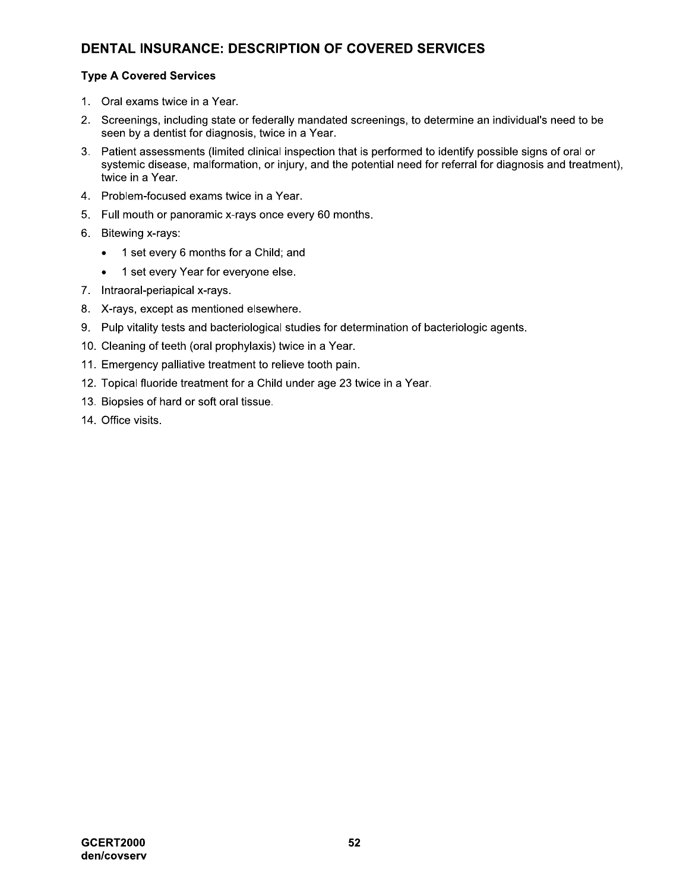## DENTAL INSURANCE: DESCRIPTION OF COVERED SERVICES

### Type A Covered Services

1. Oral exams twice in a Year.
2. Screenings, including state or federally mandated screenings, to determine an individual's need to be seen by a dentist for diagnosis, twice in a Year.
3. Patient assessments (limited clinical inspection that is performed to identify possible signs of oral or systemic disease, malformation, or injury, and the potential need for referral for diagnosis and treatment), twice in a Year.
4. Problem-focused exams twice in a Year.
5. Full mouth or panoramic x-rays once every 60 months.
6. Bitewing x-rays:
   - 1 set every 6 months for a Child; and
   - 1 set every Year for everyone else.
7. Intraoral-periapical x-rays.
8. X-rays, except as mentioned elsewhere.
9. Pulp vitality tests and bacteriological studies for determination of bacteriologic agents.
10. Cleaning of teeth (oral prophylaxis) twice in a Year.
11. Emergency palliative treatment to relieve tooth pain.
12. Topical fluoride treatment for a Child under age 23 twice in a Year.
13. Biopsies of hard or soft oral tissue.
14. Office visits.

GCERT2000
den/covserv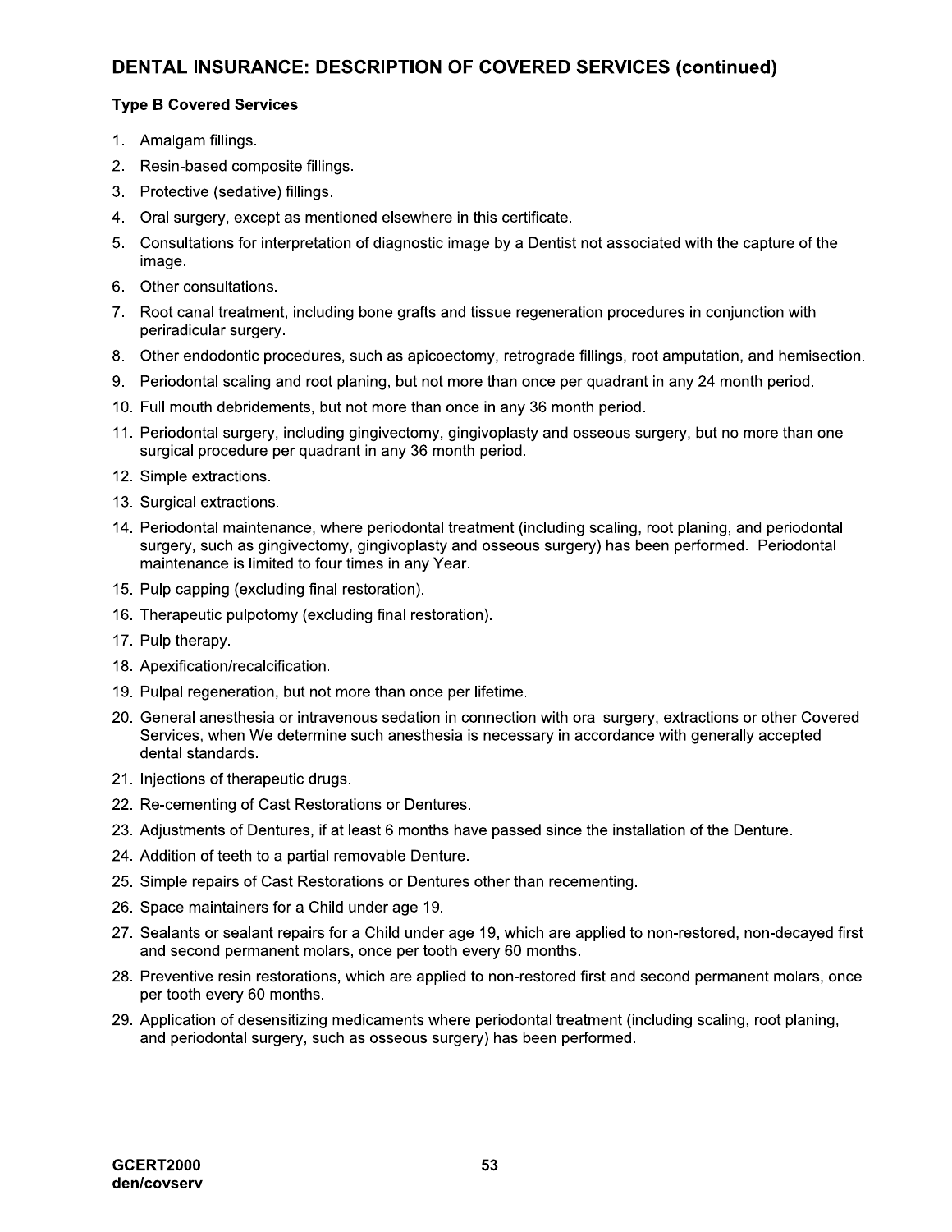## DENTAL INSURANCE: DESCRIPTION OF COVERED SERVICES (continued)

### Type B Covered Services

1. Amalgam fillings.
2. Resin-based composite fillings.
3. Protective (sedative) fillings.
4. Oral surgery, except as mentioned elsewhere in this certificate.
5. Consultations for interpretation of diagnostic image by a Dentist not associated with the capture of the image.
6. Other consultations.
7. Root canal treatment, including bone grafts and tissue regeneration procedures in conjunction with periradicular surgery.
8. Other endodontic procedures, such as apicoectomy, retrograde fillings, root amputation, and hemisection.
9. Periodontal scaling and root planing, but not more than once per quadrant in any 24 month period.
10. Full mouth debridements, but not more than once in any 36 month period.
11. Periodontal surgery, including gingivectomy, gingivoplasty and osseous surgery, but no more than one surgical procedure per quadrant in any 36 month period.
12. Simple extractions.
13. Surgical extractions.
14. Periodontal maintenance, where periodontal treatment (including scaling, root planing, and periodontal surgery, such as gingivectomy, gingivoplasty and osseous surgery) has been performed. Periodontal maintenance is limited to four times in any Year.
15. Pulp capping (excluding final restoration).
16. Therapeutic pulpotomy (excluding final restoration).
17. Pulp therapy.
18. Apexification/recalcification.
19. Pulpal regeneration, but not more than once per lifetime.
20. General anesthesia or intravenous sedation in connection with oral surgery, extractions or other Covered Services, when We determine such anesthesia is necessary in accordance with generally accepted dental standards.
21. Injections of therapeutic drugs.
22. Re-cementing of Cast Restorations or Dentures.
23. Adjustments of Dentures, if at least 6 months have passed since the installation of the Denture.
24. Addition of teeth to a partial removable Denture.
25. Simple repairs of Cast Restorations or Dentures other than recementing.
26. Space maintainers for a Child under age 19.
27. Sealants or sealant repairs for a Child under age 19, which are applied to non-restored, non-decayed first and second permanent molars, once per tooth every 60 months.
28. Preventive resin restorations, which are applied to non-restored first and second permanent molars, once per tooth every 60 months.
29. Application of desensitizing medicaments where periodontal treatment (including scaling, root planing, and periodontal surgery, such as osseous surgery) has been performed.

**GCERT2000**
**den/covserv**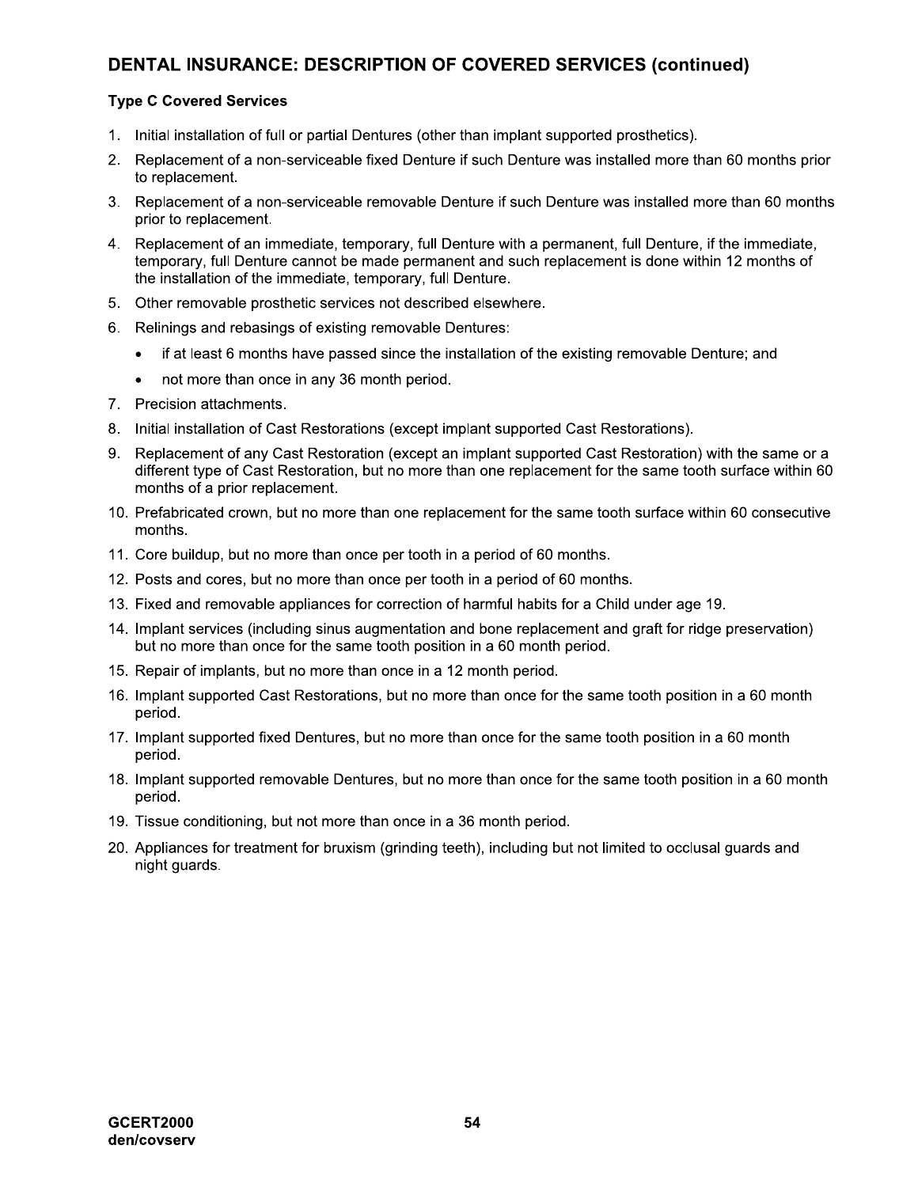## DENTAL INSURANCE: DESCRIPTION OF COVERED SERVICES (continued)

### Type C Covered Services

1. Initial installation of full or partial Dentures (other than implant supported prosthetics).
2. Replacement of a non-serviceable fixed Denture if such Denture was installed more than 60 months prior to replacement.
3. Replacement of a non-serviceable removable Denture if such Denture was installed more than 60 months prior to replacement.
4. Replacement of an immediate, temporary, full Denture with a permanent, full Denture, if the immediate, temporary, full Denture cannot be made permanent and such replacement is done within 12 months of the installation of the immediate, temporary, full Denture.
5. Other removable prosthetic services not described elsewhere.
6. Relinings and rebasings of existing removable Dentures:
   - if at least 6 months have passed since the installation of the existing removable Denture; and
   - not more than once in any 36 month period.
7. Precision attachments.
8. Initial installation of Cast Restorations (except implant supported Cast Restorations).
9. Replacement of any Cast Restoration (except an implant supported Cast Restoration) with the same or a different type of Cast Restoration, but no more than one replacement for the same tooth surface within 60 months of a prior replacement.
10. Prefabricated crown, but no more than one replacement for the same tooth surface within 60 consecutive months.
11. Core buildup, but no more than once per tooth in a period of 60 months.
12. Posts and cores, but no more than once per tooth in a period of 60 months.
13. Fixed and removable appliances for correction of harmful habits for a Child under age 19.
14. Implant services (including sinus augmentation and bone replacement and graft for ridge preservation) but no more than once for the same tooth position in a 60 month period.
15. Repair of implants, but no more than once in a 12 month period.
16. Implant supported Cast Restorations, but no more than once for the same tooth position in a 60 month period.
17. Implant supported fixed Dentures, but no more than once for the same tooth position in a 60 month period.
18. Implant supported removable Dentures, but no more than once for the same tooth position in a 60 month period.
19. Tissue conditioning, but not more than once in a 36 month period.
20. Appliances for treatment for bruxism (grinding teeth), including but not limited to occlusal guards and night guards.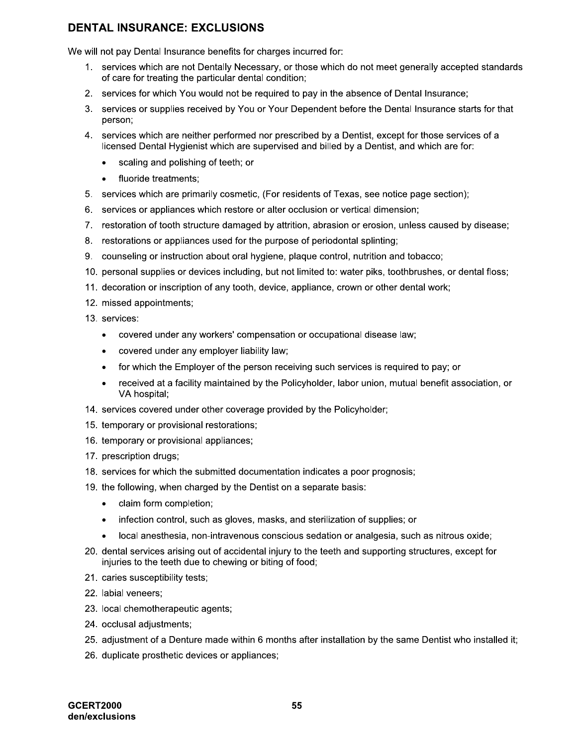## DENTAL INSURANCE: EXCLUSIONS

We will not pay Dental Insurance benefits for charges incurred for:

1. services which are not Dentally Necessary, or those which do not meet generally accepted standards of care for treating the particular dental condition;
2. services for which You would not be required to pay in the absence of Dental Insurance;
3. services or supplies received by You or Your Dependent before the Dental Insurance starts for that person;
4. services which are neither performed nor prescribed by a Dentist, except for those services of a licensed Dental Hygienist which are supervised and billed by a Dentist, and which are for:
   - scaling and polishing of teeth; or
   - fluoride treatments;
5. services which are primarily cosmetic, (For residents of Texas, see notice page section);
6. services or appliances which restore or alter occlusion or vertical dimension;
7. restoration of tooth structure damaged by attrition, abrasion or erosion, unless caused by disease;
8. restorations or appliances used for the purpose of periodontal splinting;
9. counseling or instruction about oral hygiene, plaque control, nutrition and tobacco;
10. personal supplies or devices including, but not limited to: water piks, toothbrushes, or dental floss;
11. decoration or inscription of any tooth, device, appliance, crown or other dental work;
12. missed appointments;
13. services:
    - covered under any workers' compensation or occupational disease law;
    - covered under any employer liability law;
    - for which the Employer of the person receiving such services is required to pay; or
    - received at a facility maintained by the Policyholder, labor union, mutual benefit association, or VA hospital;
14. services covered under other coverage provided by the Policyholder;
15. temporary or provisional restorations;
16. temporary or provisional appliances;
17. prescription drugs;
18. services for which the submitted documentation indicates a poor prognosis;
19. the following, when charged by the Dentist on a separate basis:
    - claim form completion;
    - infection control, such as gloves, masks, and sterilization of supplies; or
    - local anesthesia, non-intravenous conscious sedation or analgesia, such as nitrous oxide;
20. dental services arising out of accidental injury to the teeth and supporting structures, except for injuries to the teeth due to chewing or biting of food;
21. caries susceptibility tests;
22. labial veneers;
23. local chemotherapeutic agents;
24. occlusal adjustments;
25. adjustment of a Denture made within 6 months after installation by the same Dentist who installed it;
26. duplicate prosthetic devices or appliances;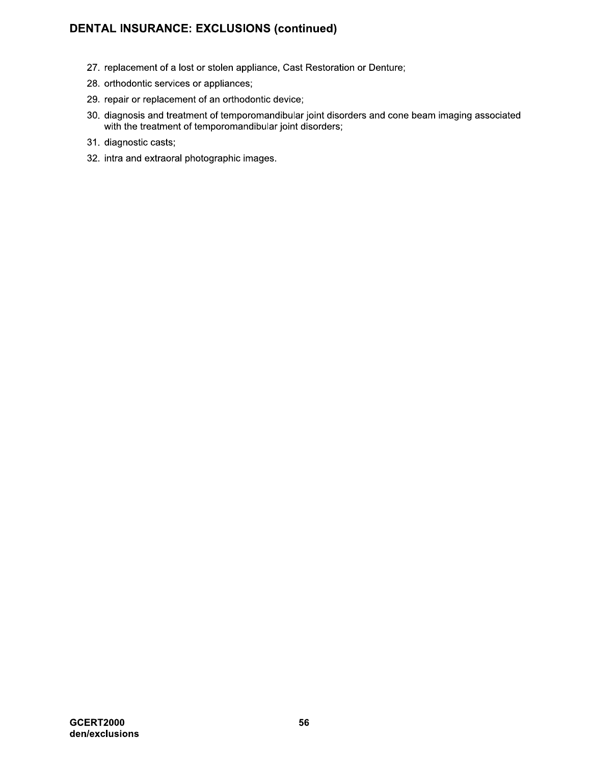## DENTAL INSURANCE: EXCLUSIONS (continued)

27. replacement of a lost or stolen appliance, Cast Restoration or Denture;
28. orthodontic services or appliances;
29. repair or replacement of an orthodontic device;
30. diagnosis and treatment of temporomandibular joint disorders and cone beam imaging associated with the treatment of temporomandibular joint disorders;
31. diagnostic casts;
32. intra and extraoral photographic images.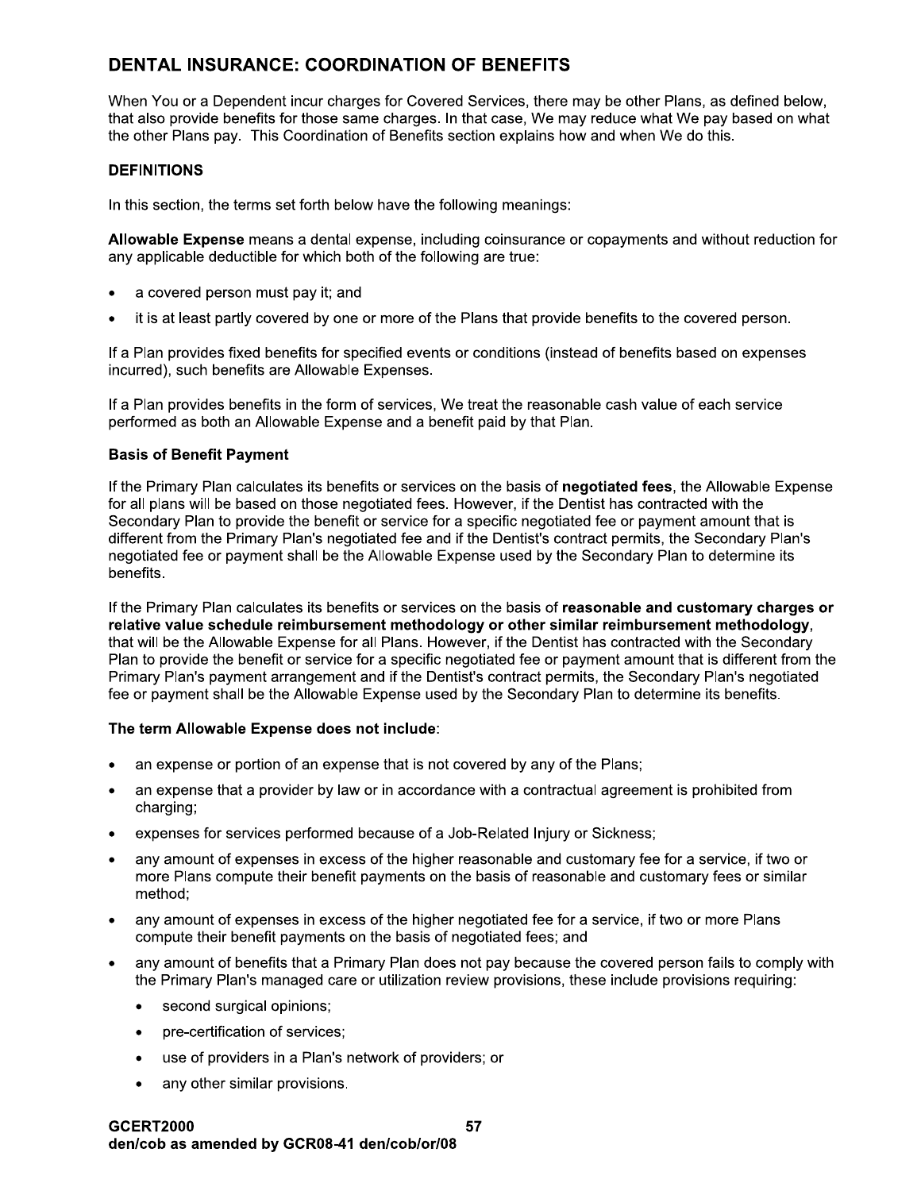## DENTAL INSURANCE: COORDINATION OF BENEFITS

When You or a Dependent incur charges for Covered Services, there may be other Plans, as defined below, that also provide benefits for those same charges. In that case, We may reduce what We pay based on what the other Plans pay. This Coordination of Benefits section explains how and when We do this.

### DEFINITIONS

In this section, the terms set forth below have the following meanings:

**Allowable Expense** means a dental expense, including coinsurance or copayments and without reduction for any applicable deductible for which both of the following are true:

- a covered person must pay it; and
- it is at least partly covered by one or more of the Plans that provide benefits to the covered person.

If a Plan provides fixed benefits for specified events or conditions (instead of benefits based on expenses incurred), such benefits are Allowable Expenses.

If a Plan provides benefits in the form of services, We treat the reasonable cash value of each service performed as both an Allowable Expense and a benefit paid by that Plan.

**Basis of Benefit Payment**

If the Primary Plan calculates its benefits or services on the basis of **negotiated fees**, the Allowable Expense for all plans will be based on those negotiated fees. However, if the Dentist has contracted with the Secondary Plan to provide the benefit or service for a specific negotiated fee or payment amount that is different from the Primary Plan's negotiated fee and if the Dentist's contract permits, the Secondary Plan's negotiated fee or payment shall be the Allowable Expense used by the Secondary Plan to determine its benefits.

If the Primary Plan calculates its benefits or services on the basis of **reasonable and customary charges or relative value schedule reimbursement methodology or other similar reimbursement methodology**, that will be the Allowable Expense for all Plans. However, if the Dentist has contracted with the Secondary Plan to provide the benefit or service for a specific negotiated fee or payment amount that is different from the Primary Plan's payment arrangement and if the Dentist's contract permits, the Secondary Plan's negotiated fee or payment shall be the Allowable Expense used by the Secondary Plan to determine its benefits.

**The term Allowable Expense does not include**:

- an expense or portion of an expense that is not covered by any of the Plans;
- an expense that a provider by law or in accordance with a contractual agreement is prohibited from charging;
- expenses for services performed because of a Job-Related Injury or Sickness;
- any amount of expenses in excess of the higher reasonable and customary fee for a service, if two or more Plans compute their benefit payments on the basis of reasonable and customary fees or similar method;
- any amount of expenses in excess of the higher negotiated fee for a service, if two or more Plans compute their benefit payments on the basis of negotiated fees; and
- any amount of benefits that a Primary Plan does not pay because the covered person fails to comply with the Primary Plan's managed care or utilization review provisions, these include provisions requiring:
  - second surgical opinions;
  - pre-certification of services;
  - use of providers in a Plan's network of providers; or
  - any other similar provisions.

**GCERT2000**
**den/cob as amended by GCR08-41 den/cob/or/08**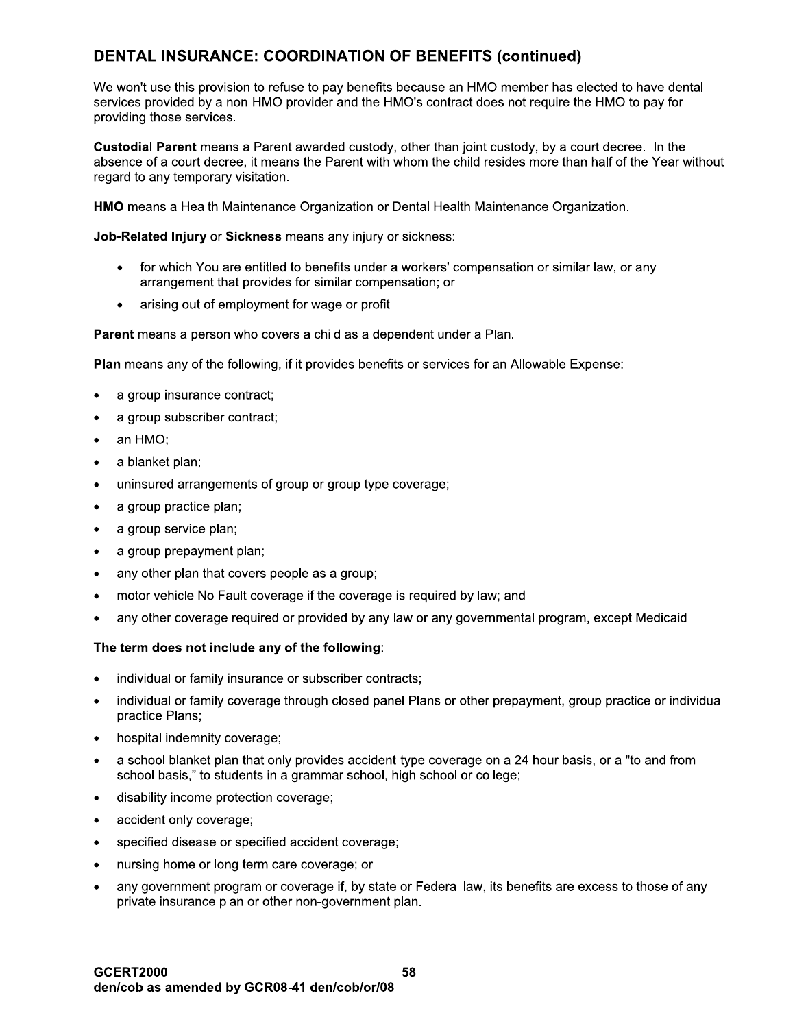## DENTAL INSURANCE: COORDINATION OF BENEFITS (continued)

We won't use this provision to refuse to pay benefits because an HMO member has elected to have dental services provided by a non-HMO provider and the HMO's contract does not require the HMO to pay for providing those services.

**Custodial Parent** means a Parent awarded custody, other than joint custody, by a court decree. In the absence of a court decree, it means the Parent with whom the child resides more than half of the Year without regard to any temporary visitation.

**HMO** means a Health Maintenance Organization or Dental Health Maintenance Organization.

**Job-Related Injury** or **Sickness** means any injury or sickness:

- for which You are entitled to benefits under a workers' compensation or similar law, or any arrangement that provides for similar compensation; or
- arising out of employment for wage or profit.

**Parent** means a person who covers a child as a dependent under a Plan.

**Plan** means any of the following, if it provides benefits or services for an Allowable Expense:

- a group insurance contract;
- a group subscriber contract;
- an HMO;
- a blanket plan;
- uninsured arrangements of group or group type coverage;
- a group practice plan;
- a group service plan;
- a group prepayment plan;
- any other plan that covers people as a group;
- motor vehicle No Fault coverage if the coverage is required by law; and
- any other coverage required or provided by any law or any governmental program, except Medicaid.

**The term does not include any of the following**:

- individual or family insurance or subscriber contracts;
- individual or family coverage through closed panel Plans or other prepayment, group practice or individual practice Plans;
- hospital indemnity coverage;
- a school blanket plan that only provides accident-type coverage on a 24 hour basis, or a "to and from school basis," to students in a grammar school, high school or college;
- disability income protection coverage;
- accident only coverage;
- specified disease or specified accident coverage;
- nursing home or long term care coverage; or
- any government program or coverage if, by state or Federal law, its benefits are excess to those of any private insurance plan or other non-government plan.

**GCERT2000**
**den/cob as amended by GCR08-41 den/cob/or/08**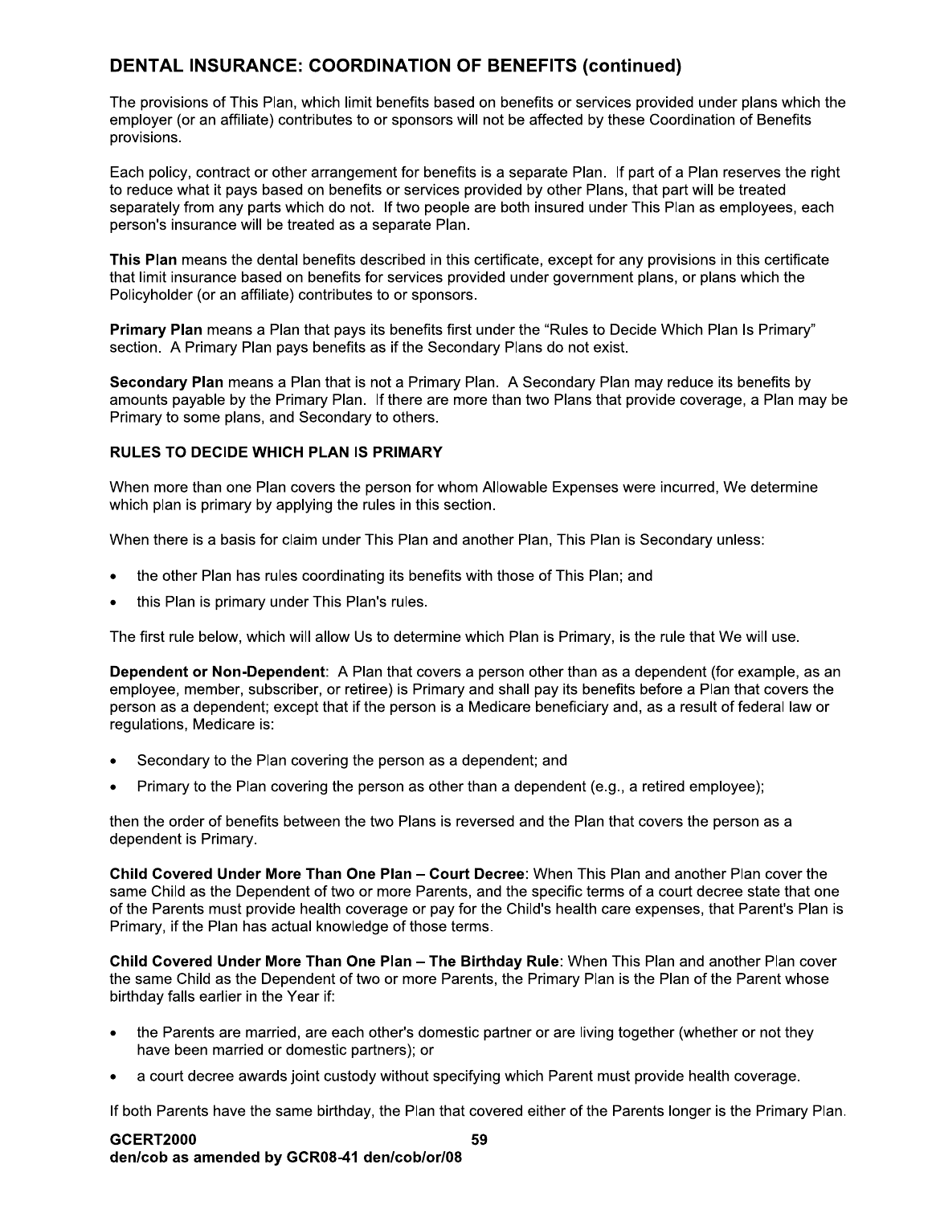## DENTAL INSURANCE: COORDINATION OF BENEFITS (continued)

The provisions of This Plan, which limit benefits based on benefits or services provided under plans which the employer (or an affiliate) contributes to or sponsors will not be affected by these Coordination of Benefits provisions.

Each policy, contract or other arrangement for benefits is a separate Plan. If part of a Plan reserves the right to reduce what it pays based on benefits or services provided by other Plans, that part will be treated separately from any parts which do not. If two people are both insured under This Plan as employees, each person's insurance will be treated as a separate Plan.

**This Plan** means the dental benefits described in this certificate, except for any provisions in this certificate that limit insurance based on benefits for services provided under government plans, or plans which the Policyholder (or an affiliate) contributes to or sponsors.

**Primary Plan** means a Plan that pays its benefits first under the "Rules to Decide Which Plan Is Primary" section. A Primary Plan pays benefits as if the Secondary Plans do not exist.

**Secondary Plan** means a Plan that is not a Primary Plan. A Secondary Plan may reduce its benefits by amounts payable by the Primary Plan. If there are more than two Plans that provide coverage, a Plan may be Primary to some plans, and Secondary to others.

### RULES TO DECIDE WHICH PLAN IS PRIMARY

When more than one Plan covers the person for whom Allowable Expenses were incurred, We determine which plan is primary by applying the rules in this section.

When there is a basis for claim under This Plan and another Plan, This Plan is Secondary unless:

- the other Plan has rules coordinating its benefits with those of This Plan; and
- this Plan is primary under This Plan's rules.

The first rule below, which will allow Us to determine which Plan is Primary, is the rule that We will use.

**Dependent or Non-Dependent**: A Plan that covers a person other than as a dependent (for example, as an employee, member, subscriber, or retiree) is Primary and shall pay its benefits before a Plan that covers the person as a dependent; except that if the person is a Medicare beneficiary and, as a result of federal law or regulations, Medicare is:

- Secondary to the Plan covering the person as a dependent; and
- Primary to the Plan covering the person as other than a dependent (e.g., a retired employee);

then the order of benefits between the two Plans is reversed and the Plan that covers the person as a dependent is Primary.

**Child Covered Under More Than One Plan – Court Decree**: When This Plan and another Plan cover the same Child as the Dependent of two or more Parents, and the specific terms of a court decree state that one of the Parents must provide health coverage or pay for the Child's health care expenses, that Parent's Plan is Primary, if the Plan has actual knowledge of those terms.

**Child Covered Under More Than One Plan – The Birthday Rule**: When This Plan and another Plan cover the same Child as the Dependent of two or more Parents, the Primary Plan is the Plan of the Parent whose birthday falls earlier in the Year if:

- the Parents are married, are each other's domestic partner or are living together (whether or not they have been married or domestic partners); or
- a court decree awards joint custody without specifying which Parent must provide health coverage.

If both Parents have the same birthday, the Plan that covered either of the Parents longer is the Primary Plan.

**GCERT2000**
**den/cob as amended by GCR08-41 den/cob/or/08**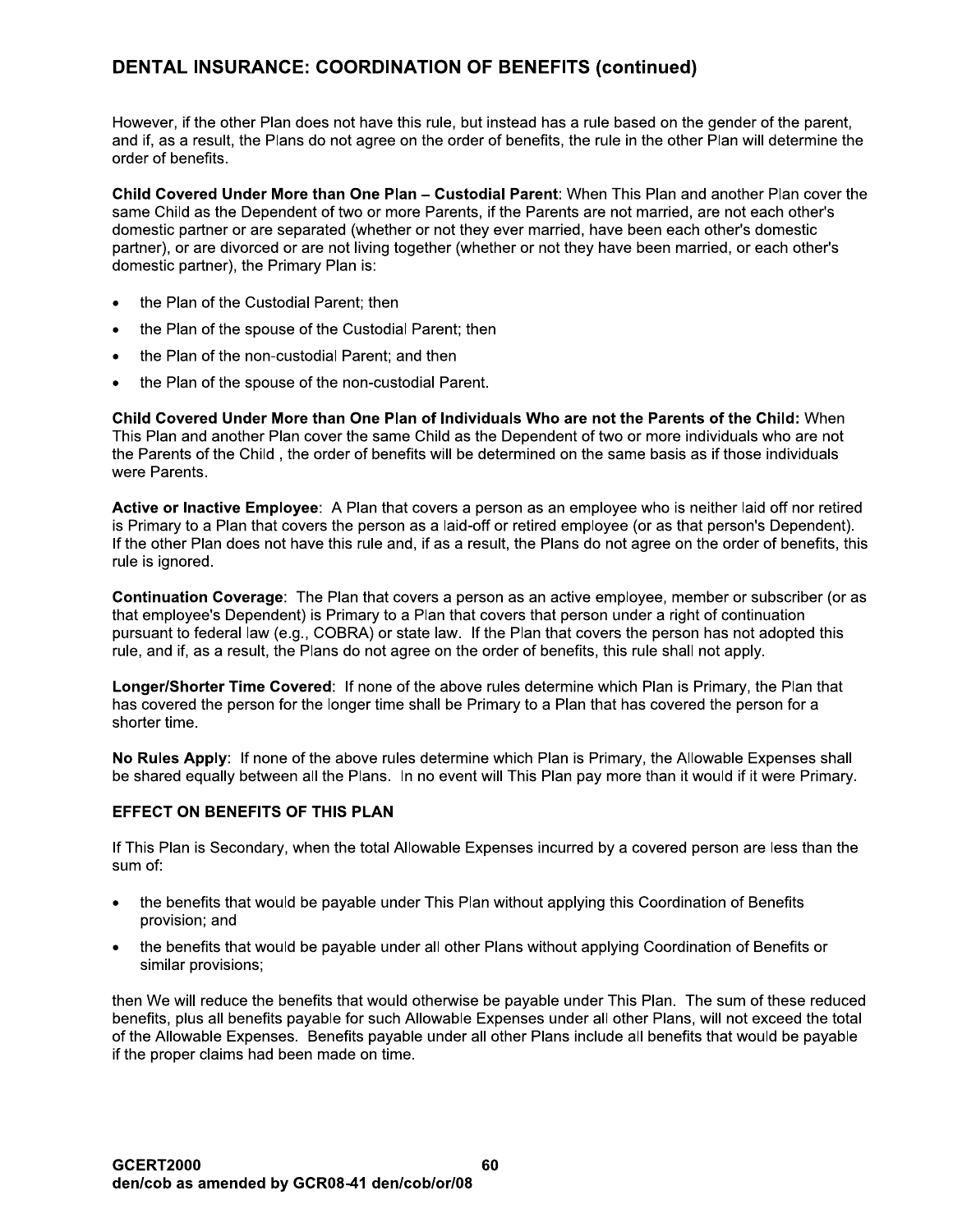## DENTAL INSURANCE: COORDINATION OF BENEFITS (continued)

However, if the other Plan does not have this rule, but instead has a rule based on the gender of the parent, and if, as a result, the Plans do not agree on the order of benefits, the rule in the other Plan will determine the order of benefits.

**Child Covered Under More than One Plan – Custodial Parent**: When This Plan and another Plan cover the same Child as the Dependent of two or more Parents, if the Parents are not married, are not each other's domestic partner or are separated (whether or not they ever married, have been each other's domestic partner), or are divorced or are not living together (whether or not they have been married, or each other's domestic partner), the Primary Plan is:

- the Plan of the Custodial Parent; then
- the Plan of the spouse of the Custodial Parent; then
- the Plan of the non-custodial Parent; and then
- the Plan of the spouse of the non-custodial Parent.

**Child Covered Under More than One Plan of Individuals Who are not the Parents of the Child:** When This Plan and another Plan cover the same Child as the Dependent of two or more individuals who are not the Parents of the Child , the order of benefits will be determined on the same basis as if those individuals were Parents.

**Active or Inactive Employee**: A Plan that covers a person as an employee who is neither laid off nor retired is Primary to a Plan that covers the person as a laid-off or retired employee (or as that person's Dependent). If the other Plan does not have this rule and, if as a result, the Plans do not agree on the order of benefits, this rule is ignored.

**Continuation Coverage**: The Plan that covers a person as an active employee, member or subscriber (or as that employee's Dependent) is Primary to a Plan that covers that person under a right of continuation pursuant to federal law (e.g., COBRA) or state law. If the Plan that covers the person has not adopted this rule, and if, as a result, the Plans do not agree on the order of benefits, this rule shall not apply.

**Longer/Shorter Time Covered**: If none of the above rules determine which Plan is Primary, the Plan that has covered the person for the longer time shall be Primary to a Plan that has covered the person for a shorter time.

**No Rules Apply**: If none of the above rules determine which Plan is Primary, the Allowable Expenses shall be shared equally between all the Plans. In no event will This Plan pay more than it would if it were Primary.

### EFFECT ON BENEFITS OF THIS PLAN

If This Plan is Secondary, when the total Allowable Expenses incurred by a covered person are less than the sum of:

- the benefits that would be payable under This Plan without applying this Coordination of Benefits provision; and
- the benefits that would be payable under all other Plans without applying Coordination of Benefits or similar provisions;

then We will reduce the benefits that would otherwise be payable under This Plan. The sum of these reduced benefits, plus all benefits payable for such Allowable Expenses under all other Plans, will not exceed the total of the Allowable Expenses. Benefits payable under all other Plans include all benefits that would be payable if the proper claims had been made on time.

**GCERT2000**
**den/cob as amended by GCR08-41 den/cob/or/08**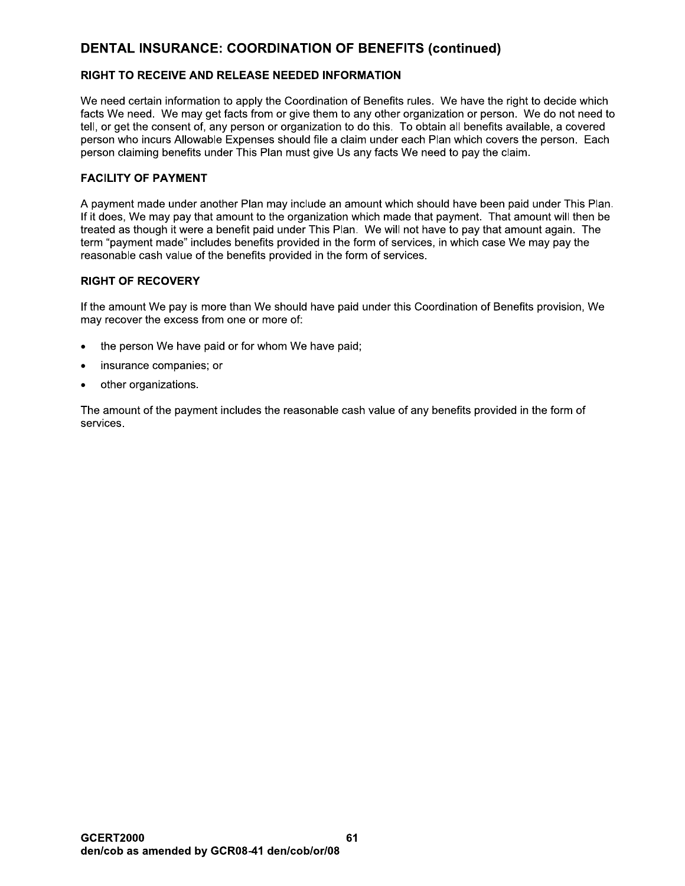## DENTAL INSURANCE: COORDINATION OF BENEFITS (continued)

### RIGHT TO RECEIVE AND RELEASE NEEDED INFORMATION

We need certain information to apply the Coordination of Benefits rules. We have the right to decide which facts We need. We may get facts from or give them to any other organization or person. We do not need to tell, or get the consent of, any person or organization to do this. To obtain all benefits available, a covered person who incurs Allowable Expenses should file a claim under each Plan which covers the person. Each person claiming benefits under This Plan must give Us any facts We need to pay the claim.

### FACILITY OF PAYMENT

A payment made under another Plan may include an amount which should have been paid under This Plan. If it does, We may pay that amount to the organization which made that payment. That amount will then be treated as though it were a benefit paid under This Plan. We will not have to pay that amount again. The term "payment made" includes benefits provided in the form of services, in which case We may pay the reasonable cash value of the benefits provided in the form of services.

### RIGHT OF RECOVERY

If the amount We pay is more than We should have paid under this Coordination of Benefits provision, We may recover the excess from one or more of:

- the person We have paid or for whom We have paid;
- insurance companies; or
- other organizations.

The amount of the payment includes the reasonable cash value of any benefits provided in the form of services.

GCERT2000
den/cob as amended by GCR08-41 den/cob/or/08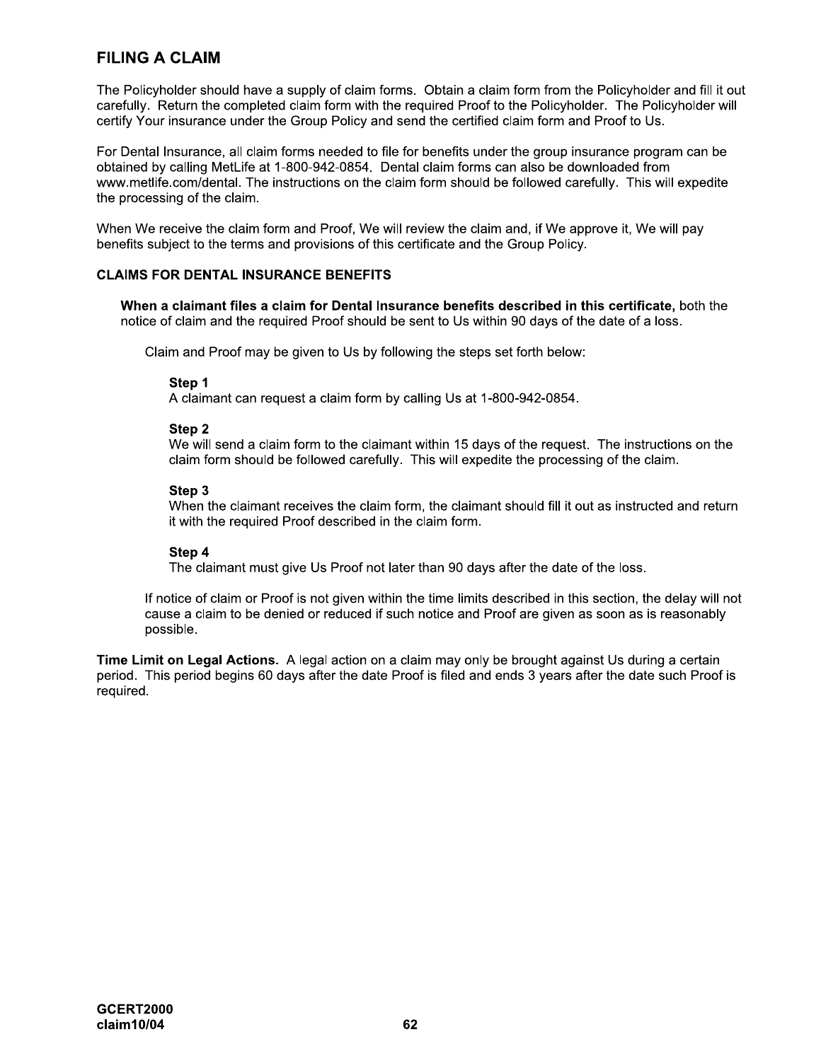## FILING A CLAIM

The Policyholder should have a supply of claim forms. Obtain a claim form from the Policyholder and fill it out carefully. Return the completed claim form with the required Proof to the Policyholder. The Policyholder will certify Your insurance under the Group Policy and send the certified claim form and Proof to Us.

For Dental Insurance, all claim forms needed to file for benefits under the group insurance program can be obtained by calling MetLife at 1-800-942-0854. Dental claim forms can also be downloaded from www.metlife.com/dental. The instructions on the claim form should be followed carefully. This will expedite the processing of the claim.

When We receive the claim form and Proof, We will review the claim and, if We approve it, We will pay benefits subject to the terms and provisions of this certificate and the Group Policy.

### CLAIMS FOR DENTAL INSURANCE BENEFITS

**When a claimant files a claim for Dental Insurance benefits described in this certificate,** both the notice of claim and the required Proof should be sent to Us within 90 days of the date of a loss.

Claim and Proof may be given to Us by following the steps set forth below:

**Step 1**
A claimant can request a claim form by calling Us at 1-800-942-0854.

**Step 2**
We will send a claim form to the claimant within 15 days of the request. The instructions on the claim form should be followed carefully. This will expedite the processing of the claim.

**Step 3**
When the claimant receives the claim form, the claimant should fill it out as instructed and return it with the required Proof described in the claim form.

**Step 4**
The claimant must give Us Proof not later than 90 days after the date of the loss.

If notice of claim or Proof is not given within the time limits described in this section, the delay will not cause a claim to be denied or reduced if such notice and Proof are given as soon as is reasonably possible.

**Time Limit on Legal Actions.** A legal action on a claim may only be brought against Us during a certain period. This period begins 60 days after the date Proof is filed and ends 3 years after the date such Proof is required.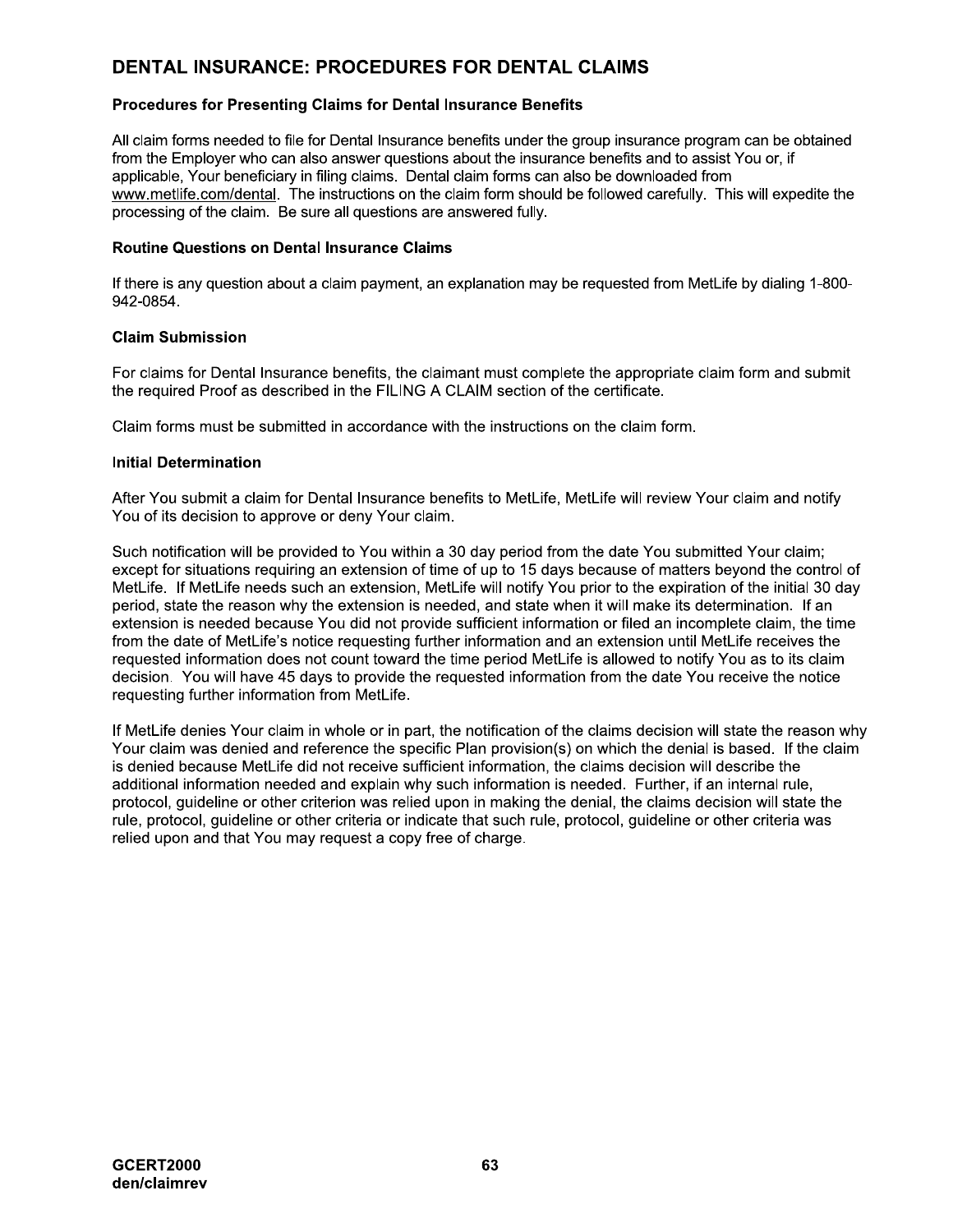## DENTAL INSURANCE: PROCEDURES FOR DENTAL CLAIMS

### Procedures for Presenting Claims for Dental Insurance Benefits

All claim forms needed to file for Dental Insurance benefits under the group insurance program can be obtained from the Employer who can also answer questions about the insurance benefits and to assist You or, if applicable, Your beneficiary in filing claims. Dental claim forms can also be downloaded from www.metlife.com/dental. The instructions on the claim form should be followed carefully. This will expedite the processing of the claim. Be sure all questions are answered fully.

### Routine Questions on Dental Insurance Claims

If there is any question about a claim payment, an explanation may be requested from MetLife by dialing 1-800-942-0854.

### Claim Submission

For claims for Dental Insurance benefits, the claimant must complete the appropriate claim form and submit the required Proof as described in the FILING A CLAIM section of the certificate.

Claim forms must be submitted in accordance with the instructions on the claim form.

### Initial Determination

After You submit a claim for Dental Insurance benefits to MetLife, MetLife will review Your claim and notify You of its decision to approve or deny Your claim.

Such notification will be provided to You within a 30 day period from the date You submitted Your claim; except for situations requiring an extension of time of up to 15 days because of matters beyond the control of MetLife. If MetLife needs such an extension, MetLife will notify You prior to the expiration of the initial 30 day period, state the reason why the extension is needed, and state when it will make its determination. If an extension is needed because You did not provide sufficient information or filed an incomplete claim, the time from the date of MetLife's notice requesting further information and an extension until MetLife receives the requested information does not count toward the time period MetLife is allowed to notify You as to its claim decision. You will have 45 days to provide the requested information from the date You receive the notice requesting further information from MetLife.

If MetLife denies Your claim in whole or in part, the notification of the claims decision will state the reason why Your claim was denied and reference the specific Plan provision(s) on which the denial is based. If the claim is denied because MetLife did not receive sufficient information, the claims decision will describe the additional information needed and explain why such information is needed. Further, if an internal rule, protocol, guideline or other criterion was relied upon in making the denial, the claims decision will state the rule, protocol, guideline or other criteria or indicate that such rule, protocol, guideline or other criteria was relied upon and that You may request a copy free of charge.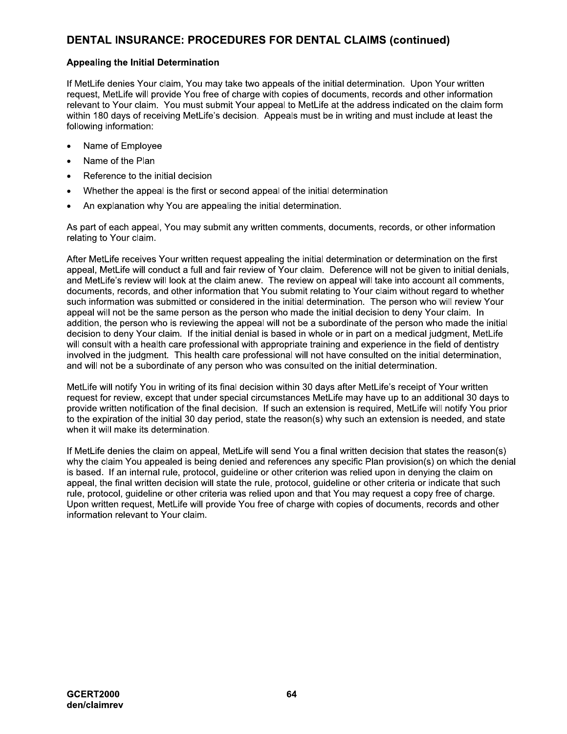## DENTAL INSURANCE: PROCEDURES FOR DENTAL CLAIMS (continued)

### Appealing the Initial Determination

If MetLife denies Your claim, You may take two appeals of the initial determination. Upon Your written request, MetLife will provide You free of charge with copies of documents, records and other information relevant to Your claim. You must submit Your appeal to MetLife at the address indicated on the claim form within 180 days of receiving MetLife's decision. Appeals must be in writing and must include at least the following information:

- Name of Employee
- Name of the Plan
- Reference to the initial decision
- Whether the appeal is the first or second appeal of the initial determination
- An explanation why You are appealing the initial determination.

As part of each appeal, You may submit any written comments, documents, records, or other information relating to Your claim.

After MetLife receives Your written request appealing the initial determination or determination on the first appeal, MetLife will conduct a full and fair review of Your claim. Deference will not be given to initial denials, and MetLife's review will look at the claim anew. The review on appeal will take into account all comments, documents, records, and other information that You submit relating to Your claim without regard to whether such information was submitted or considered in the initial determination. The person who will review Your appeal will not be the same person as the person who made the initial decision to deny Your claim. In addition, the person who is reviewing the appeal will not be a subordinate of the person who made the initial decision to deny Your claim. If the initial denial is based in whole or in part on a medical judgment, MetLife will consult with a health care professional with appropriate training and experience in the field of dentistry involved in the judgment. This health care professional will not have consulted on the initial determination, and will not be a subordinate of any person who was consulted on the initial determination.

MetLife will notify You in writing of its final decision within 30 days after MetLife's receipt of Your written request for review, except that under special circumstances MetLife may have up to an additional 30 days to provide written notification of the final decision. If such an extension is required, MetLife will notify You prior to the expiration of the initial 30 day period, state the reason(s) why such an extension is needed, and state when it will make its determination.

If MetLife denies the claim on appeal, MetLife will send You a final written decision that states the reason(s) why the claim You appealed is being denied and references any specific Plan provision(s) on which the denial is based. If an internal rule, protocol, guideline or other criterion was relied upon in denying the claim on appeal, the final written decision will state the rule, protocol, guideline or other criteria or indicate that such rule, protocol, guideline or other criteria was relied upon and that You may request a copy free of charge. Upon written request, MetLife will provide You free of charge with copies of documents, records and other information relevant to Your claim.

GCERT2000
den/claimrev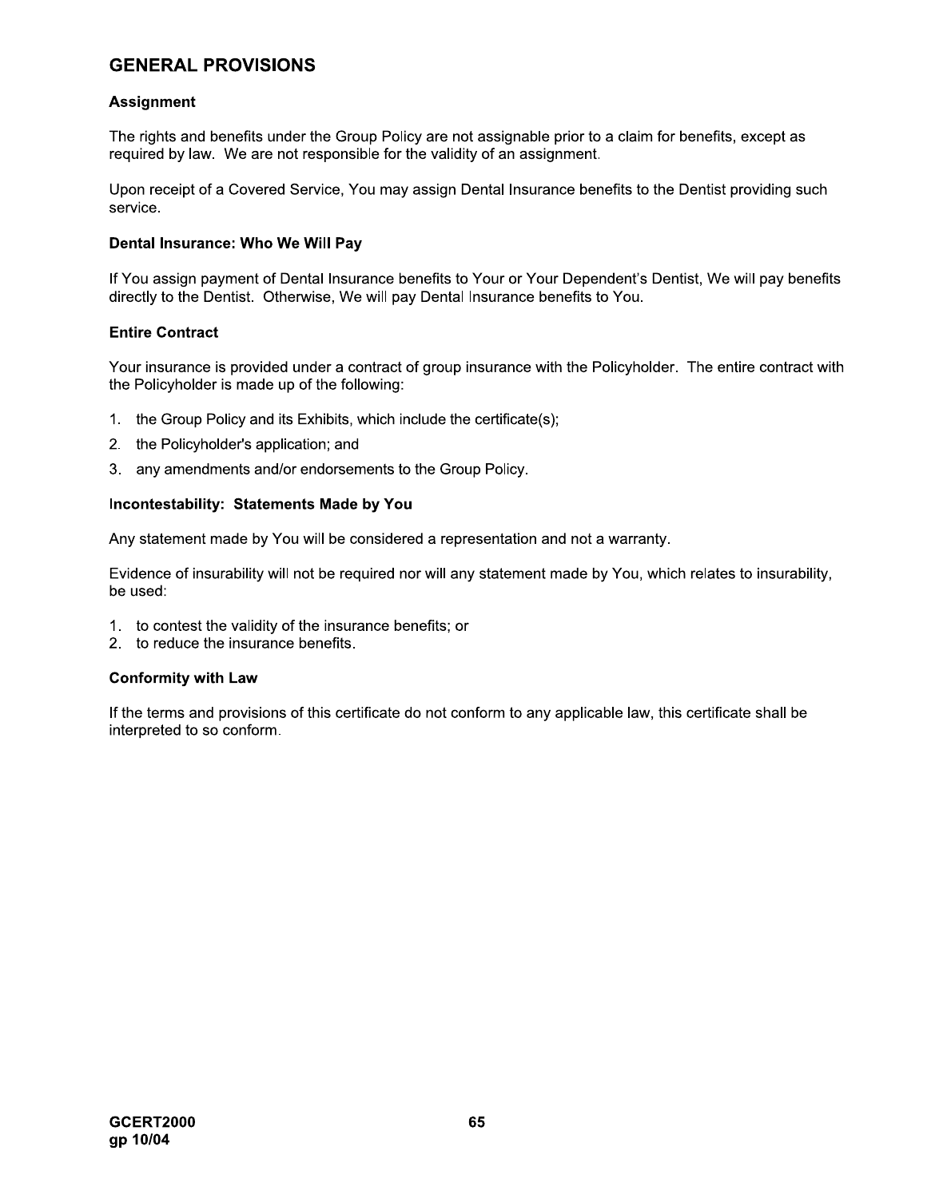## GENERAL PROVISIONS

### Assignment

The rights and benefits under the Group Policy are not assignable prior to a claim for benefits, except as required by law. We are not responsible for the validity of an assignment.

Upon receipt of a Covered Service, You may assign Dental Insurance benefits to the Dentist providing such service.

### Dental Insurance: Who We Will Pay

If You assign payment of Dental Insurance benefits to Your or Your Dependent's Dentist, We will pay benefits directly to the Dentist. Otherwise, We will pay Dental Insurance benefits to You.

### Entire Contract

Your insurance is provided under a contract of group insurance with the Policyholder. The entire contract with the Policyholder is made up of the following:

1. the Group Policy and its Exhibits, which include the certificate(s);
2. the Policyholder's application; and
3. any amendments and/or endorsements to the Group Policy.

### Incontestability: Statements Made by You

Any statement made by You will be considered a representation and not a warranty.

Evidence of insurability will not be required nor will any statement made by You, which relates to insurability, be used:

1. to contest the validity of the insurance benefits; or
2. to reduce the insurance benefits.

### Conformity with Law

If the terms and provisions of this certificate do not conform to any applicable law, this certificate shall be interpreted to so conform.

**GCERT2000**
**gp 10/04**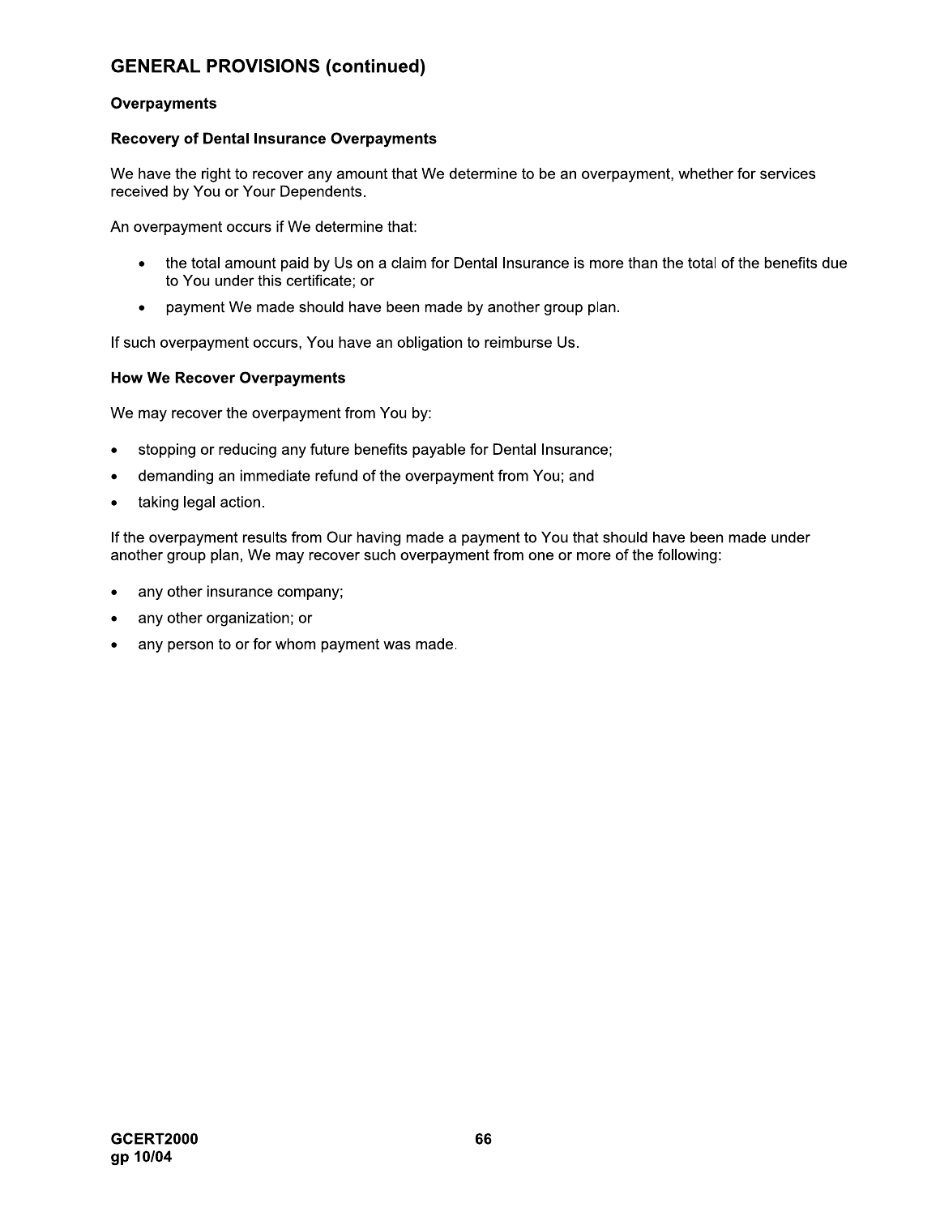## GENERAL PROVISIONS (continued)

### Overpayments

#### Recovery of Dental Insurance Overpayments

We have the right to recover any amount that We determine to be an overpayment, whether for services received by You or Your Dependents.

An overpayment occurs if We determine that:

- the total amount paid by Us on a claim for Dental Insurance is more than the total of the benefits due to You under this certificate; or
- payment We made should have been made by another group plan.

If such overpayment occurs, You have an obligation to reimburse Us.

#### How We Recover Overpayments

We may recover the overpayment from You by:

- stopping or reducing any future benefits payable for Dental Insurance;
- demanding an immediate refund of the overpayment from You; and
- taking legal action.

If the overpayment results from Our having made a payment to You that should have been made under another group plan, We may recover such overpayment from one or more of the following:

- any other insurance company;
- any other organization; or
- any person to or for whom payment was made.

GCERT2000
gp 10/04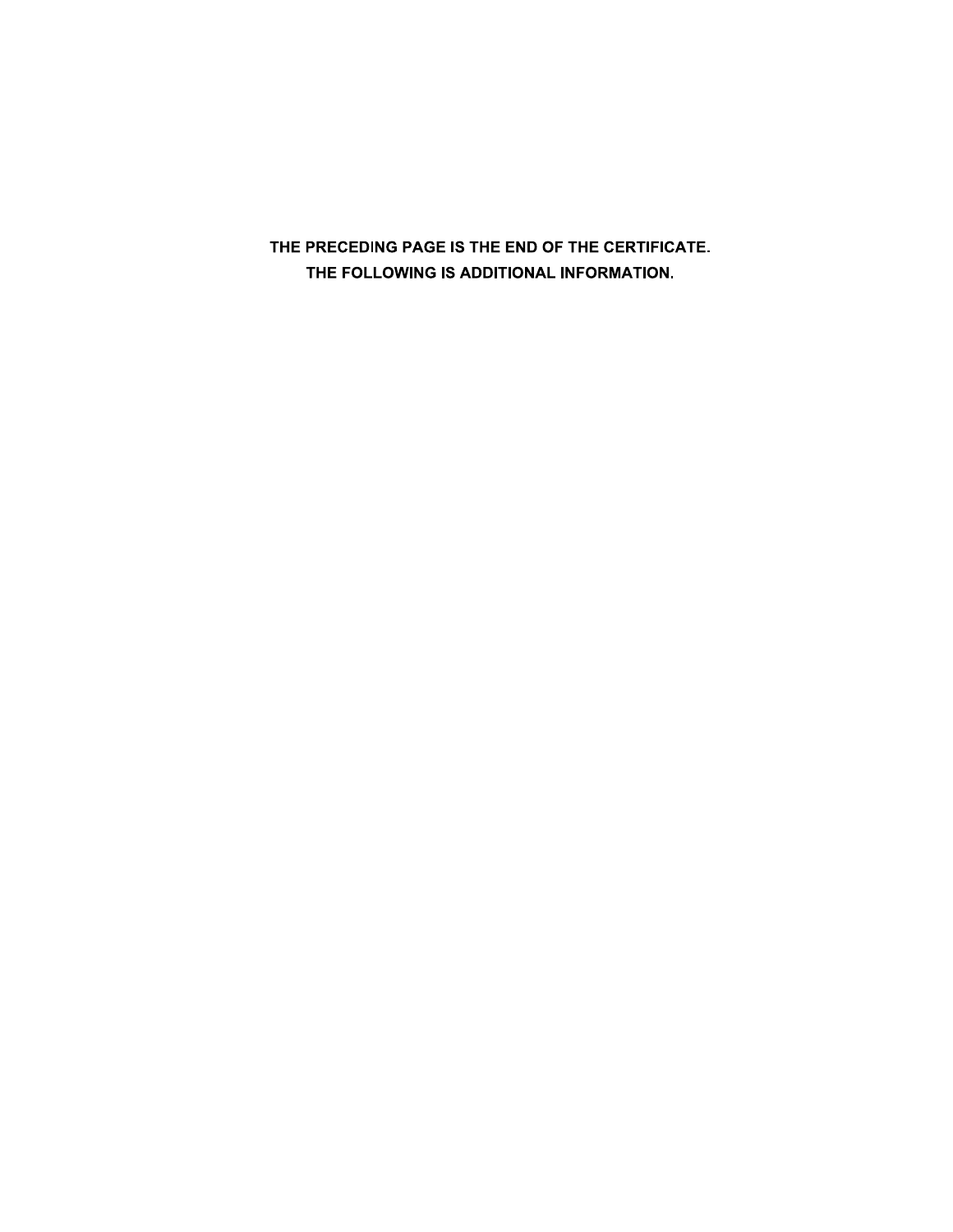**THE PRECEDING PAGE IS THE END OF THE CERTIFICATE.**
**THE FOLLOWING IS ADDITIONAL INFORMATION.**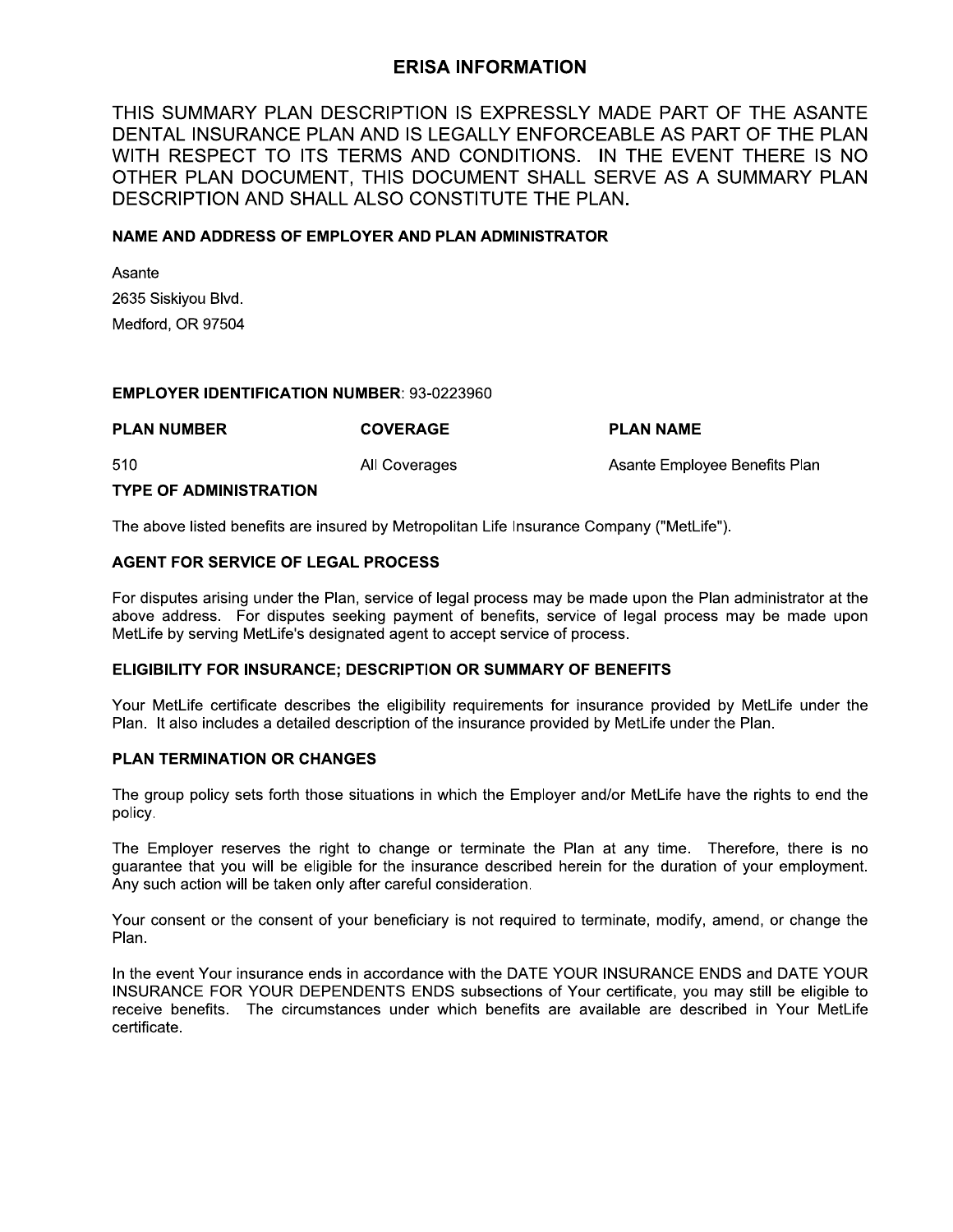# ERISA INFORMATION

THIS SUMMARY PLAN DESCRIPTION IS EXPRESSLY MADE PART OF THE ASANTE DENTAL INSURANCE PLAN AND IS LEGALLY ENFORCEABLE AS PART OF THE PLAN WITH RESPECT TO ITS TERMS AND CONDITIONS. IN THE EVENT THERE IS NO OTHER PLAN DOCUMENT, THIS DOCUMENT SHALL SERVE AS A SUMMARY PLAN DESCRIPTION AND SHALL ALSO CONSTITUTE THE PLAN.

**NAME AND ADDRESS OF EMPLOYER AND PLAN ADMINISTRATOR**

Asante
2635 Siskiyou Blvd.
Medford, OR 97504

**EMPLOYER IDENTIFICATION NUMBER**: 93-0223960

| PLAN NUMBER | COVERAGE | PLAN NAME |
| --- | --- | --- |
| 510 | All Coverages | Asante Employee Benefits Plan |

**TYPE OF ADMINISTRATION**

The above listed benefits are insured by Metropolitan Life Insurance Company ("MetLife").

**AGENT FOR SERVICE OF LEGAL PROCESS**

For disputes arising under the Plan, service of legal process may be made upon the Plan administrator at the above address. For disputes seeking payment of benefits, service of legal process may be made upon MetLife by serving MetLife's designated agent to accept service of process.

**ELIGIBILITY FOR INSURANCE; DESCRIPTION OR SUMMARY OF BENEFITS**

Your MetLife certificate describes the eligibility requirements for insurance provided by MetLife under the Plan. It also includes a detailed description of the insurance provided by MetLife under the Plan.

**PLAN TERMINATION OR CHANGES**

The group policy sets forth those situations in which the Employer and/or MetLife have the rights to end the policy.

The Employer reserves the right to change or terminate the Plan at any time. Therefore, there is no guarantee that you will be eligible for the insurance described herein for the duration of your employment. Any such action will be taken only after careful consideration.

Your consent or the consent of your beneficiary is not required to terminate, modify, amend, or change the Plan.

In the event Your insurance ends in accordance with the DATE YOUR INSURANCE ENDS and DATE YOUR INSURANCE FOR YOUR DEPENDENTS ENDS subsections of Your certificate, you may still be eligible to receive benefits. The circumstances under which benefits are available are described in Your MetLife certificate.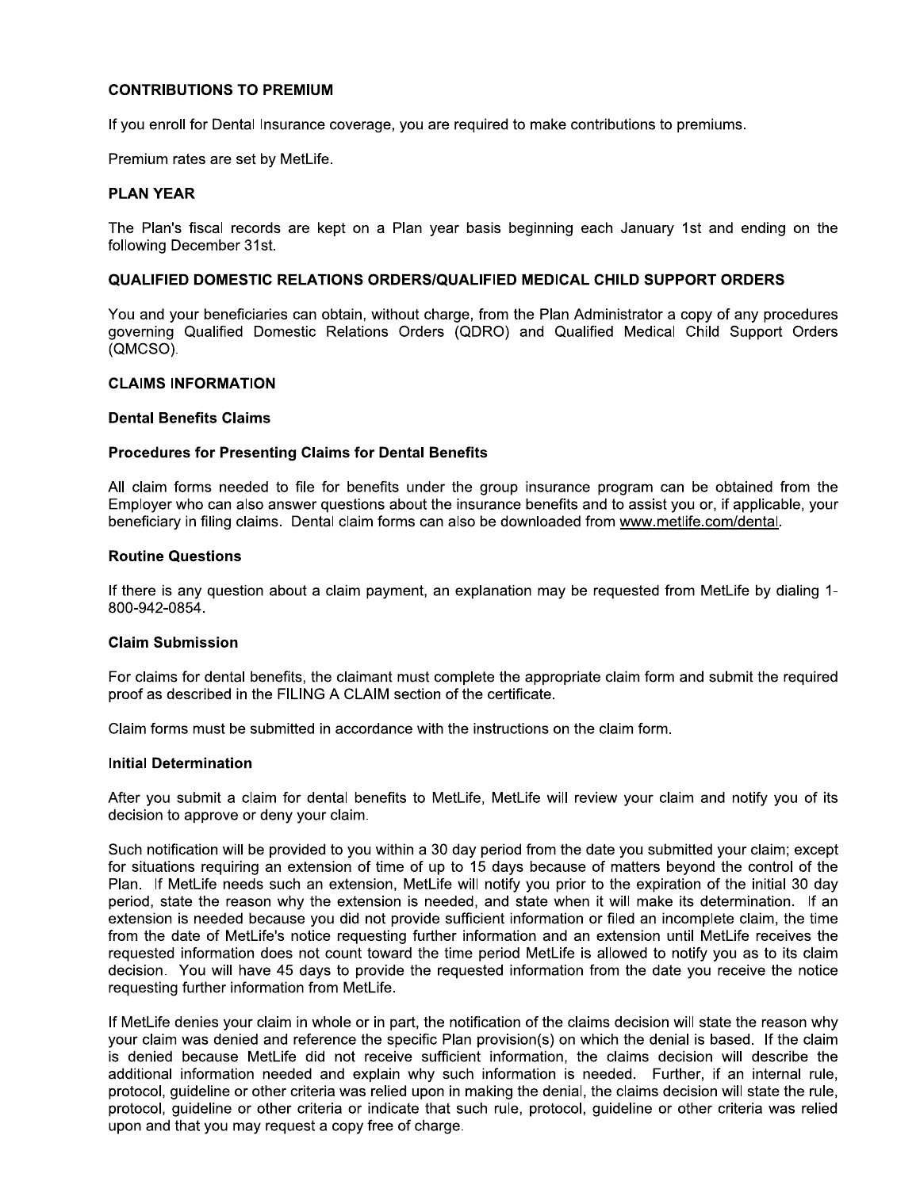## CONTRIBUTIONS TO PREMIUM

If you enroll for Dental Insurance coverage, you are required to make contributions to premiums.

Premium rates are set by MetLife.

## PLAN YEAR

The Plan's fiscal records are kept on a Plan year basis beginning each January 1st and ending on the following December 31st.

## QUALIFIED DOMESTIC RELATIONS ORDERS/QUALIFIED MEDICAL CHILD SUPPORT ORDERS

You and your beneficiaries can obtain, without charge, from the Plan Administrator a copy of any procedures governing Qualified Domestic Relations Orders (QDRO) and Qualified Medical Child Support Orders (QMCSO).

## CLAIMS INFORMATION

### Dental Benefits Claims

### Procedures for Presenting Claims for Dental Benefits

All claim forms needed to file for benefits under the group insurance program can be obtained from the Employer who can also answer questions about the insurance benefits and to assist you or, if applicable, your beneficiary in filing claims. Dental claim forms can also be downloaded from www.metlife.com/dental.

### Routine Questions

If there is any question about a claim payment, an explanation may be requested from MetLife by dialing 1-800-942-0854.

### Claim Submission

For claims for dental benefits, the claimant must complete the appropriate claim form and submit the required proof as described in the FILING A CLAIM section of the certificate.

Claim forms must be submitted in accordance with the instructions on the claim form.

### Initial Determination

After you submit a claim for dental benefits to MetLife, MetLife will review your claim and notify you of its decision to approve or deny your claim.

Such notification will be provided to you within a 30 day period from the date you submitted your claim; except for situations requiring an extension of time of up to 15 days because of matters beyond the control of the Plan. If MetLife needs such an extension, MetLife will notify you prior to the expiration of the initial 30 day period, state the reason why the extension is needed, and state when it will make its determination. If an extension is needed because you did not provide sufficient information or filed an incomplete claim, the time from the date of MetLife's notice requesting further information and an extension until MetLife receives the requested information does not count toward the time period MetLife is allowed to notify you as to its claim decision. You will have 45 days to provide the requested information from the date you receive the notice requesting further information from MetLife.

If MetLife denies your claim in whole or in part, the notification of the claims decision will state the reason why your claim was denied and reference the specific Plan provision(s) on which the denial is based. If the claim is denied because MetLife did not receive sufficient information, the claims decision will describe the additional information needed and explain why such information is needed. Further, if an internal rule, protocol, guideline or other criteria was relied upon in making the denial, the claims decision will state the rule, protocol, guideline or other criteria or indicate that such rule, protocol, guideline or other criteria was relied upon and that you may request a copy free of charge.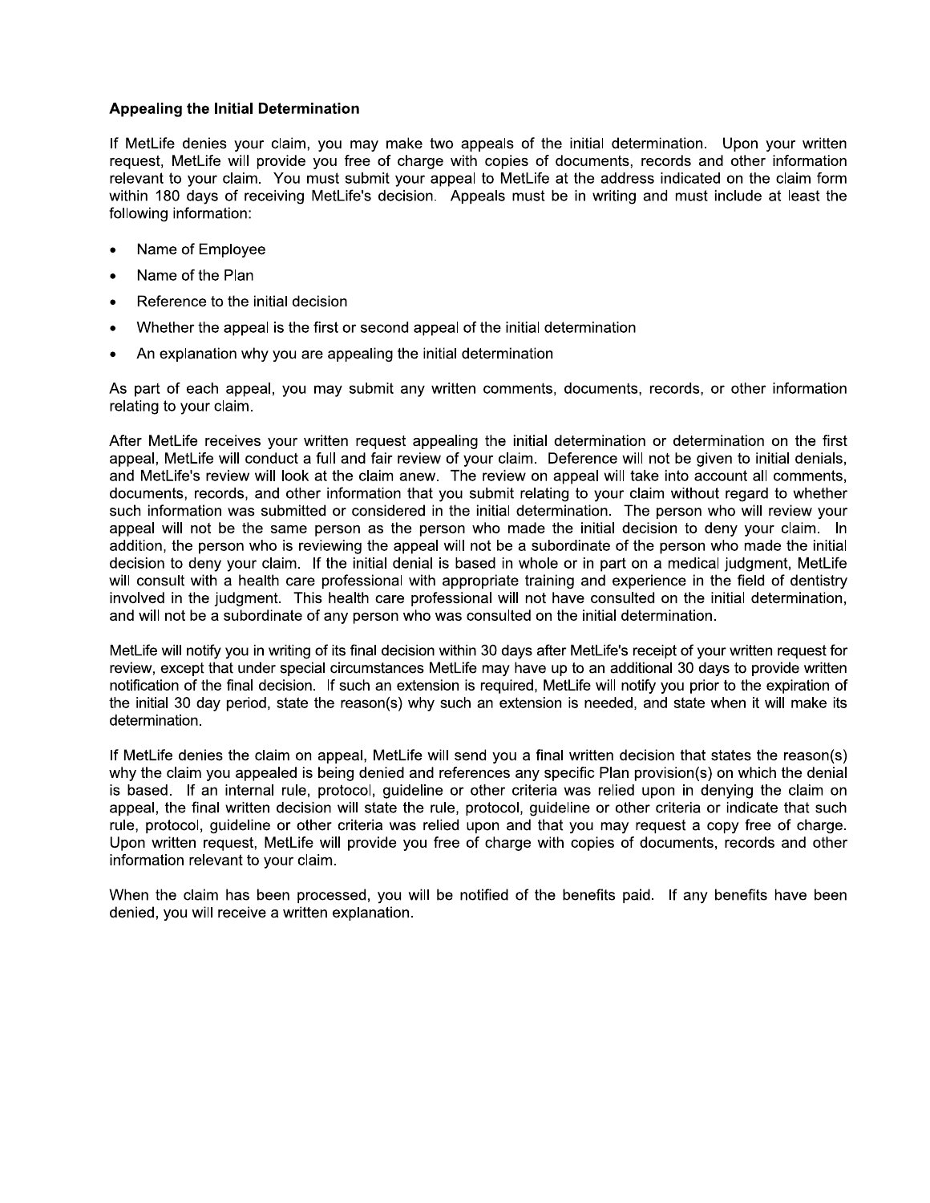### Appealing the Initial Determination

If MetLife denies your claim, you may make two appeals of the initial determination. Upon your written request, MetLife will provide you free of charge with copies of documents, records and other information relevant to your claim. You must submit your appeal to MetLife at the address indicated on the claim form within 180 days of receiving MetLife's decision. Appeals must be in writing and must include at least the following information:

- Name of Employee
- Name of the Plan
- Reference to the initial decision
- Whether the appeal is the first or second appeal of the initial determination
- An explanation why you are appealing the initial determination

As part of each appeal, you may submit any written comments, documents, records, or other information relating to your claim.

After MetLife receives your written request appealing the initial determination or determination on the first appeal, MetLife will conduct a full and fair review of your claim. Deference will not be given to initial denials, and MetLife's review will look at the claim anew. The review on appeal will take into account all comments, documents, records, and other information that you submit relating to your claim without regard to whether such information was submitted or considered in the initial determination. The person who will review your appeal will not be the same person as the person who made the initial decision to deny your claim. In addition, the person who is reviewing the appeal will not be a subordinate of the person who made the initial decision to deny your claim. If the initial denial is based in whole or in part on a medical judgment, MetLife will consult with a health care professional with appropriate training and experience in the field of dentistry involved in the judgment. This health care professional will not have consulted on the initial determination, and will not be a subordinate of any person who was consulted on the initial determination.

MetLife will notify you in writing of its final decision within 30 days after MetLife's receipt of your written request for review, except that under special circumstances MetLife may have up to an additional 30 days to provide written notification of the final decision. If such an extension is required, MetLife will notify you prior to the expiration of the initial 30 day period, state the reason(s) why such an extension is needed, and state when it will make its determination.

If MetLife denies the claim on appeal, MetLife will send you a final written decision that states the reason(s) why the claim you appealed is being denied and references any specific Plan provision(s) on which the denial is based. If an internal rule, protocol, guideline or other criteria was relied upon in denying the claim on appeal, the final written decision will state the rule, protocol, guideline or other criteria or indicate that such rule, protocol, guideline or other criteria was relied upon and that you may request a copy free of charge. Upon written request, MetLife will provide you free of charge with copies of documents, records and other information relevant to your claim.

When the claim has been processed, you will be notified of the benefits paid. If any benefits have been denied, you will receive a written explanation.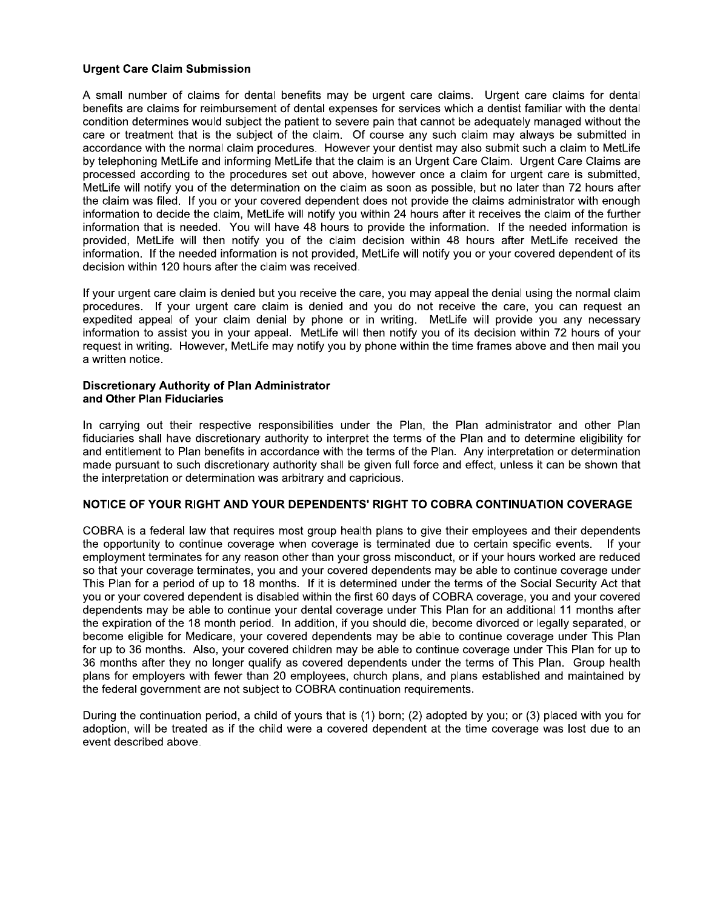**Urgent Care Claim Submission**

A small number of claims for dental benefits may be urgent care claims. Urgent care claims for dental benefits are claims for reimbursement of dental expenses for services which a dentist familiar with the dental condition determines would subject the patient to severe pain that cannot be adequately managed without the care or treatment that is the subject of the claim. Of course any such claim may always be submitted in accordance with the normal claim procedures. However your dentist may also submit such a claim to MetLife by telephoning MetLife and informing MetLife that the claim is an Urgent Care Claim. Urgent Care Claims are processed according to the procedures set out above, however once a claim for urgent care is submitted, MetLife will notify you of the determination on the claim as soon as possible, but no later than 72 hours after the claim was filed. If you or your covered dependent does not provide the claims administrator with enough information to decide the claim, MetLife will notify you within 24 hours after it receives the claim of the further information that is needed. You will have 48 hours to provide the information. If the needed information is provided, MetLife will then notify you of the claim decision within 48 hours after MetLife received the information. If the needed information is not provided, MetLife will notify you or your covered dependent of its decision within 120 hours after the claim was received.

If your urgent care claim is denied but you receive the care, you may appeal the denial using the normal claim procedures. If your urgent care claim is denied and you do not receive the care, you can request an expedited appeal of your claim denial by phone or in writing. MetLife will provide you any necessary information to assist you in your appeal. MetLife will then notify you of its decision within 72 hours of your request in writing. However, MetLife may notify you by phone within the time frames above and then mail you a written notice.

**Discretionary Authority of Plan Administrator and Other Plan Fiduciaries**

In carrying out their respective responsibilities under the Plan, the Plan administrator and other Plan fiduciaries shall have discretionary authority to interpret the terms of the Plan and to determine eligibility for and entitlement to Plan benefits in accordance with the terms of the Plan. Any interpretation or determination made pursuant to such discretionary authority shall be given full force and effect, unless it can be shown that the interpretation or determination was arbitrary and capricious.

**NOTICE OF YOUR RIGHT AND YOUR DEPENDENTS' RIGHT TO COBRA CONTINUATION COVERAGE**

COBRA is a federal law that requires most group health plans to give their employees and their dependents the opportunity to continue coverage when coverage is terminated due to certain specific events. If your employment terminates for any reason other than your gross misconduct, or if your hours worked are reduced so that your coverage terminates, you and your covered dependents may be able to continue coverage under This Plan for a period of up to 18 months. If it is determined under the terms of the Social Security Act that you or your covered dependent is disabled within the first 60 days of COBRA coverage, you and your covered dependents may be able to continue your dental coverage under This Plan for an additional 11 months after the expiration of the 18 month period. In addition, if you should die, become divorced or legally separated, or become eligible for Medicare, your covered dependents may be able to continue coverage under This Plan for up to 36 months. Also, your covered children may be able to continue coverage under This Plan for up to 36 months after they no longer qualify as covered dependents under the terms of This Plan. Group health plans for employers with fewer than 20 employees, church plans, and plans established and maintained by the federal government are not subject to COBRA continuation requirements.

During the continuation period, a child of yours that is (1) born; (2) adopted by you; or (3) placed with you for adoption, will be treated as if the child were a covered dependent at the time coverage was lost due to an event described above.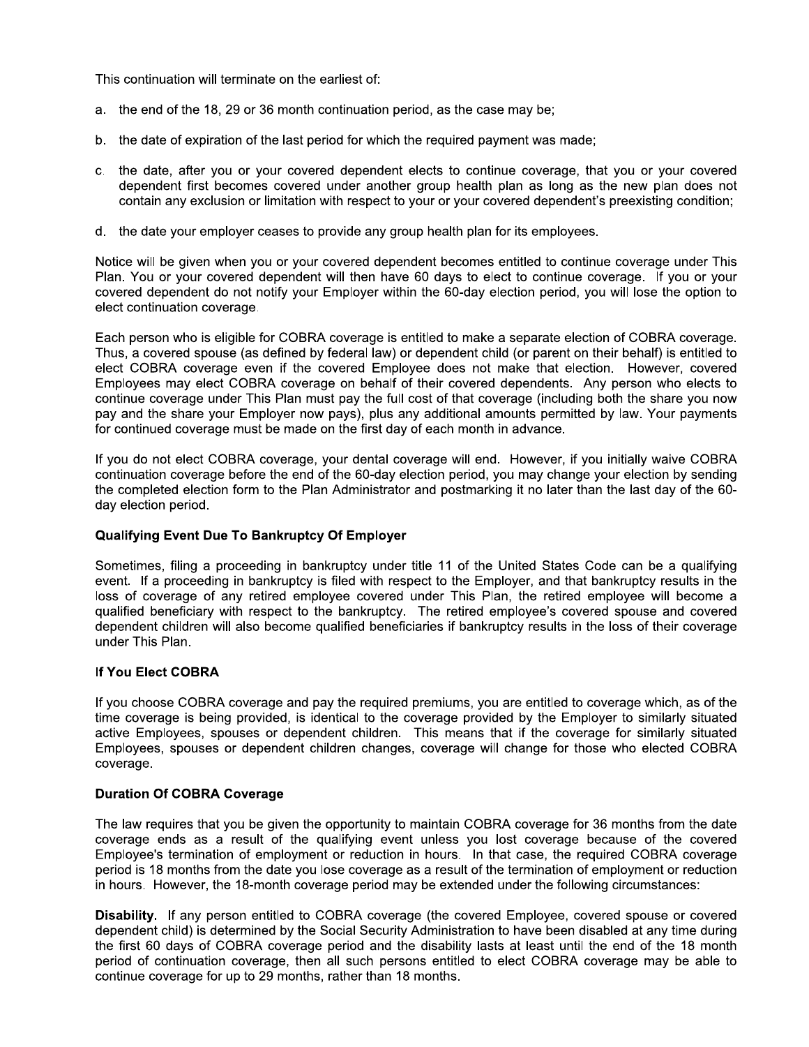This continuation will terminate on the earliest of:

a. the end of the 18, 29 or 36 month continuation period, as the case may be;

b. the date of expiration of the last period for which the required payment was made;

c. the date, after you or your covered dependent elects to continue coverage, that you or your covered dependent first becomes covered under another group health plan as long as the new plan does not contain any exclusion or limitation with respect to your or your covered dependent's preexisting condition;

d. the date your employer ceases to provide any group health plan for its employees.

Notice will be given when you or your covered dependent becomes entitled to continue coverage under This Plan. You or your covered dependent will then have 60 days to elect to continue coverage. If you or your covered dependent do not notify your Employer within the 60-day election period, you will lose the option to elect continuation coverage.

Each person who is eligible for COBRA coverage is entitled to make a separate election of COBRA coverage. Thus, a covered spouse (as defined by federal law) or dependent child (or parent on their behalf) is entitled to elect COBRA coverage even if the covered Employee does not make that election. However, covered Employees may elect COBRA coverage on behalf of their covered dependents. Any person who elects to continue coverage under This Plan must pay the full cost of that coverage (including both the share you now pay and the share your Employer now pays), plus any additional amounts permitted by law. Your payments for continued coverage must be made on the first day of each month in advance.

If you do not elect COBRA coverage, your dental coverage will end. However, if you initially waive COBRA continuation coverage before the end of the 60-day election period, you may change your election by sending the completed election form to the Plan Administrator and postmarking it no later than the last day of the 60-day election period.

**Qualifying Event Due To Bankruptcy Of Employer**

Sometimes, filing a proceeding in bankruptcy under title 11 of the United States Code can be a qualifying event. If a proceeding in bankruptcy is filed with respect to the Employer, and that bankruptcy results in the loss of coverage of any retired employee covered under This Plan, the retired employee will become a qualified beneficiary with respect to the bankruptcy. The retired employee's covered spouse and covered dependent children will also become qualified beneficiaries if bankruptcy results in the loss of their coverage under This Plan.

**If You Elect COBRA**

If you choose COBRA coverage and pay the required premiums, you are entitled to coverage which, as of the time coverage is being provided, is identical to the coverage provided by the Employer to similarly situated active Employees, spouses or dependent children. This means that if the coverage for similarly situated Employees, spouses or dependent children changes, coverage will change for those who elected COBRA coverage.

**Duration Of COBRA Coverage**

The law requires that you be given the opportunity to maintain COBRA coverage for 36 months from the date coverage ends as a result of the qualifying event unless you lost coverage because of the covered Employee's termination of employment or reduction in hours. In that case, the required COBRA coverage period is 18 months from the date you lose coverage as a result of the termination of employment or reduction in hours. However, the 18-month coverage period may be extended under the following circumstances:

**Disability.** If any person entitled to COBRA coverage (the covered Employee, covered spouse or covered dependent child) is determined by the Social Security Administration to have been disabled at any time during the first 60 days of COBRA coverage period and the disability lasts at least until the end of the 18 month period of continuation coverage, then all such persons entitled to elect COBRA coverage may be able to continue coverage for up to 29 months, rather than 18 months.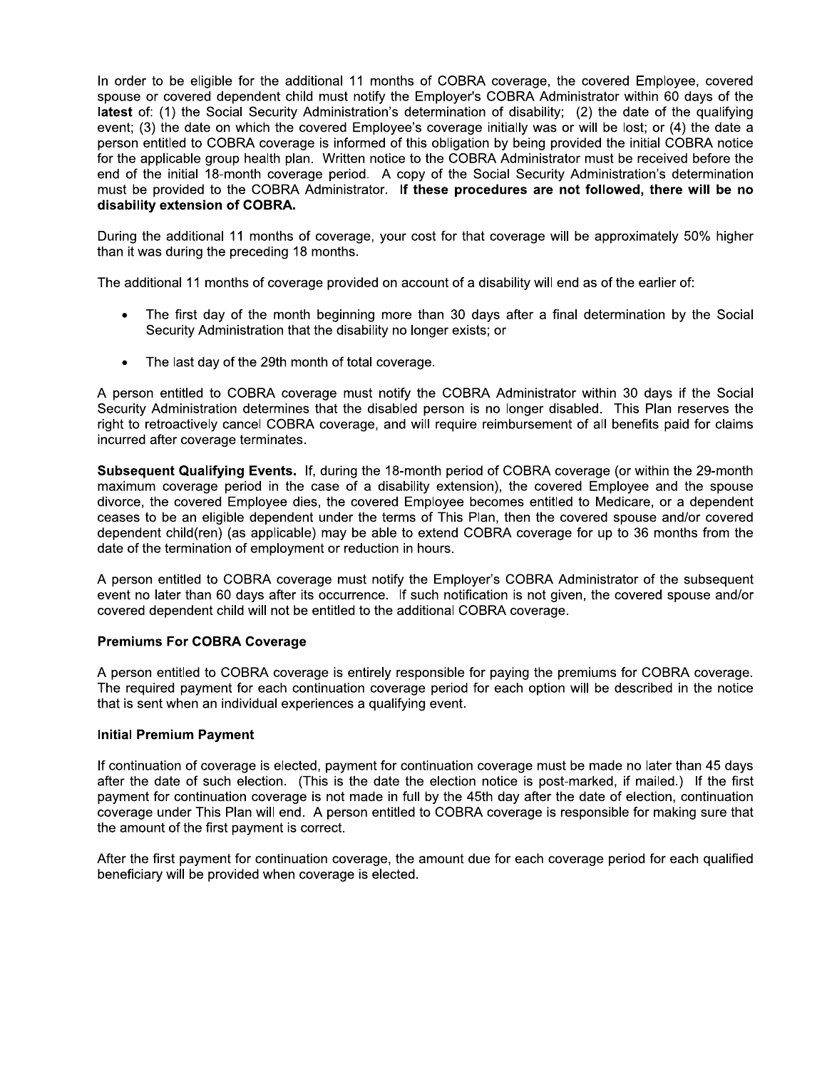In order to be eligible for the additional 11 months of COBRA coverage, the covered Employee, covered spouse or covered dependent child must notify the Employer's COBRA Administrator within 60 days of the **latest** of: (1) the Social Security Administration's determination of disability; (2) the date of the qualifying event; (3) the date on which the covered Employee's coverage initially was or will be lost; or (4) the date a person entitled to COBRA coverage is informed of this obligation by being provided the initial COBRA notice for the applicable group health plan. Written notice to the COBRA Administrator must be received before the end of the initial 18-month coverage period. A copy of the Social Security Administration's determination must be provided to the COBRA Administrator. **If these procedures are not followed, there will be no disability extension of COBRA.**

During the additional 11 months of coverage, your cost for that coverage will be approximately 50% higher than it was during the preceding 18 months.

The additional 11 months of coverage provided on account of a disability will end as of the earlier of:

- The first day of the month beginning more than 30 days after a final determination by the Social Security Administration that the disability no longer exists; or
- The last day of the 29th month of total coverage.

A person entitled to COBRA coverage must notify the COBRA Administrator within 30 days if the Social Security Administration determines that the disabled person is no longer disabled. This Plan reserves the right to retroactively cancel COBRA coverage, and will require reimbursement of all benefits paid for claims incurred after coverage terminates.

**Subsequent Qualifying Events.** If, during the 18-month period of COBRA coverage (or within the 29-month maximum coverage period in the case of a disability extension), the covered Employee and the spouse divorce, the covered Employee dies, the covered Employee becomes entitled to Medicare, or a dependent ceases to be an eligible dependent under the terms of This Plan, then the covered spouse and/or covered dependent child(ren) (as applicable) may be able to extend COBRA coverage for up to 36 months from the date of the termination of employment or reduction in hours.

A person entitled to COBRA coverage must notify the Employer's COBRA Administrator of the subsequent event no later than 60 days after its occurrence. If such notification is not given, the covered spouse and/or covered dependent child will not be entitled to the additional COBRA coverage.

### Premiums For COBRA Coverage

A person entitled to COBRA coverage is entirely responsible for paying the premiums for COBRA coverage. The required payment for each continuation coverage period for each option will be described in the notice that is sent when an individual experiences a qualifying event.

### Initial Premium Payment

If continuation of coverage is elected, payment for continuation coverage must be made no later than 45 days after the date of such election. (This is the date the election notice is post-marked, if mailed.) If the first payment for continuation coverage is not made in full by the 45th day after the date of election, continuation coverage under This Plan will end. A person entitled to COBRA coverage is responsible for making sure that the amount of the first payment is correct.

After the first payment for continuation coverage, the amount due for each coverage period for each qualified beneficiary will be provided when coverage is elected.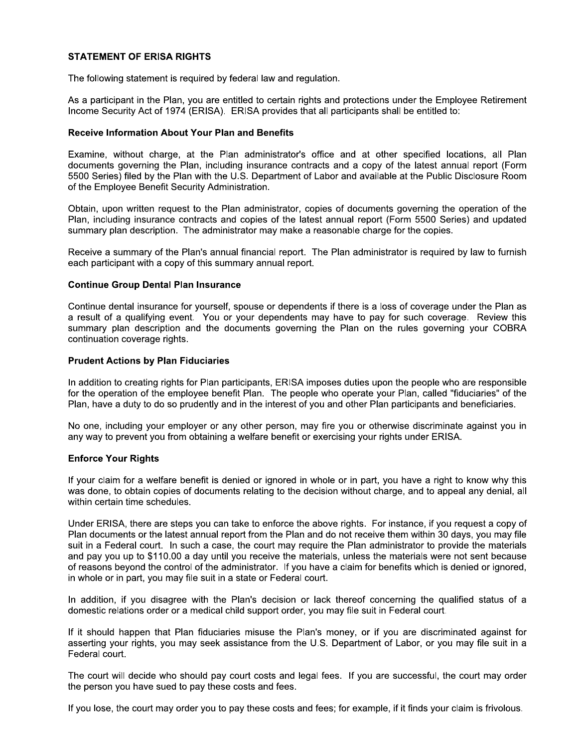## STATEMENT OF ERISA RIGHTS

The following statement is required by federal law and regulation.

As a participant in the Plan, you are entitled to certain rights and protections under the Employee Retirement Income Security Act of 1974 (ERISA). ERISA provides that all participants shall be entitled to:

### Receive Information About Your Plan and Benefits

Examine, without charge, at the Plan administrator's office and at other specified locations, all Plan documents governing the Plan, including insurance contracts and a copy of the latest annual report (Form 5500 Series) filed by the Plan with the U.S. Department of Labor and available at the Public Disclosure Room of the Employee Benefit Security Administration.

Obtain, upon written request to the Plan administrator, copies of documents governing the operation of the Plan, including insurance contracts and copies of the latest annual report (Form 5500 Series) and updated summary plan description. The administrator may make a reasonable charge for the copies.

Receive a summary of the Plan's annual financial report. The Plan administrator is required by law to furnish each participant with a copy of this summary annual report.

### Continue Group Dental Plan Insurance

Continue dental insurance for yourself, spouse or dependents if there is a loss of coverage under the Plan as a result of a qualifying event. You or your dependents may have to pay for such coverage. Review this summary plan description and the documents governing the Plan on the rules governing your COBRA continuation coverage rights.

### Prudent Actions by Plan Fiduciaries

In addition to creating rights for Plan participants, ERISA imposes duties upon the people who are responsible for the operation of the employee benefit Plan. The people who operate your Plan, called "fiduciaries" of the Plan, have a duty to do so prudently and in the interest of you and other Plan participants and beneficiaries.

No one, including your employer or any other person, may fire you or otherwise discriminate against you in any way to prevent you from obtaining a welfare benefit or exercising your rights under ERISA.

### Enforce Your Rights

If your claim for a welfare benefit is denied or ignored in whole or in part, you have a right to know why this was done, to obtain copies of documents relating to the decision without charge, and to appeal any denial, all within certain time schedules.

Under ERISA, there are steps you can take to enforce the above rights. For instance, if you request a copy of Plan documents or the latest annual report from the Plan and do not receive them within 30 days, you may file suit in a Federal court. In such a case, the court may require the Plan administrator to provide the materials and pay you up to $110.00 a day until you receive the materials, unless the materials were not sent because of reasons beyond the control of the administrator. If you have a claim for benefits which is denied or ignored, in whole or in part, you may file suit in a state or Federal court.

In addition, if you disagree with the Plan's decision or lack thereof concerning the qualified status of a domestic relations order or a medical child support order, you may file suit in Federal court.

If it should happen that Plan fiduciaries misuse the Plan's money, or if you are discriminated against for asserting your rights, you may seek assistance from the U.S. Department of Labor, or you may file suit in a Federal court.

The court will decide who should pay court costs and legal fees. If you are successful, the court may order the person you have sued to pay these costs and fees.

If you lose, the court may order you to pay these costs and fees; for example, if it finds your claim is frivolous.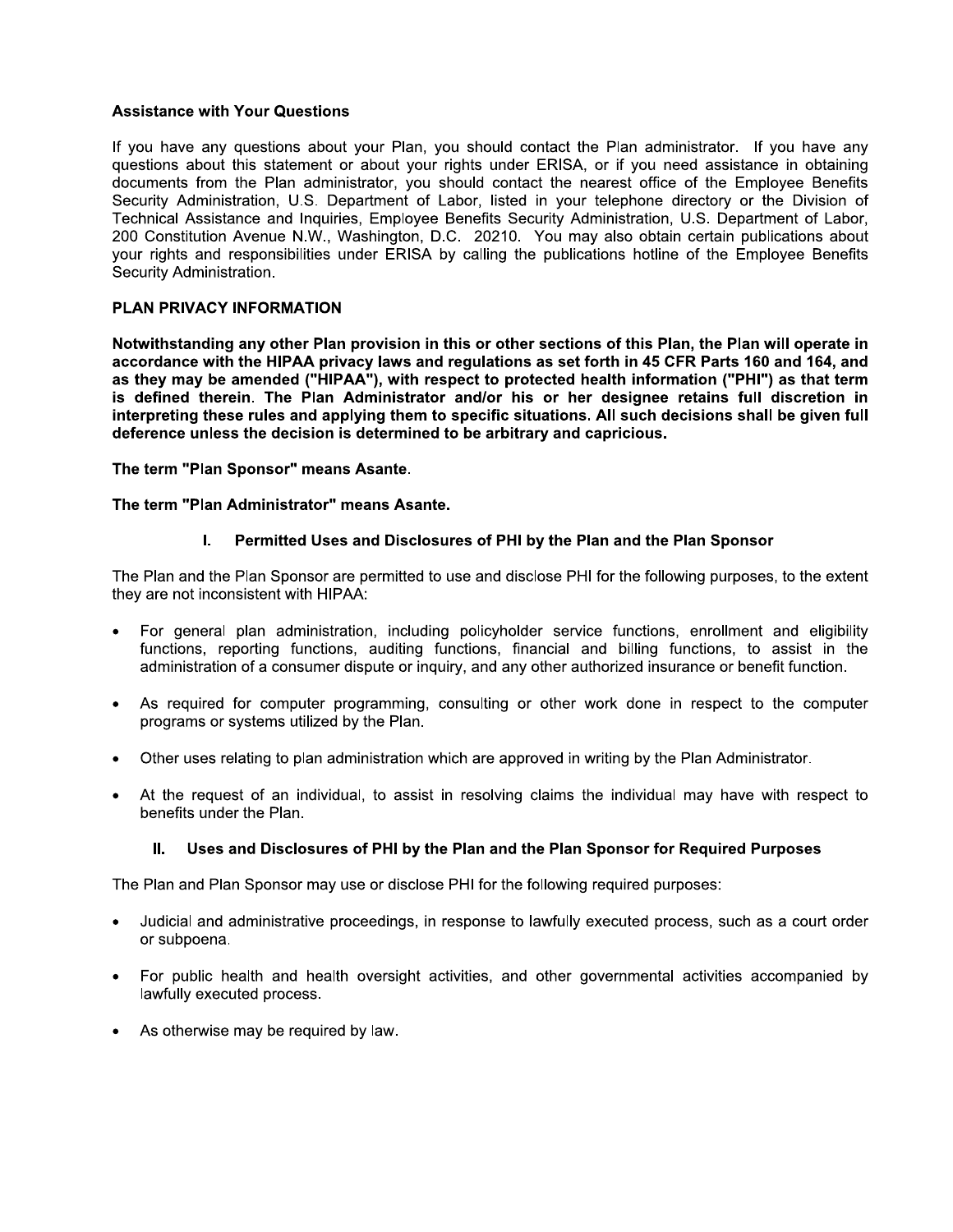**Assistance with Your Questions**

If you have any questions about your Plan, you should contact the Plan administrator. If you have any questions about this statement or about your rights under ERISA, or if you need assistance in obtaining documents from the Plan administrator, you should contact the nearest office of the Employee Benefits Security Administration, U.S. Department of Labor, listed in your telephone directory or the Division of Technical Assistance and Inquiries, Employee Benefits Security Administration, U.S. Department of Labor, 200 Constitution Avenue N.W., Washington, D.C. 20210. You may also obtain certain publications about your rights and responsibilities under ERISA by calling the publications hotline of the Employee Benefits Security Administration.

**PLAN PRIVACY INFORMATION**

**Notwithstanding any other Plan provision in this or other sections of this Plan, the Plan will operate in accordance with the HIPAA privacy laws and regulations as set forth in 45 CFR Parts 160 and 164, and as they may be amended ("HIPAA"), with respect to protected health information ("PHI") as that term is defined therein. The Plan Administrator and/or his or her designee retains full discretion in interpreting these rules and applying them to specific situations. All such decisions shall be given full deference unless the decision is determined to be arbitrary and capricious.**

**The term "Plan Sponsor" means Asante.**

**The term "Plan Administrator" means Asante.**

**I. Permitted Uses and Disclosures of PHI by the Plan and the Plan Sponsor**

The Plan and the Plan Sponsor are permitted to use and disclose PHI for the following purposes, to the extent they are not inconsistent with HIPAA:

- For general plan administration, including policyholder service functions, enrollment and eligibility functions, reporting functions, auditing functions, financial and billing functions, to assist in the administration of a consumer dispute or inquiry, and any other authorized insurance or benefit function.
- As required for computer programming, consulting or other work done in respect to the computer programs or systems utilized by the Plan.
- Other uses relating to plan administration which are approved in writing by the Plan Administrator.
- At the request of an individual, to assist in resolving claims the individual may have with respect to benefits under the Plan.

**II. Uses and Disclosures of PHI by the Plan and the Plan Sponsor for Required Purposes**

The Plan and Plan Sponsor may use or disclose PHI for the following required purposes:

- Judicial and administrative proceedings, in response to lawfully executed process, such as a court order or subpoena.
- For public health and health oversight activities, and other governmental activities accompanied by lawfully executed process.
- As otherwise may be required by law.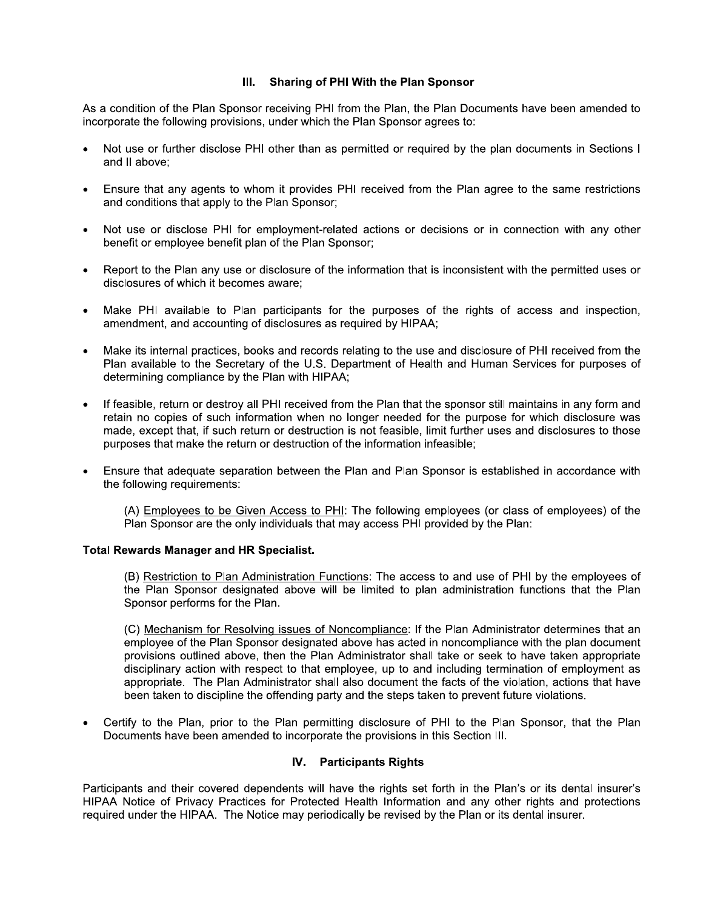## III. Sharing of PHI With the Plan Sponsor

As a condition of the Plan Sponsor receiving PHI from the Plan, the Plan Documents have been amended to incorporate the following provisions, under which the Plan Sponsor agrees to:

- Not use or further disclose PHI other than as permitted or required by the plan documents in Sections I and II above;
- Ensure that any agents to whom it provides PHI received from the Plan agree to the same restrictions and conditions that apply to the Plan Sponsor;
- Not use or disclose PHI for employment-related actions or decisions or in connection with any other benefit or employee benefit plan of the Plan Sponsor;
- Report to the Plan any use or disclosure of the information that is inconsistent with the permitted uses or disclosures of which it becomes aware;
- Make PHI available to Plan participants for the purposes of the rights of access and inspection, amendment, and accounting of disclosures as required by HIPAA;
- Make its internal practices, books and records relating to the use and disclosure of PHI received from the Plan available to the Secretary of the U.S. Department of Health and Human Services for purposes of determining compliance by the Plan with HIPAA;
- If feasible, return or destroy all PHI received from the Plan that the sponsor still maintains in any form and retain no copies of such information when no longer needed for the purpose for which disclosure was made, except that, if such return or destruction is not feasible, limit further uses and disclosures to those purposes that make the return or destruction of the information infeasible;
- Ensure that adequate separation between the Plan and Plan Sponsor is established in accordance with the following requirements:

  (A) Employees to be Given Access to PHI: The following employees (or class of employees) of the Plan Sponsor are the only individuals that may access PHI provided by the Plan:

**Total Rewards Manager and HR Specialist.**

  (B) Restriction to Plan Administration Functions: The access to and use of PHI by the employees of the Plan Sponsor designated above will be limited to plan administration functions that the Plan Sponsor performs for the Plan.

  (C) Mechanism for Resolving issues of Noncompliance: If the Plan Administrator determines that an employee of the Plan Sponsor designated above has acted in noncompliance with the plan document provisions outlined above, then the Plan Administrator shall take or seek to have taken appropriate disciplinary action with respect to that employee, up to and including termination of employment as appropriate. The Plan Administrator shall also document the facts of the violation, actions that have been taken to discipline the offending party and the steps taken to prevent future violations.

- Certify to the Plan, prior to the Plan permitting disclosure of PHI to the Plan Sponsor, that the Plan Documents have been amended to incorporate the provisions in this Section III.

## IV. Participants Rights

Participants and their covered dependents will have the rights set forth in the Plan's or its dental insurer's HIPAA Notice of Privacy Practices for Protected Health Information and any other rights and protections required under the HIPAA. The Notice may periodically be revised by the Plan or its dental insurer.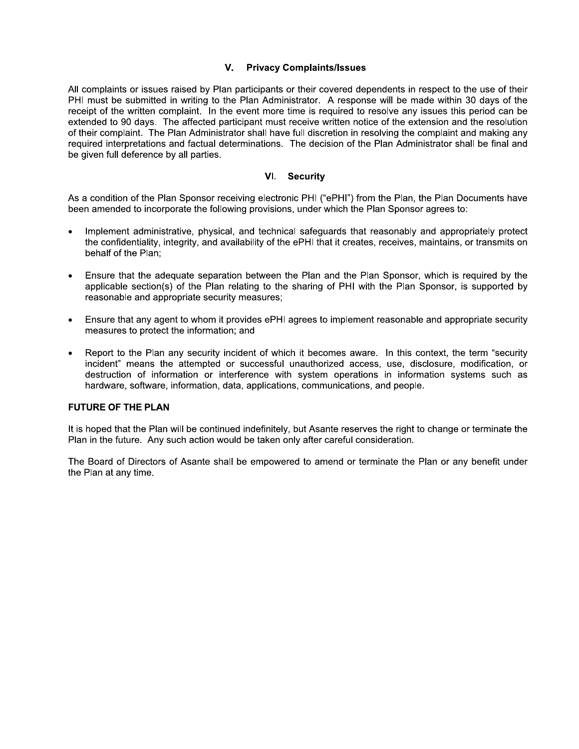### V. Privacy Complaints/Issues

All complaints or issues raised by Plan participants or their covered dependents in respect to the use of their PHI must be submitted in writing to the Plan Administrator. A response will be made within 30 days of the receipt of the written complaint. In the event more time is required to resolve any issues this period can be extended to 90 days. The affected participant must receive written notice of the extension and the resolution of their complaint. The Plan Administrator shall have full discretion in resolving the complaint and making any required interpretations and factual determinations. The decision of the Plan Administrator shall be final and be given full deference by all parties.

### VI. Security

As a condition of the Plan Sponsor receiving electronic PHI ("ePHI") from the Plan, the Plan Documents have been amended to incorporate the following provisions, under which the Plan Sponsor agrees to:

- Implement administrative, physical, and technical safeguards that reasonably and appropriately protect the confidentiality, integrity, and availability of the ePHI that it creates, receives, maintains, or transmits on behalf of the Plan;
- Ensure that the adequate separation between the Plan and the Plan Sponsor, which is required by the applicable section(s) of the Plan relating to the sharing of PHI with the Plan Sponsor, is supported by reasonable and appropriate security measures;
- Ensure that any agent to whom it provides ePHI agrees to implement reasonable and appropriate security measures to protect the information; and
- Report to the Plan any security incident of which it becomes aware. In this context, the term "security incident" means the attempted or successful unauthorized access, use, disclosure, modification, or destruction of information or interference with system operations in information systems such as hardware, software, information, data, applications, communications, and people.

**FUTURE OF THE PLAN**

It is hoped that the Plan will be continued indefinitely, but Asante reserves the right to change or terminate the Plan in the future. Any such action would be taken only after careful consideration.

The Board of Directors of Asante shall be empowered to amend or terminate the Plan or any benefit under the Plan at any time.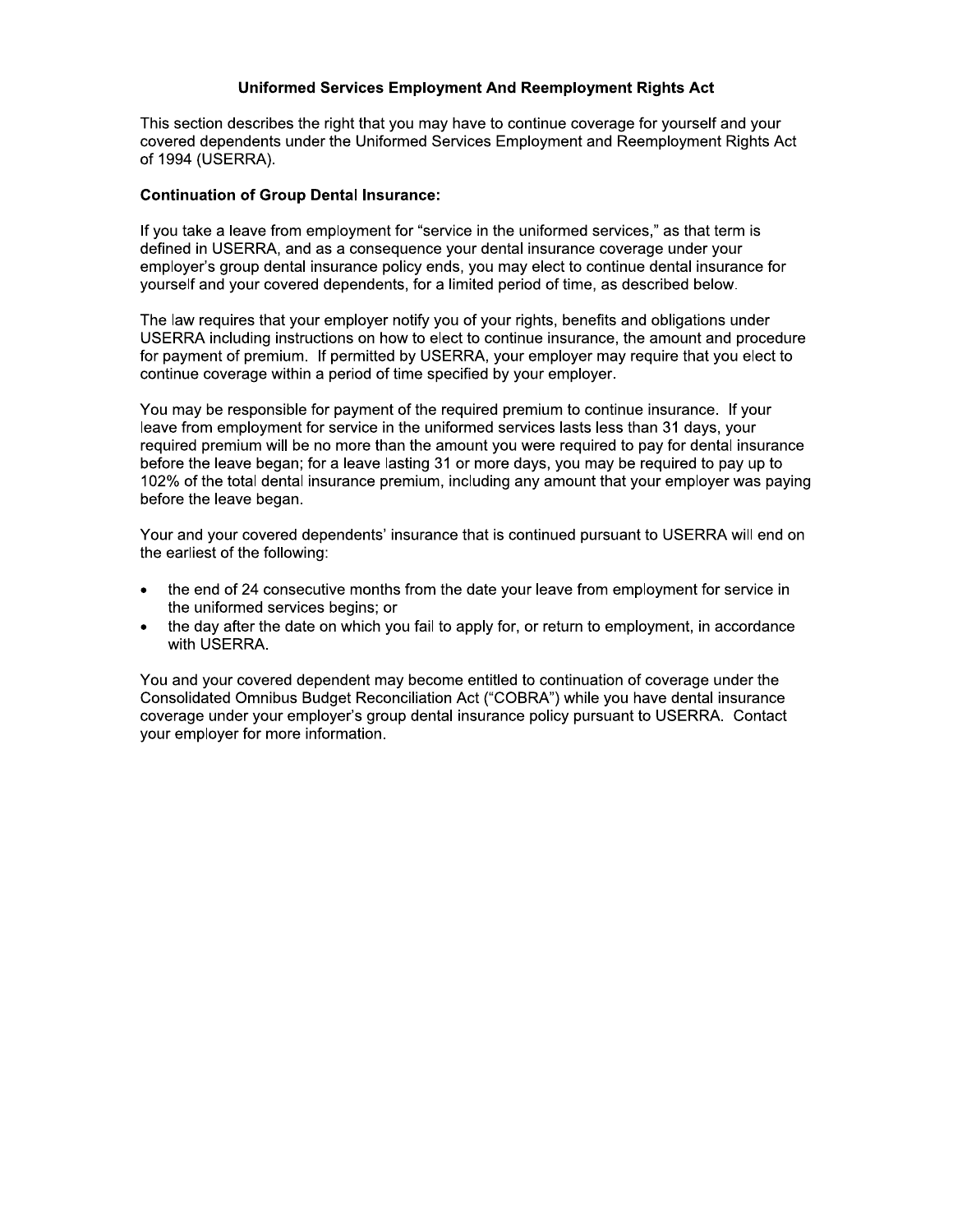## Uniformed Services Employment And Reemployment Rights Act

This section describes the right that you may have to continue coverage for yourself and your covered dependents under the Uniformed Services Employment and Reemployment Rights Act of 1994 (USERRA).

**Continuation of Group Dental Insurance:**

If you take a leave from employment for "service in the uniformed services," as that term is defined in USERRA, and as a consequence your dental insurance coverage under your employer's group dental insurance policy ends, you may elect to continue dental insurance for yourself and your covered dependents, for a limited period of time, as described below.

The law requires that your employer notify you of your rights, benefits and obligations under USERRA including instructions on how to elect to continue insurance, the amount and procedure for payment of premium. If permitted by USERRA, your employer may require that you elect to continue coverage within a period of time specified by your employer.

You may be responsible for payment of the required premium to continue insurance. If your leave from employment for service in the uniformed services lasts less than 31 days, your required premium will be no more than the amount you were required to pay for dental insurance before the leave began; for a leave lasting 31 or more days, you may be required to pay up to 102% of the total dental insurance premium, including any amount that your employer was paying before the leave began.

Your and your covered dependents' insurance that is continued pursuant to USERRA will end on the earliest of the following:

- the end of 24 consecutive months from the date your leave from employment for service in the uniformed services begins; or
- the day after the date on which you fail to apply for, or return to employment, in accordance with USERRA.

You and your covered dependent may become entitled to continuation of coverage under the Consolidated Omnibus Budget Reconciliation Act ("COBRA") while you have dental insurance coverage under your employer's group dental insurance policy pursuant to USERRA. Contact your employer for more information.